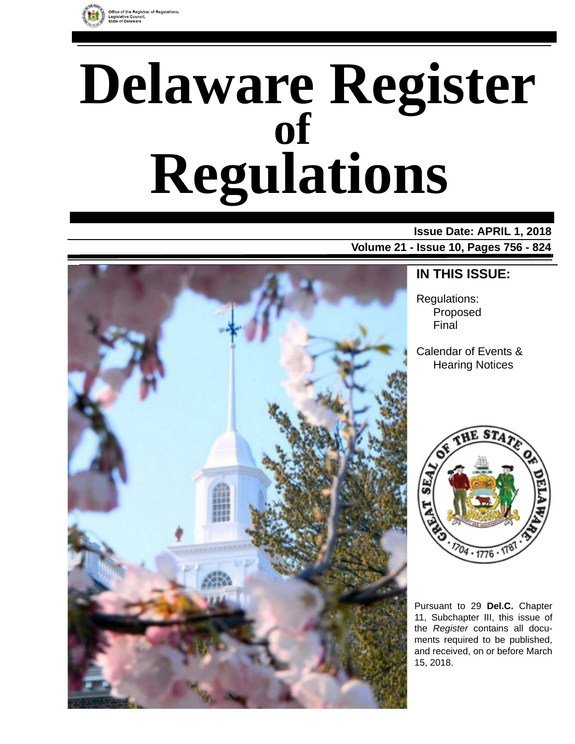Office of the Registrar of Regulations,
Legislative Council,
State of Delaware

# Delaware Register of Regulations

**Issue Date: APRIL 1, 2018**

**Volume 21 - Issue 10, Pages 756 - 824**

## IN THIS ISSUE:

Regulations:
- Proposed
- Final

Calendar of Events & Hearing Notices

Pursuant to 29 **Del.C.** Chapter 11, Subchapter III, this issue of the *Register* contains all documents required to be published, and received, on or before March 15, 2018.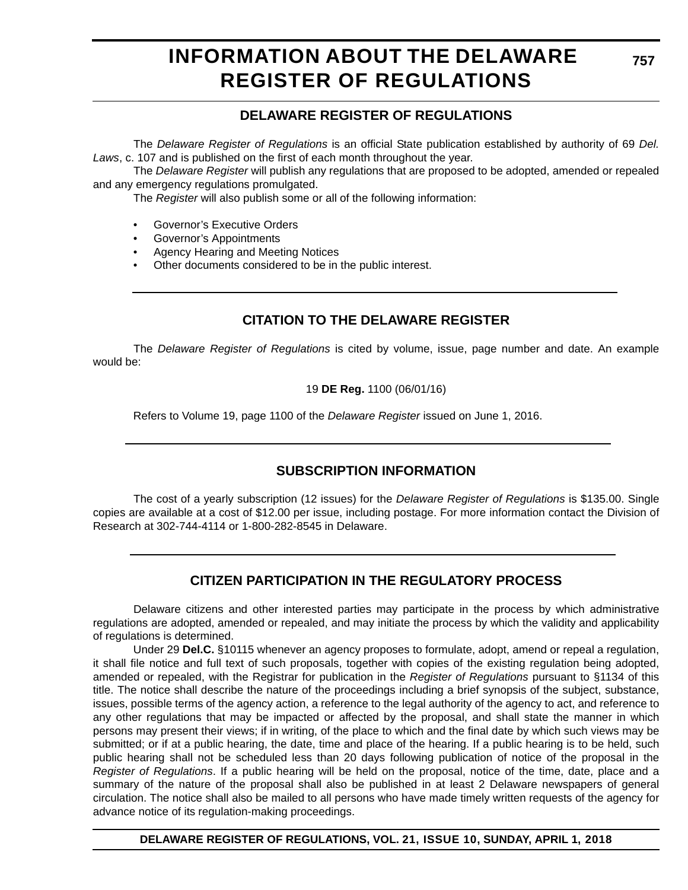# INFORMATION ABOUT THE DELAWARE REGISTER OF REGULATIONS

## DELAWARE REGISTER OF REGULATIONS

The *Delaware Register of Regulations* is an official State publication established by authority of 69 *Del. Laws*, c. 107 and is published on the first of each month throughout the year.

The *Delaware Register* will publish any regulations that are proposed to be adopted, amended or repealed and any emergency regulations promulgated.

The *Register* will also publish some or all of the following information:

- Governor's Executive Orders
- Governor's Appointments
- Agency Hearing and Meeting Notices
- Other documents considered to be in the public interest.

## CITATION TO THE DELAWARE REGISTER

The *Delaware Register of Regulations* is cited by volume, issue, page number and date. An example would be:

19 **DE Reg.** 1100 (06/01/16)

Refers to Volume 19, page 1100 of the *Delaware Register* issued on June 1, 2016.

## SUBSCRIPTION INFORMATION

The cost of a yearly subscription (12 issues) for the *Delaware Register of Regulations* is $135.00. Single copies are available at a cost of $12.00 per issue, including postage. For more information contact the Division of Research at 302-744-4114 or 1-800-282-8545 in Delaware.

## CITIZEN PARTICIPATION IN THE REGULATORY PROCESS

Delaware citizens and other interested parties may participate in the process by which administrative regulations are adopted, amended or repealed, and may initiate the process by which the validity and applicability of regulations is determined.

Under 29 **Del.C.** §10115 whenever an agency proposes to formulate, adopt, amend or repeal a regulation, it shall file notice and full text of such proposals, together with copies of the existing regulation being adopted, amended or repealed, with the Registrar for publication in the *Register of Regulations* pursuant to §1134 of this title. The notice shall describe the nature of the proceedings including a brief synopsis of the subject, substance, issues, possible terms of the agency action, a reference to the legal authority of the agency to act, and reference to any other regulations that may be impacted or affected by the proposal, and shall state the manner in which persons may present their views; if in writing, of the place to which and the final date by which such views may be submitted; or if at a public hearing, the date, time and place of the hearing. If a public hearing is to be held, such public hearing shall not be scheduled less than 20 days following publication of notice of the proposal in the *Register of Regulations*. If a public hearing will be held on the proposal, notice of the time, date, place and a summary of the nature of the proposal shall also be published in at least 2 Delaware newspapers of general circulation. The notice shall also be mailed to all persons who have made timely written requests of the agency for advance notice of its regulation-making proceedings.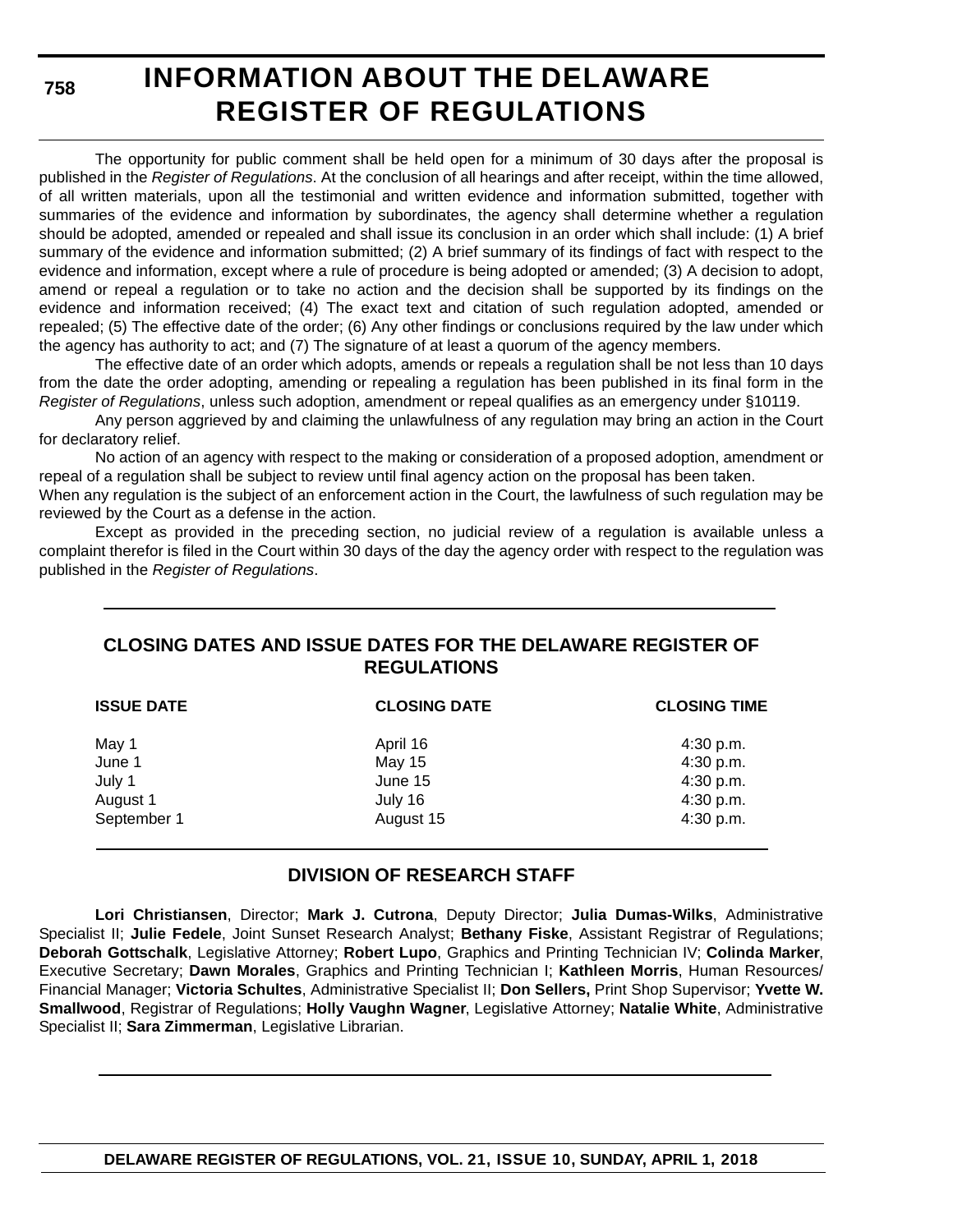# INFORMATION ABOUT THE DELAWARE REGISTER OF REGULATIONS

The opportunity for public comment shall be held open for a minimum of 30 days after the proposal is published in the *Register of Regulations*. At the conclusion of all hearings and after receipt, within the time allowed, of all written materials, upon all the testimonial and written evidence and information submitted, together with summaries of the evidence and information by subordinates, the agency shall determine whether a regulation should be adopted, amended or repealed and shall issue its conclusion in an order which shall include: (1) A brief summary of the evidence and information submitted; (2) A brief summary of its findings of fact with respect to the evidence and information, except where a rule of procedure is being adopted or amended; (3) A decision to adopt, amend or repeal a regulation or to take no action and the decision shall be supported by its findings on the evidence and information received; (4) The exact text and citation of such regulation adopted, amended or repealed; (5) The effective date of the order; (6) Any other findings or conclusions required by the law under which the agency has authority to act; and (7) The signature of at least a quorum of the agency members.

The effective date of an order which adopts, amends or repeals a regulation shall be not less than 10 days from the date the order adopting, amending or repealing a regulation has been published in its final form in the *Register of Regulations*, unless such adoption, amendment or repeal qualifies as an emergency under §10119.

Any person aggrieved by and claiming the unlawfulness of any regulation may bring an action in the Court for declaratory relief.

No action of an agency with respect to the making or consideration of a proposed adoption, amendment or repeal of a regulation shall be subject to review until final agency action on the proposal has been taken.

When any regulation is the subject of an enforcement action in the Court, the lawfulness of such regulation may be reviewed by the Court as a defense in the action.

Except as provided in the preceding section, no judicial review of a regulation is available unless a complaint therefor is filed in the Court within 30 days of the day the agency order with respect to the regulation was published in the *Register of Regulations*.

## CLOSING DATES AND ISSUE DATES FOR THE DELAWARE REGISTER OF REGULATIONS

| ISSUE DATE | CLOSING DATE | CLOSING TIME |
|---|---|---|
| May 1 | April 16 | 4:30 p.m. |
| June 1 | May 15 | 4:30 p.m. |
| July 1 | June 15 | 4:30 p.m. |
| August 1 | July 16 | 4:30 p.m. |
| September 1 | August 15 | 4:30 p.m. |

## DIVISION OF RESEARCH STAFF

**Lori Christiansen**, Director; **Mark J. Cutrona**, Deputy Director; **Julia Dumas-Wilks**, Administrative Specialist II; **Julie Fedele**, Joint Sunset Research Analyst; **Bethany Fiske**, Assistant Registrar of Regulations; **Deborah Gottschalk**, Legislative Attorney; **Robert Lupo**, Graphics and Printing Technician IV; **Colinda Marker**, Executive Secretary; **Dawn Morales**, Graphics and Printing Technician I; **Kathleen Morris**, Human Resources/ Financial Manager; **Victoria Schultes**, Administrative Specialist II; **Don Sellers,** Print Shop Supervisor; **Yvette W. Smallwood**, Registrar of Regulations; **Holly Vaughn Wagner**, Legislative Attorney; **Natalie White**, Administrative Specialist II; **Sara Zimmerman**, Legislative Librarian.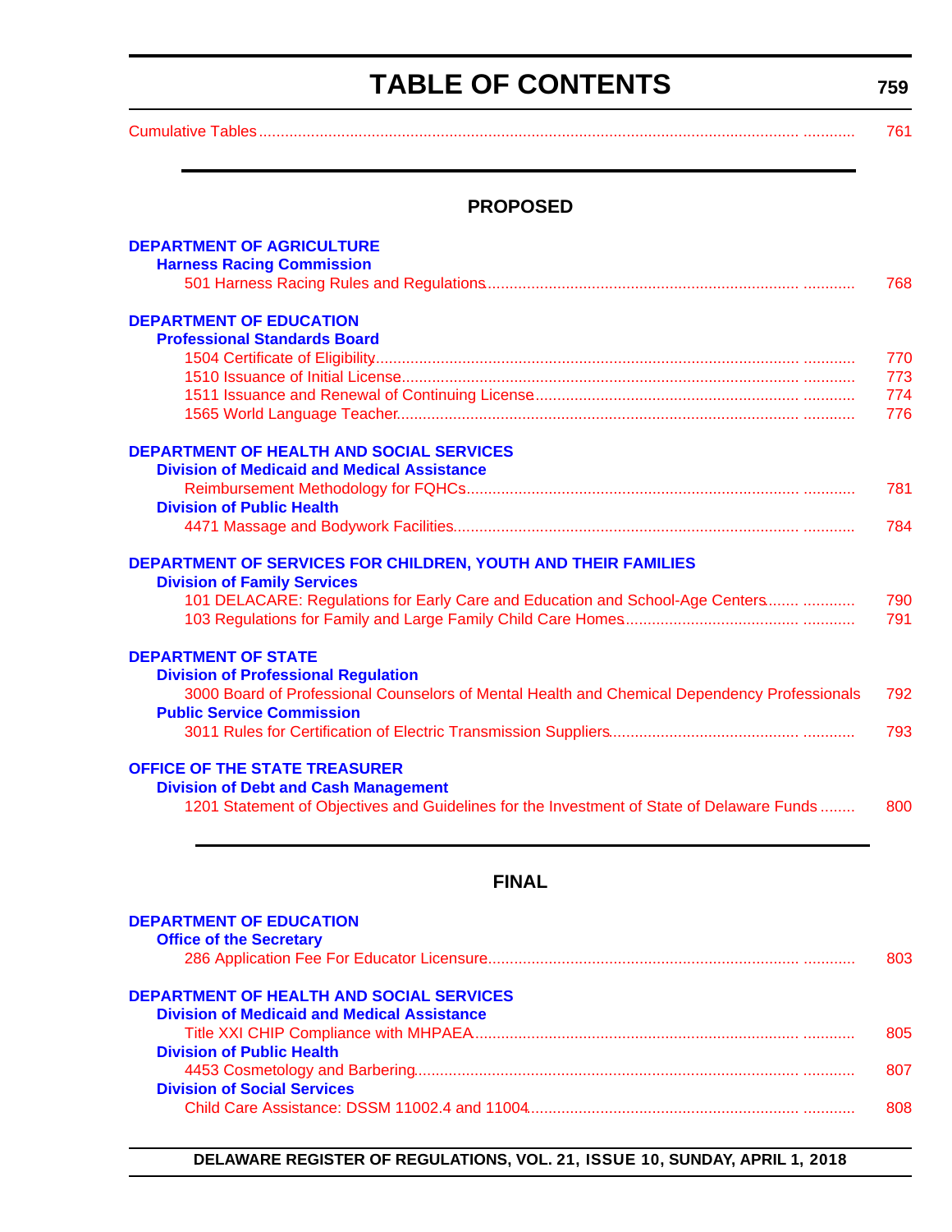# TABLE OF CONTENTS

Cumulative Tables ........................................................ 761

## PROPOSED

**DEPARTMENT OF AGRICULTURE**

**Harness Racing Commission**

501 Harness Racing Rules and Regulations ........................................................ 768

**DEPARTMENT OF EDUCATION**

**Professional Standards Board**

1504 Certificate of Eligibility ........................................................ 770

1510 Issuance of Initial License ........................................................ 773

1511 Issuance and Renewal of Continuing License ........................................................ 774

1565 World Language Teacher ........................................................ 776

**DEPARTMENT OF HEALTH AND SOCIAL SERVICES**

**Division of Medicaid and Medical Assistance**

Reimbursement Methodology for FQHCs ........................................................ 781

**Division of Public Health**

4471 Massage and Bodywork Facilities ........................................................ 784

**DEPARTMENT OF SERVICES FOR CHILDREN, YOUTH AND THEIR FAMILIES**

**Division of Family Services**

101 DELACARE: Regulations for Early Care and Education and School-Age Centers ........................................................ 790

103 Regulations for Family and Large Family Child Care Homes ........................................................ 791

**DEPARTMENT OF STATE**

**Division of Professional Regulation**

3000 Board of Professional Counselors of Mental Health and Chemical Dependency Professionals 792

**Public Service Commission**

3011 Rules for Certification of Electric Transmission Suppliers ........................................................ 793

**OFFICE OF THE STATE TREASURER**

**Division of Debt and Cash Management**

1201 Statement of Objectives and Guidelines for the Investment of State of Delaware Funds ........ 800

## FINAL

**DEPARTMENT OF EDUCATION**

**Office of the Secretary**

286 Application Fee For Educator Licensure ........................................................ 803

**DEPARTMENT OF HEALTH AND SOCIAL SERVICES**

**Division of Medicaid and Medical Assistance**

Title XXI CHIP Compliance with MHPAEA ........................................................ 805

**Division of Public Health**

4453 Cosmetology and Barbering ........................................................ 807

**Division of Social Services**

Child Care Assistance: DSSM 11002.4 and 11004 ........................................................ 808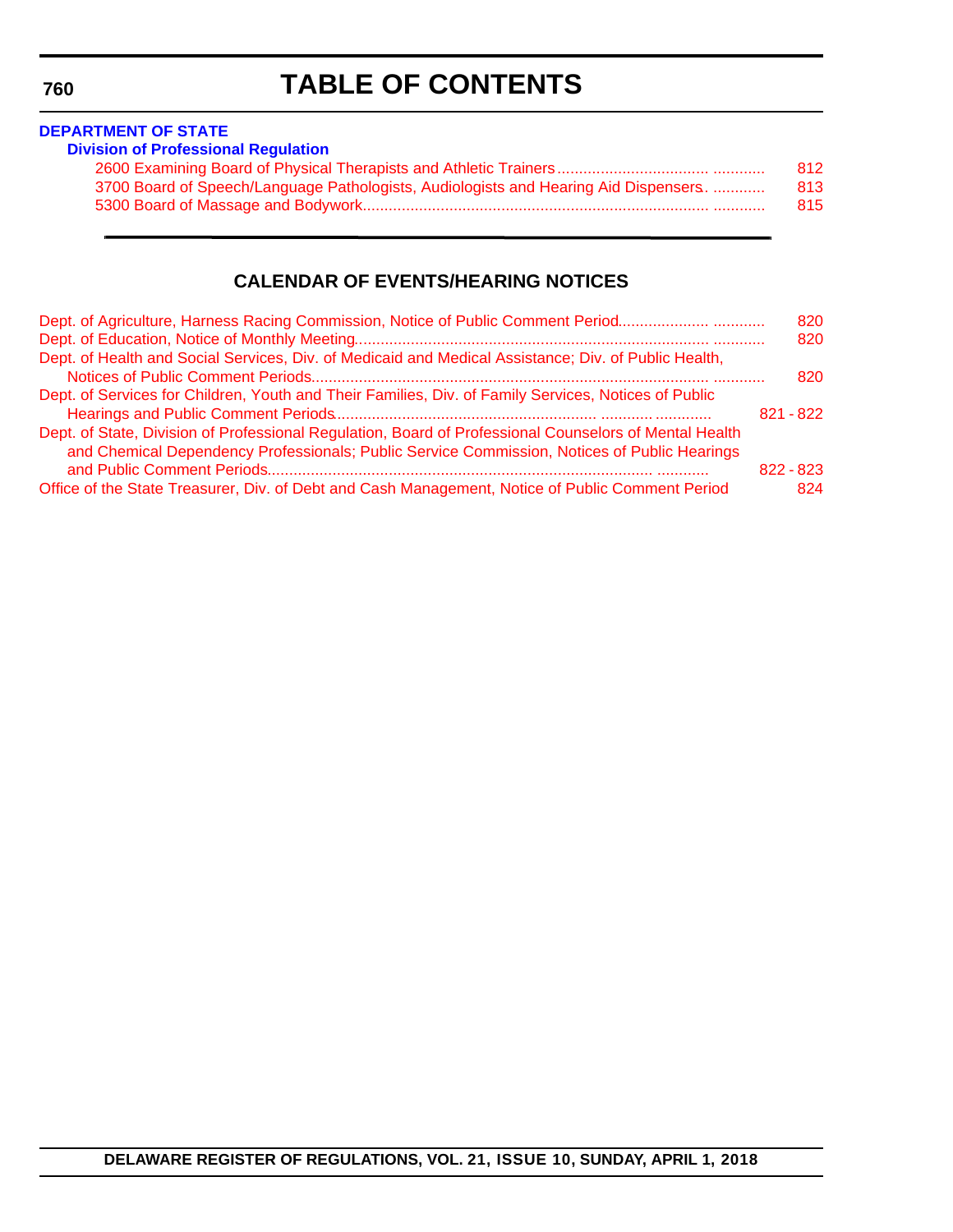# TABLE OF CONTENTS

**DEPARTMENT OF STATE**

**Division of Professional Regulation**

2600 Examining Board of Physical Therapists and Athletic Trainers .................................. ............ 812
3700 Board of Speech/Language Pathologists, Audiologists and Hearing Aid Dispensers. ............ 813
5300 Board of Massage and Bodywork.............................................................................. ............ 815

## CALENDAR OF EVENTS/HEARING NOTICES

Dept. of Agriculture, Harness Racing Commission, Notice of Public Comment Period.................... ............ 820
Dept. of Education, Notice of Monthly Meeting.............................................................................. ............ 820
Dept. of Health and Social Services, Div. of Medicaid and Medical Assistance; Div. of Public Health, Notices of Public Comment Periods.......................................................................................... ............ 820
Dept. of Services for Children, Youth and Their Families, Div. of Family Services, Notices of Public Hearings and Public Comment Periods........................................................... ........... ............ 821 - 822
Dept. of State, Division of Professional Regulation, Board of Professional Counselors of Mental Health and Chemical Dependency Professionals; Public Service Commission, Notices of Public Hearings and Public Comment Periods........................................................................................ ............ 822 - 823
Office of the State Treasurer, Div. of Debt and Cash Management, Notice of Public Comment Period 824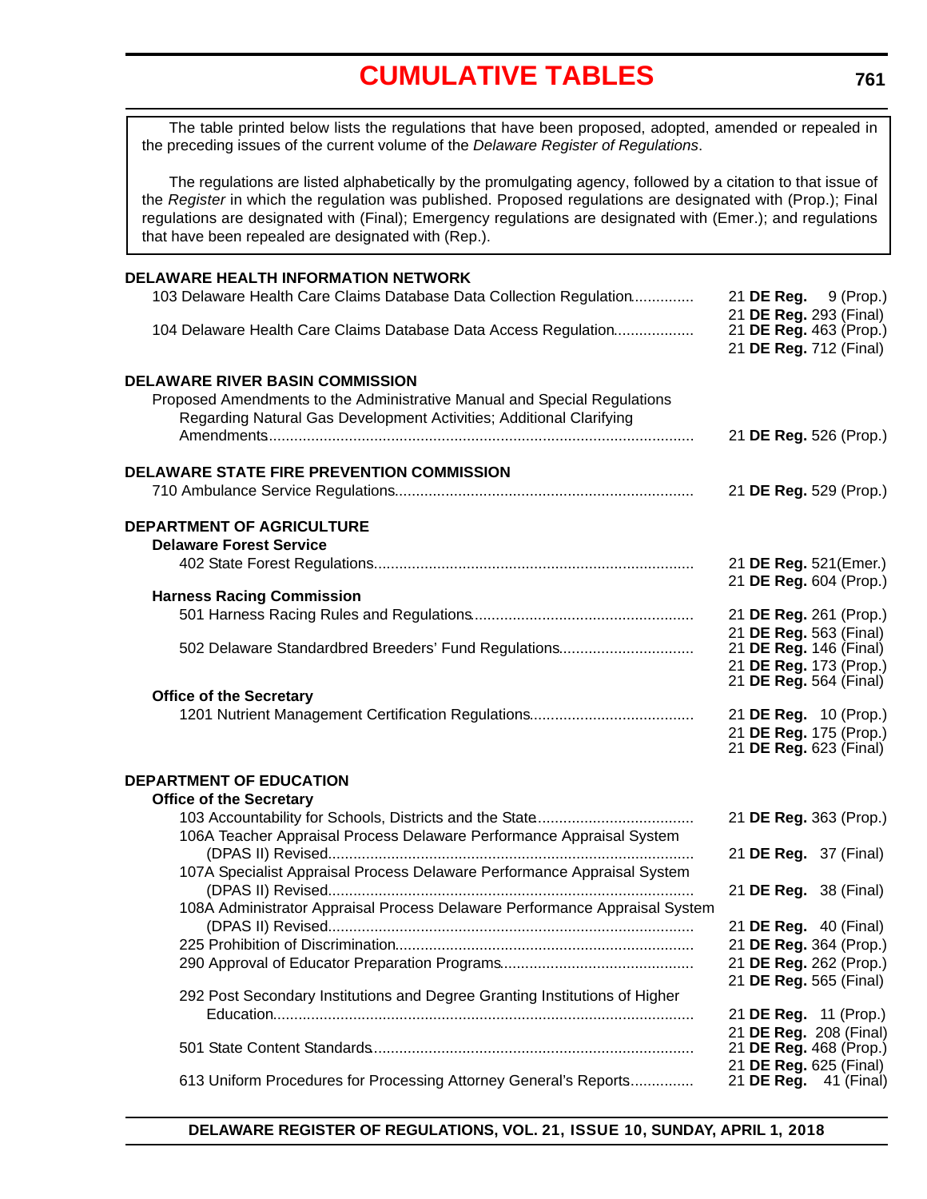# CUMULATIVE TABLES

The table printed below lists the regulations that have been proposed, adopted, amended or repealed in the preceding issues of the current volume of the *Delaware Register of Regulations*.

The regulations are listed alphabetically by the promulgating agency, followed by a citation to that issue of the *Register* in which the regulation was published. Proposed regulations are designated with (Prop.); Final regulations are designated with (Final); Emergency regulations are designated with (Emer.); and regulations that have been repealed are designated with (Rep.).

**DELAWARE HEALTH INFORMATION NETWORK**

| Regulation | Citation |
|---|---|
| 103 Delaware Health Care Claims Database Data Collection Regulation | 21 **DE Reg.** 9 (Prop.)<br>21 **DE Reg.** 293 (Final) |
| 104 Delaware Health Care Claims Database Data Access Regulation | 21 **DE Reg.** 463 (Prop.)<br>21 **DE Reg.** 712 (Final) |

**DELAWARE RIVER BASIN COMMISSION**

| Regulation | Citation |
|---|---|
| Proposed Amendments to the Administrative Manual and Special Regulations Regarding Natural Gas Development Activities; Additional Clarifying Amendments | 21 **DE Reg.** 526 (Prop.) |

**DELAWARE STATE FIRE PREVENTION COMMISSION**

| Regulation | Citation |
|---|---|
| 710 Ambulance Service Regulations | 21 **DE Reg.** 529 (Prop.) |

**DEPARTMENT OF AGRICULTURE**

**Delaware Forest Service**

| Regulation | Citation |
|---|---|
| 402 State Forest Regulations | 21 **DE Reg.** 521(Emer.)<br>21 **DE Reg.** 604 (Prop.) |

**Harness Racing Commission**

| Regulation | Citation |
|---|---|
| 501 Harness Racing Rules and Regulations | 21 **DE Reg.** 261 (Prop.)<br>21 **DE Reg.** 563 (Final) |
| 502 Delaware Standardbred Breeders' Fund Regulations | 21 **DE Reg.** 146 (Final)<br>21 **DE Reg.** 173 (Prop.)<br>21 **DE Reg.** 564 (Final) |

**Office of the Secretary**

| Regulation | Citation |
|---|---|
| 1201 Nutrient Management Certification Regulations | 21 **DE Reg.** 10 (Prop.)<br>21 **DE Reg.** 175 (Prop.)<br>21 **DE Reg.** 623 (Final) |

**DEPARTMENT OF EDUCATION**

**Office of the Secretary**

| Regulation | Citation |
|---|---|
| 103 Accountability for Schools, Districts and the State | 21 **DE Reg.** 363 (Prop.) |
| 106A Teacher Appraisal Process Delaware Performance Appraisal System (DPAS II) Revised | 21 **DE Reg.** 37 (Final) |
| 107A Specialist Appraisal Process Delaware Performance Appraisal System (DPAS II) Revised | 21 **DE Reg.** 38 (Final) |
| 108A Administrator Appraisal Process Delaware Performance Appraisal System (DPAS II) Revised | 21 **DE Reg.** 40 (Final) |
| 225 Prohibition of Discrimination | 21 **DE Reg.** 364 (Prop.) |
| 290 Approval of Educator Preparation Programs | 21 **DE Reg.** 262 (Prop.)<br>21 **DE Reg.** 565 (Final) |
| 292 Post Secondary Institutions and Degree Granting Institutions of Higher Education | 21 **DE Reg.** 11 (Prop.)<br>21 **DE Reg.** 208 (Final) |
| 501 State Content Standards | 21 **DE Reg.** 468 (Prop.)<br>21 **DE Reg.** 625 (Final) |
| 613 Uniform Procedures for Processing Attorney General's Reports | 21 **DE Reg.** 41 (Final) |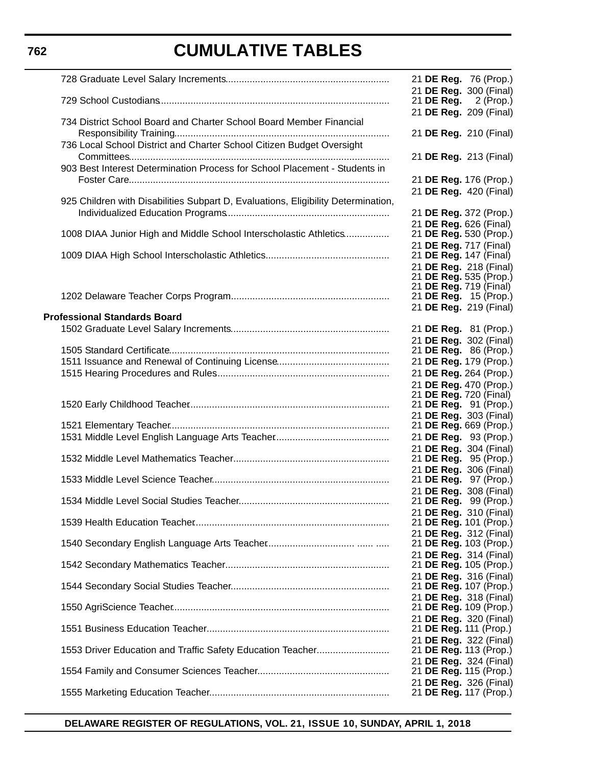| Regulation | Citation |
|---|---|
| 728 Graduate Level Salary Increments | 21 **DE Reg.** 76 (Prop.) |
| | 21 **DE Reg.** 300 (Final) |
| 729 School Custodians | 21 **DE Reg.** 2 (Prop.) |
| | 21 **DE Reg.** 209 (Final) |
| 734 District School Board and Charter School Board Member Financial Responsibility Training | 21 **DE Reg.** 210 (Final) |
| 736 Local School District and Charter School Citizen Budget Oversight Committees | 21 **DE Reg.** 213 (Final) |
| 903 Best Interest Determination Process for School Placement - Students in Foster Care | 21 **DE Reg.** 176 (Prop.) |
| | 21 **DE Reg.** 420 (Final) |
| 925 Children with Disabilities Subpart D, Evaluations, Eligibility Determination, Individualized Education Programs | 21 **DE Reg.** 372 (Prop.) |
| | 21 **DE Reg.** 626 (Final) |
| 1008 DIAA Junior High and Middle School Interscholastic Athletics | 21 **DE Reg.** 530 (Prop.) |
| | 21 **DE Reg.** 717 (Final) |
| 1009 DIAA High School Interscholastic Athletics | 21 **DE Reg.** 147 (Final) |
| | 21 **DE Reg.** 218 (Final) |
| | 21 **DE Reg.** 535 (Prop.) |
| | 21 **DE Reg.** 719 (Final) |
| 1202 Delaware Teacher Corps Program | 21 **DE Reg.** 15 (Prop.) |
| | 21 **DE Reg.** 219 (Final) |
| **Professional Standards Board** | |
| 1502 Graduate Level Salary Increments | 21 **DE Reg.** 81 (Prop.) |
| | 21 **DE Reg.** 302 (Final) |
| 1505 Standard Certificate | 21 **DE Reg.** 86 (Prop.) |
| 1511 Issuance and Renewal of Continuing License | 21 **DE Reg.** 179 (Prop.) |
| 1515 Hearing Procedures and Rules | 21 **DE Reg.** 264 (Prop.) |
| | 21 **DE Reg.** 470 (Prop.) |
| | 21 **DE Reg.** 720 (Final) |
| 1520 Early Childhood Teacher | 21 **DE Reg.** 91 (Prop.) |
| | 21 **DE Reg.** 303 (Final) |
| 1521 Elementary Teacher | 21 **DE Reg.** 669 (Prop.) |
| 1531 Middle Level English Language Arts Teacher | 21 **DE Reg.** 93 (Prop.) |
| | 21 **DE Reg.** 304 (Final) |
| 1532 Middle Level Mathematics Teacher | 21 **DE Reg.** 95 (Prop.) |
| | 21 **DE Reg.** 306 (Final) |
| 1533 Middle Level Science Teacher | 21 **DE Reg.** 97 (Prop.) |
| | 21 **DE Reg.** 308 (Final) |
| 1534 Middle Level Social Studies Teacher | 21 **DE Reg.** 99 (Prop.) |
| | 21 **DE Reg.** 310 (Final) |
| 1539 Health Education Teacher | 21 **DE Reg.** 101 (Prop.) |
| | 21 **DE Reg.** 312 (Final) |
| 1540 Secondary English Language Arts Teacher | 21 **DE Reg.** 103 (Prop.) |
| | 21 **DE Reg.** 314 (Final) |
| 1542 Secondary Mathematics Teacher | 21 **DE Reg.** 105 (Prop.) |
| | 21 **DE Reg.** 316 (Final) |
| 1544 Secondary Social Studies Teacher | 21 **DE Reg.** 107 (Prop.) |
| | 21 **DE Reg.** 318 (Final) |
| 1550 AgriScience Teacher | 21 **DE Reg.** 109 (Prop.) |
| | 21 **DE Reg.** 320 (Final) |
| 1551 Business Education Teacher | 21 **DE Reg.** 111 (Prop.) |
| | 21 **DE Reg.** 322 (Final) |
| 1553 Driver Education and Traffic Safety Education Teacher | 21 **DE Reg.** 113 (Prop.) |
| | 21 **DE Reg.** 324 (Final) |
| 1554 Family and Consumer Sciences Teacher | 21 **DE Reg.** 115 (Prop.) |
| | 21 **DE Reg.** 326 (Final) |
| 1555 Marketing Education Teacher | 21 **DE Reg.** 117 (Prop.) |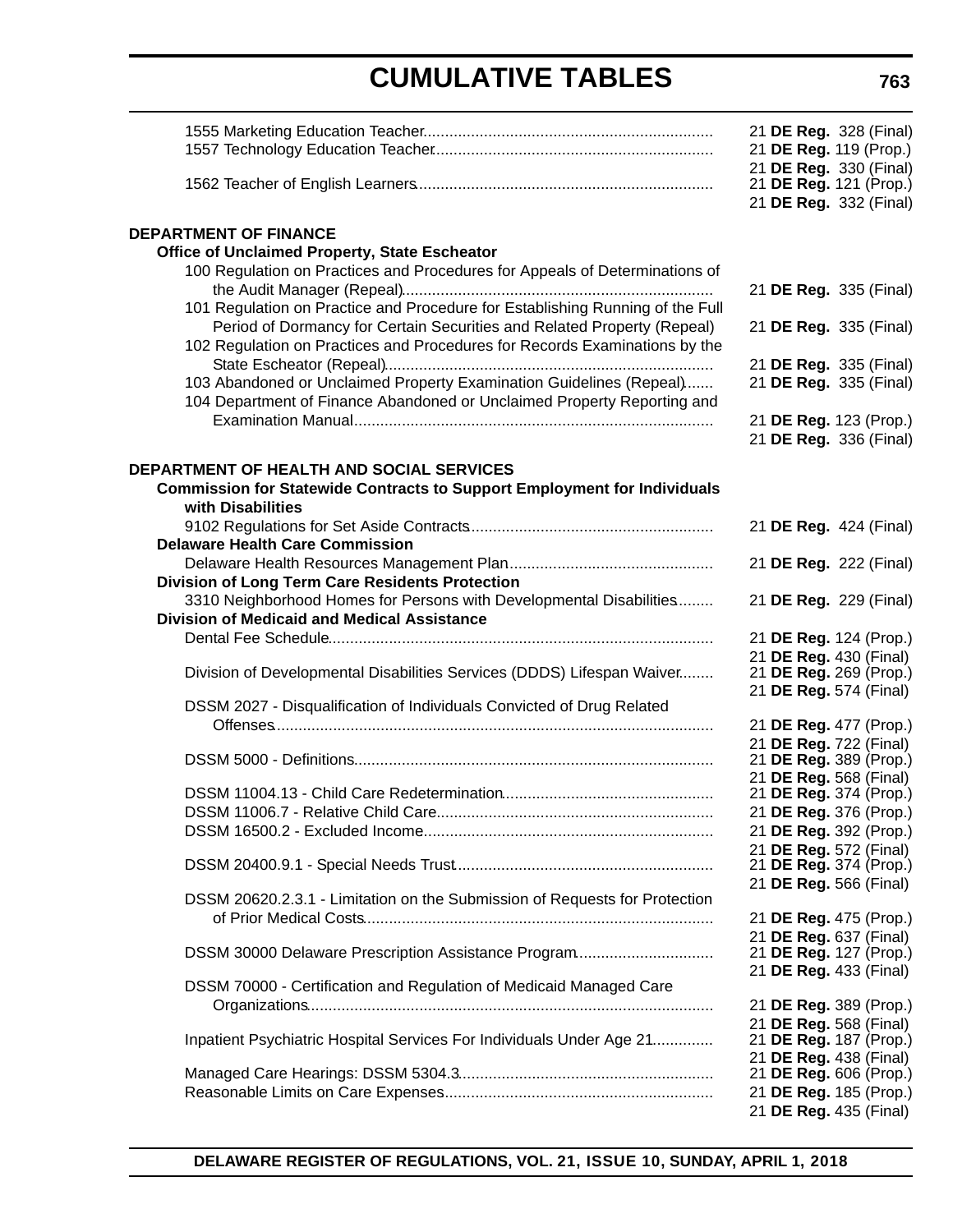# CUMULATIVE TABLES

| | |
|---|---|
| 1555 Marketing Education Teacher | 21 **DE Reg.** 328 (Final) |
| 1557 Technology Education Teacher | 21 **DE Reg.** 119 (Prop.) |
| | 21 **DE Reg.** 330 (Final) |
| 1562 Teacher of English Learners | 21 **DE Reg.** 121 (Prop.) |
| | 21 **DE Reg.** 332 (Final) |

**DEPARTMENT OF FINANCE**

**Office of Unclaimed Property, State Escheator**

| | |
|---|---|
| 100 Regulation on Practices and Procedures for Appeals of Determinations of the Audit Manager (Repeal) | 21 **DE Reg.** 335 (Final) |
| 101 Regulation on Practice and Procedure for Establishing Running of the Full Period of Dormancy for Certain Securities and Related Property (Repeal) | 21 **DE Reg.** 335 (Final) |
| 102 Regulation on Practices and Procedures for Records Examinations by the State Escheator (Repeal) | 21 **DE Reg.** 335 (Final) |
| 103 Abandoned or Unclaimed Property Examination Guidelines (Repeal) | 21 **DE Reg.** 335 (Final) |
| 104 Department of Finance Abandoned or Unclaimed Property Reporting and Examination Manual | 21 **DE Reg.** 123 (Prop.) |
| | 21 **DE Reg.** 336 (Final) |

**DEPARTMENT OF HEALTH AND SOCIAL SERVICES**

**Commission for Statewide Contracts to Support Employment for Individuals with Disabilities**

| | |
|---|---|
| 9102 Regulations for Set Aside Contracts | 21 **DE Reg.** 424 (Final) |

**Delaware Health Care Commission**

| | |
|---|---|
| Delaware Health Resources Management Plan | 21 **DE Reg.** 222 (Final) |

**Division of Long Term Care Residents Protection**

| | |
|---|---|
| 3310 Neighborhood Homes for Persons with Developmental Disabilities | 21 **DE Reg.** 229 (Final) |

**Division of Medicaid and Medical Assistance**

| | |
|---|---|
| Dental Fee Schedule | 21 **DE Reg.** 124 (Prop.) |
| | 21 **DE Reg.** 430 (Final) |
| Division of Developmental Disabilities Services (DDDS) Lifespan Waiver | 21 **DE Reg.** 269 (Prop.) |
| | 21 **DE Reg.** 574 (Final) |
| DSSM 2027 - Disqualification of Individuals Convicted of Drug Related Offenses | 21 **DE Reg.** 477 (Prop.) |
| | 21 **DE Reg.** 722 (Final) |
| DSSM 5000 - Definitions | 21 **DE Reg.** 389 (Prop.) |
| | 21 **DE Reg.** 568 (Final) |
| DSSM 11004.13 - Child Care Redetermination | 21 **DE Reg.** 374 (Prop.) |
| DSSM 11006.7 - Relative Child Care | 21 **DE Reg.** 376 (Prop.) |
| DSSM 16500.2 - Excluded Income | 21 **DE Reg.** 392 (Prop.) |
| | 21 **DE Reg.** 572 (Final) |
| DSSM 20400.9.1 - Special Needs Trust | 21 **DE Reg.** 374 (Prop.) |
| | 21 **DE Reg.** 566 (Final) |
| DSSM 20620.2.3.1 - Limitation on the Submission of Requests for Protection of Prior Medical Costs | 21 **DE Reg.** 475 (Prop.) |
| | 21 **DE Reg.** 637 (Final) |
| DSSM 30000 Delaware Prescription Assistance Program | 21 **DE Reg.** 127 (Prop.) |
| | 21 **DE Reg.** 433 (Final) |
| DSSM 70000 - Certification and Regulation of Medicaid Managed Care Organizations | 21 **DE Reg.** 389 (Prop.) |
| | 21 **DE Reg.** 568 (Final) |
| Inpatient Psychiatric Hospital Services For Individuals Under Age 21 | 21 **DE Reg.** 187 (Prop.) |
| | 21 **DE Reg.** 438 (Final) |
| Managed Care Hearings: DSSM 5304.3 | 21 **DE Reg.** 606 (Prop.) |
| Reasonable Limits on Care Expenses | 21 **DE Reg.** 185 (Prop.) |
| | 21 **DE Reg.** 435 (Final) |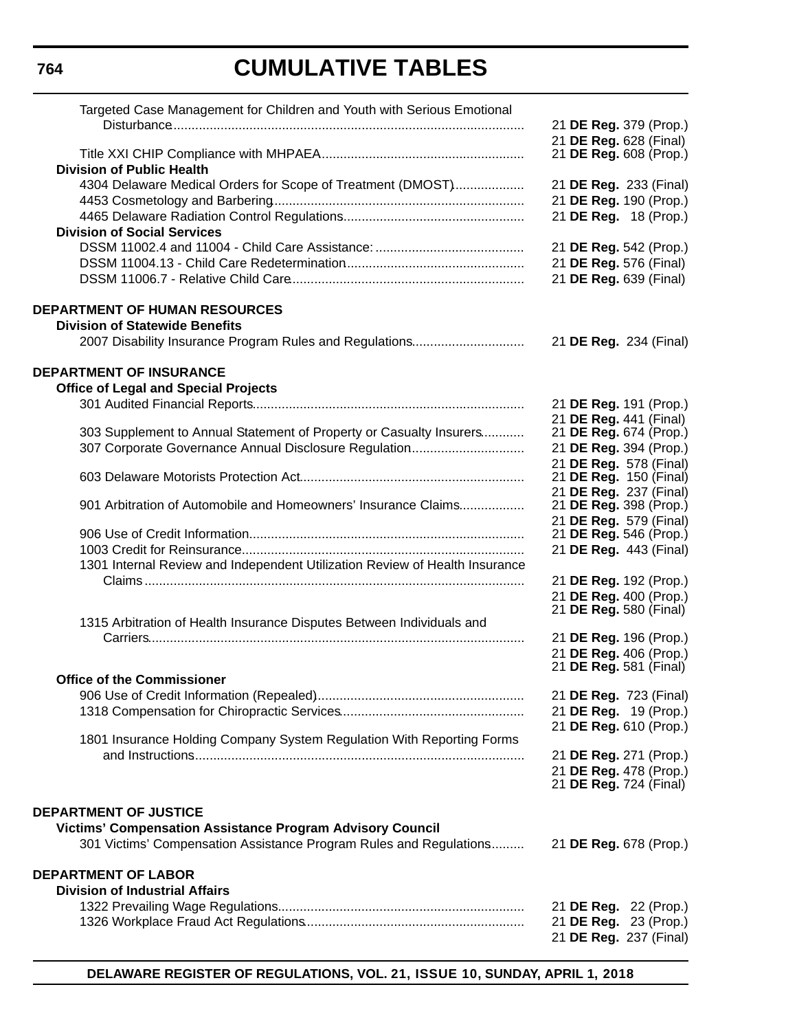# CUMULATIVE TABLES

| | |
|---|---|
| Targeted Case Management for Children and Youth with Serious Emotional Disturbance | 21 **DE Reg.** 379 (Prop.) |
| | 21 **DE Reg.** 628 (Final) |
| Title XXI CHIP Compliance with MHPAEA | 21 **DE Reg.** 608 (Prop.) |
| **Division of Public Health** | |
| 4304 Delaware Medical Orders for Scope of Treatment (DMOST) | 21 **DE Reg.** 233 (Final) |
| 4453 Cosmetology and Barbering | 21 **DE Reg.** 190 (Prop.) |
| 4465 Delaware Radiation Control Regulations | 21 **DE Reg.** 18 (Prop.) |
| **Division of Social Services** | |
| DSSM 11002.4 and 11004 - Child Care Assistance: | 21 **DE Reg.** 542 (Prop.) |
| DSSM 11004.13 - Child Care Redetermination | 21 **DE Reg.** 576 (Final) |
| DSSM 11006.7 - Relative Child Care | 21 **DE Reg.** 639 (Final) |
| | |
| **DEPARTMENT OF HUMAN RESOURCES** | |
| **Division of Statewide Benefits** | |
| 2007 Disability Insurance Program Rules and Regulations | 21 **DE Reg.** 234 (Final) |
| | |
| **DEPARTMENT OF INSURANCE** | |
| **Office of Legal and Special Projects** | |
| 301 Audited Financial Reports | 21 **DE Reg.** 191 (Prop.) |
| | 21 **DE Reg.** 441 (Final) |
| 303 Supplement to Annual Statement of Property or Casualty Insurers | 21 **DE Reg.** 674 (Prop.) |
| 307 Corporate Governance Annual Disclosure Regulation | 21 **DE Reg.** 394 (Prop.) |
| | 21 **DE Reg.** 578 (Final) |
| 603 Delaware Motorists Protection Act | 21 **DE Reg.** 150 (Final) |
| | 21 **DE Reg.** 237 (Final) |
| 901 Arbitration of Automobile and Homeowners' Insurance Claims | 21 **DE Reg.** 398 (Prop.) |
| | 21 **DE Reg.** 579 (Final) |
| 906 Use of Credit Information | 21 **DE Reg.** 546 (Prop.) |
| 1003 Credit for Reinsurance | 21 **DE Reg.** 443 (Final) |
| 1301 Internal Review and Independent Utilization Review of Health Insurance Claims | 21 **DE Reg.** 192 (Prop.) |
| | 21 **DE Reg.** 400 (Prop.) |
| | 21 **DE Reg.** 580 (Final) |
| 1315 Arbitration of Health Insurance Disputes Between Individuals and Carriers | 21 **DE Reg.** 196 (Prop.) |
| | 21 **DE Reg.** 406 (Prop.) |
| | 21 **DE Reg.** 581 (Final) |
| **Office of the Commissioner** | |
| 906 Use of Credit Information (Repealed) | 21 **DE Reg.** 723 (Final) |
| 1318 Compensation for Chiropractic Services | 21 **DE Reg.** 19 (Prop.) |
| | 21 **DE Reg.** 610 (Prop.) |
| 1801 Insurance Holding Company System Regulation With Reporting Forms and Instructions | 21 **DE Reg.** 271 (Prop.) |
| | 21 **DE Reg.** 478 (Prop.) |
| | 21 **DE Reg.** 724 (Final) |
| | |
| **DEPARTMENT OF JUSTICE** | |
| **Victims' Compensation Assistance Program Advisory Council** | |
| 301 Victims' Compensation Assistance Program Rules and Regulations | 21 **DE Reg.** 678 (Prop.) |
| | |
| **DEPARTMENT OF LABOR** | |
| **Division of Industrial Affairs** | |
| 1322 Prevailing Wage Regulations | 21 **DE Reg.** 22 (Prop.) |
| 1326 Workplace Fraud Act Regulations | 21 **DE Reg.** 23 (Prop.) |
| | 21 **DE Reg.** 237 (Final) |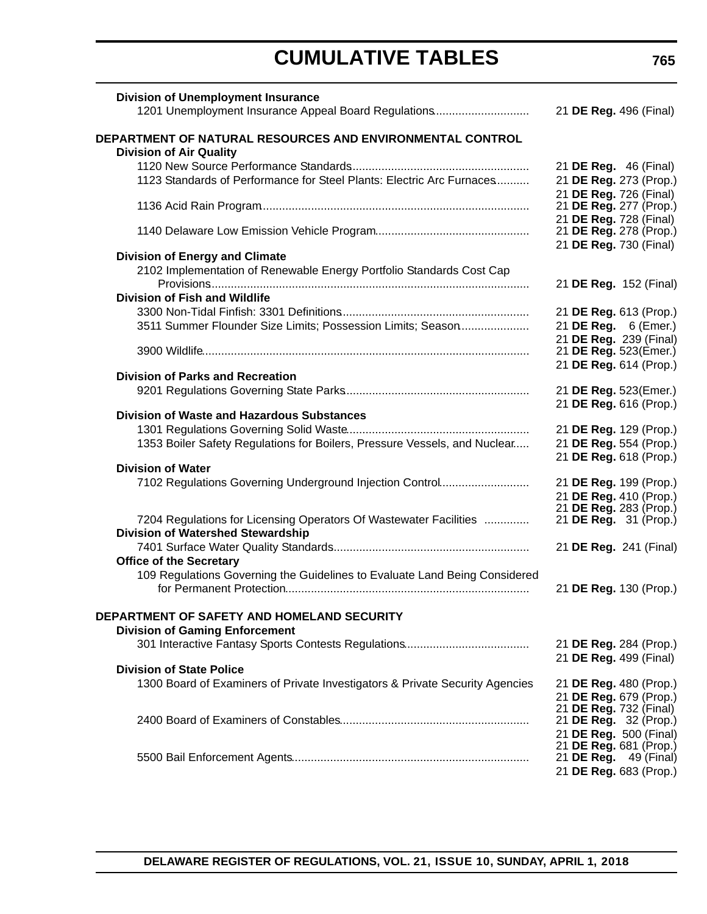## CUMULATIVE TABLES

**Division of Unemployment Insurance**

| | |
|---|---|
| 1201 Unemployment Insurance Appeal Board Regulations | 21 **DE Reg.** 496 (Final) |

**DEPARTMENT OF NATURAL RESOURCES AND ENVIRONMENTAL CONTROL**

**Division of Air Quality**

| | |
|---|---|
| 1120 New Source Performance Standards | 21 **DE Reg.** 46 (Final) |
| 1123 Standards of Performance for Steel Plants: Electric Arc Furnaces | 21 **DE Reg.** 273 (Prop.) |
| | 21 **DE Reg.** 726 (Final) |
| 1136 Acid Rain Program | 21 **DE Reg.** 277 (Prop.) |
| | 21 **DE Reg.** 728 (Final) |
| 1140 Delaware Low Emission Vehicle Program | 21 **DE Reg.** 278 (Prop.) |
| | 21 **DE Reg.** 730 (Final) |

**Division of Energy and Climate**

| | |
|---|---|
| 2102 Implementation of Renewable Energy Portfolio Standards Cost Cap Provisions | 21 **DE Reg.** 152 (Final) |

**Division of Fish and Wildlife**

| | |
|---|---|
| 3300 Non-Tidal Finfish: 3301 Definitions | 21 **DE Reg.** 613 (Prop.) |
| 3511 Summer Flounder Size Limits; Possession Limits; Season | 21 **DE Reg.** 6 (Emer.) |
| | 21 **DE Reg.** 239 (Final) |
| 3900 Wildlife | 21 **DE Reg.** 523(Emer.) |
| | 21 **DE Reg.** 614 (Prop.) |

**Division of Parks and Recreation**

| | |
|---|---|
| 9201 Regulations Governing State Parks | 21 **DE Reg.** 523(Emer.) |
| | 21 **DE Reg.** 616 (Prop.) |

**Division of Waste and Hazardous Substances**

| | |
|---|---|
| 1301 Regulations Governing Solid Waste | 21 **DE Reg.** 129 (Prop.) |
| 1353 Boiler Safety Regulations for Boilers, Pressure Vessels, and Nuclear | 21 **DE Reg.** 554 (Prop.) |
| | 21 **DE Reg.** 618 (Prop.) |

**Division of Water**

| | |
|---|---|
| 7102 Regulations Governing Underground Injection Control | 21 **DE Reg.** 199 (Prop.) |
| | 21 **DE Reg.** 410 (Prop.) |
| | 21 **DE Reg.** 283 (Prop.) |
| 7204 Regulations for Licensing Operators Of Wastewater Facilities | 21 **DE Reg.** 31 (Prop.) |

**Division of Watershed Stewardship**

| | |
|---|---|
| 7401 Surface Water Quality Standards | 21 **DE Reg.** 241 (Final) |

**Office of the Secretary**

| | |
|---|---|
| 109 Regulations Governing the Guidelines to Evaluate Land Being Considered for Permanent Protection | 21 **DE Reg.** 130 (Prop.) |

**DEPARTMENT OF SAFETY AND HOMELAND SECURITY**

**Division of Gaming Enforcement**

| | |
|---|---|
| 301 Interactive Fantasy Sports Contests Regulations | 21 **DE Reg.** 284 (Prop.) |
| | 21 **DE Reg.** 499 (Final) |

**Division of State Police**

| | |
|---|---|
| 1300 Board of Examiners of Private Investigators & Private Security Agencies | 21 **DE Reg.** 480 (Prop.) |
| | 21 **DE Reg.** 679 (Prop.) |
| | 21 **DE Reg.** 732 (Final) |
| 2400 Board of Examiners of Constables | 21 **DE Reg.** 32 (Prop.) |
| | 21 **DE Reg.** 500 (Final) |
| | 21 **DE Reg.** 681 (Prop.) |
| 5500 Bail Enforcement Agents | 21 **DE Reg.** 49 (Final) |
| | 21 **DE Reg.** 683 (Prop.) |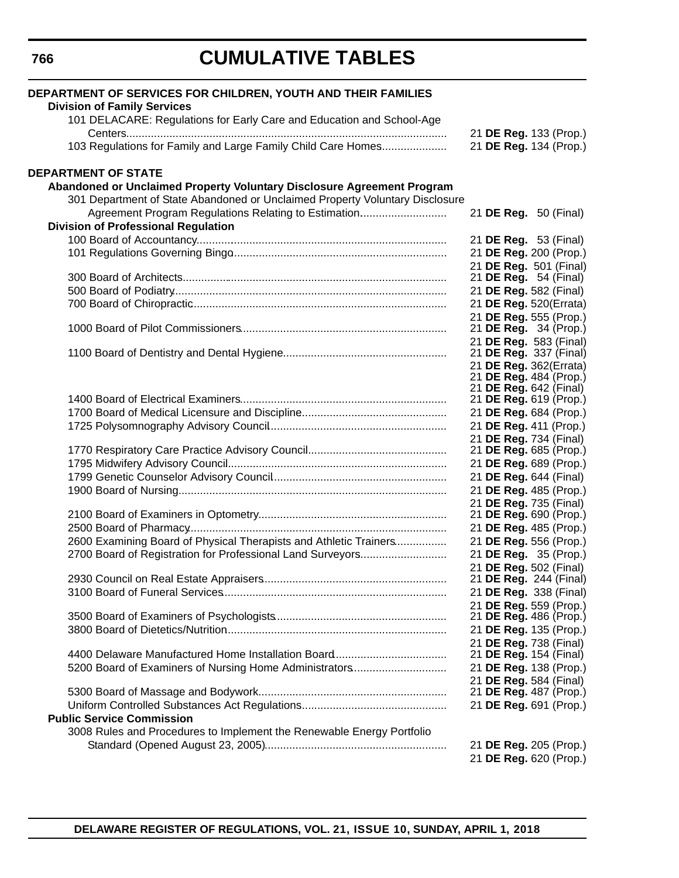# CUMULATIVE TABLES

**DEPARTMENT OF SERVICES FOR CHILDREN, YOUTH AND THEIR FAMILIES**

**Division of Family Services**

| | |
|---|---|
| 101 DELACARE: Regulations for Early Care and Education and School-Age Centers | 21 **DE Reg.** 133 (Prop.) |
| 103 Regulations for Family and Large Family Child Care Homes | 21 **DE Reg.** 134 (Prop.) |

**DEPARTMENT OF STATE**

**Abandoned or Unclaimed Property Voluntary Disclosure Agreement Program**

| | |
|---|---|
| 301 Department of State Abandoned or Unclaimed Property Voluntary Disclosure Agreement Program Regulations Relating to Estimation | 21 **DE Reg.** 50 (Final) |

**Division of Professional Regulation**

| | |
|---|---|
| 100 Board of Accountancy | 21 **DE Reg.** 53 (Final) |
| 101 Regulations Governing Bingo | 21 **DE Reg.** 200 (Prop.) |
| | 21 **DE Reg.** 501 (Final) |
| 300 Board of Architects | 21 **DE Reg.** 54 (Final) |
| 500 Board of Podiatry | 21 **DE Reg.** 582 (Final) |
| 700 Board of Chiropractic | 21 **DE Reg.** 520(Errata) |
| | 21 **DE Reg.** 555 (Prop.) |
| 1000 Board of Pilot Commissioners | 21 **DE Reg.** 34 (Prop.) |
| | 21 **DE Reg.** 583 (Final) |
| 1100 Board of Dentistry and Dental Hygiene | 21 **DE Reg.** 337 (Final) |
| | 21 **DE Reg.** 362(Errata) |
| | 21 **DE Reg.** 484 (Prop.) |
| | 21 **DE Reg.** 642 (Final) |
| 1400 Board of Electrical Examiners | 21 **DE Reg.** 619 (Prop.) |
| 1700 Board of Medical Licensure and Discipline | 21 **DE Reg.** 684 (Prop.) |
| 1725 Polysomnography Advisory Council | 21 **DE Reg.** 411 (Prop.) |
| | 21 **DE Reg.** 734 (Final) |
| 1770 Respiratory Care Practice Advisory Council | 21 **DE Reg.** 685 (Prop.) |
| 1795 Midwifery Advisory Council | 21 **DE Reg.** 689 (Prop.) |
| 1799 Genetic Counselor Advisory Council | 21 **DE Reg.** 644 (Final) |
| 1900 Board of Nursing | 21 **DE Reg.** 485 (Prop.) |
| | 21 **DE Reg.** 735 (Final) |
| 2100 Board of Examiners in Optometry | 21 **DE Reg.** 690 (Prop.) |
| 2500 Board of Pharmacy | 21 **DE Reg.** 485 (Prop.) |
| 2600 Examining Board of Physical Therapists and Athletic Trainers | 21 **DE Reg.** 556 (Prop.) |
| 2700 Board of Registration for Professional Land Surveyors | 21 **DE Reg.** 35 (Prop.) |
| | 21 **DE Reg.** 502 (Final) |
| 2930 Council on Real Estate Appraisers | 21 **DE Reg.** 244 (Final) |
| 3100 Board of Funeral Services | 21 **DE Reg.** 338 (Final) |
| | 21 **DE Reg.** 559 (Prop.) |
| 3500 Board of Examiners of Psychologists | 21 **DE Reg.** 486 (Prop.) |
| 3800 Board of Dietetics/Nutrition | 21 **DE Reg.** 135 (Prop.) |
| | 21 **DE Reg.** 738 (Final) |
| 4400 Delaware Manufactured Home Installation Board | 21 **DE Reg.** 154 (Final) |
| 5200 Board of Examiners of Nursing Home Administrators | 21 **DE Reg.** 138 (Prop.) |
| | 21 **DE Reg.** 584 (Final) |
| 5300 Board of Massage and Bodywork | 21 **DE Reg.** 487 (Prop.) |
| Uniform Controlled Substances Act Regulations | 21 **DE Reg.** 691 (Prop.) |

**Public Service Commission**

| | |
|---|---|
| 3008 Rules and Procedures to Implement the Renewable Energy Portfolio Standard (Opened August 23, 2005) | 21 **DE Reg.** 205 (Prop.) |
| | 21 **DE Reg.** 620 (Prop.) |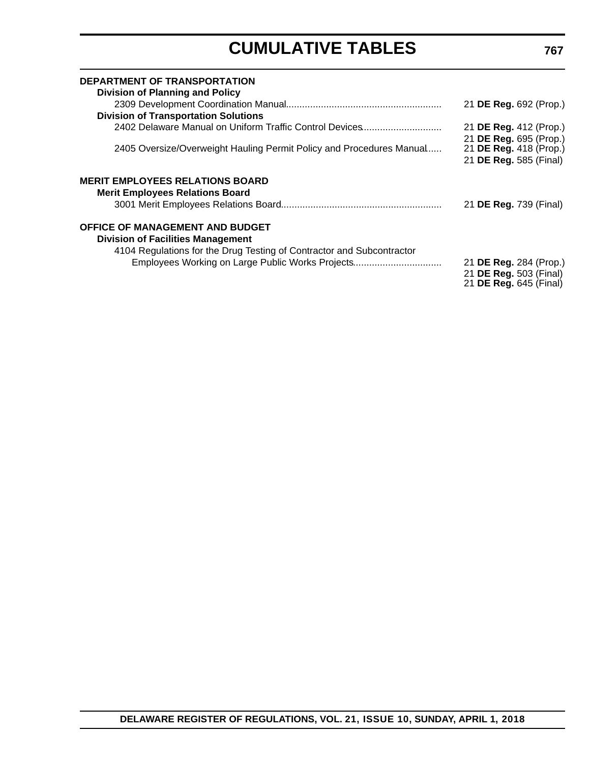# CUMULATIVE TABLES

**DEPARTMENT OF TRANSPORTATION**

**Division of Planning and Policy**

2309 Development Coordination Manual.......................................................... 21 **DE Reg.** 692 (Prop.)

**Division of Transportation Solutions**

2402 Delaware Manual on Uniform Traffic Control Devices............................. 21 **DE Reg.** 412 (Prop.)
21 **DE Reg.** 695 (Prop.)

2405 Oversize/Overweight Hauling Permit Policy and Procedures Manual...... 21 **DE Reg.** 418 (Prop.)
21 **DE Reg.** 585 (Final)

**MERIT EMPLOYEES RELATIONS BOARD**

**Merit Employees Relations Board**

3001 Merit Employees Relations Board............................................................ 21 **DE Reg.** 739 (Final)

**OFFICE OF MANAGEMENT AND BUDGET**

**Division of Facilities Management**

4104 Regulations for the Drug Testing of Contractor and Subcontractor Employees Working on Large Public Works Projects................................ 21 **DE Reg.** 284 (Prop.)
21 **DE Reg.** 503 (Final)
21 **DE Reg.** 645 (Final)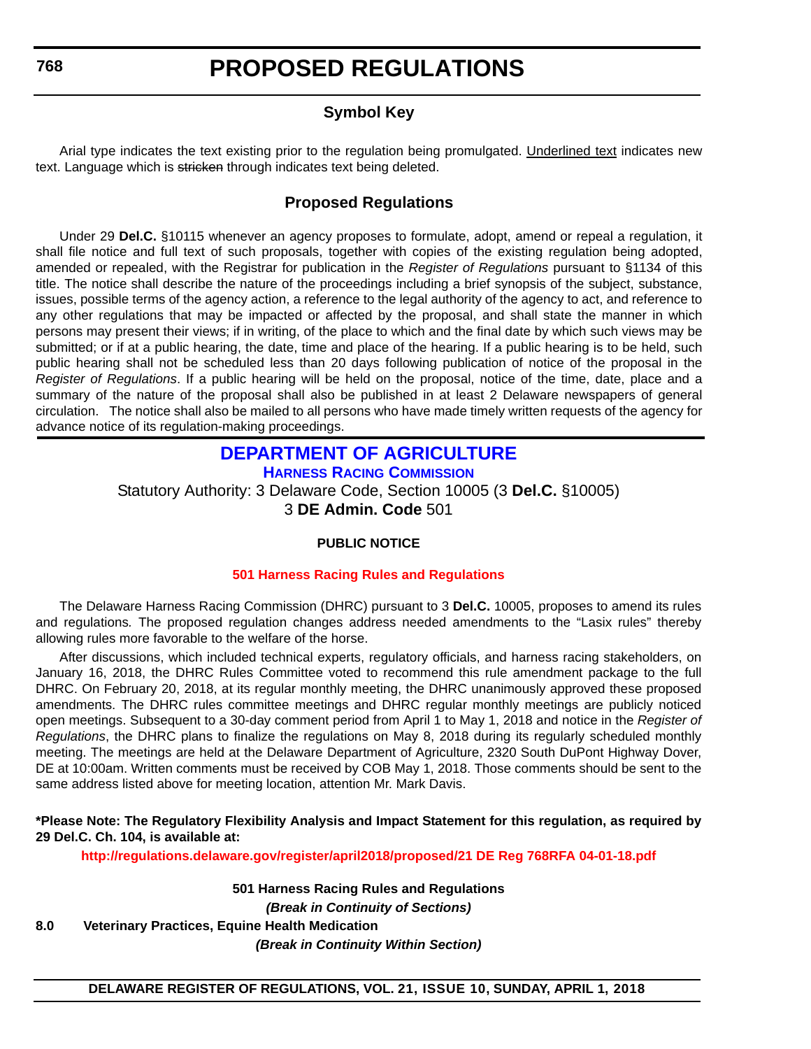# PROPOSED REGULATIONS

## Symbol Key

Arial type indicates the text existing prior to the regulation being promulgated. Underlined text indicates new text. Language which is ~~stricken~~ through indicates text being deleted.

## Proposed Regulations

Under 29 **Del.C.** §10115 whenever an agency proposes to formulate, adopt, amend or repeal a regulation, it shall file notice and full text of such proposals, together with copies of the existing regulation being adopted, amended or repealed, with the Registrar for publication in the *Register of Regulations* pursuant to §1134 of this title. The notice shall describe the nature of the proceedings including a brief synopsis of the subject, substance, issues, possible terms of the agency action, a reference to the legal authority of the agency to act, and reference to any other regulations that may be impacted or affected by the proposal, and shall state the manner in which persons may present their views; if in writing, of the place to which and the final date by which such views may be submitted; or if at a public hearing, the date, time and place of the hearing. If a public hearing is to be held, such public hearing shall not be scheduled less than 20 days following publication of notice of the proposal in the *Register of Regulations*. If a public hearing will be held on the proposal, notice of the time, date, place and a summary of the nature of the proposal shall also be published in at least 2 Delaware newspapers of general circulation. The notice shall also be mailed to all persons who have made timely written requests of the agency for advance notice of its regulation-making proceedings.

## DEPARTMENT OF AGRICULTURE

### HARNESS RACING COMMISSION

Statutory Authority: 3 Delaware Code, Section 10005 (3 **Del.C.** §10005)
3 **DE Admin. Code** 501

**PUBLIC NOTICE**

**501 Harness Racing Rules and Regulations**

The Delaware Harness Racing Commission (DHRC) pursuant to 3 **Del.C.** 10005, proposes to amend its rules and regulations*.* The proposed regulation changes address needed amendments to the "Lasix rules" thereby allowing rules more favorable to the welfare of the horse.

After discussions, which included technical experts, regulatory officials, and harness racing stakeholders, on January 16, 2018, the DHRC Rules Committee voted to recommend this rule amendment package to the full DHRC. On February 20, 2018, at its regular monthly meeting, the DHRC unanimously approved these proposed amendments. The DHRC rules committee meetings and DHRC regular monthly meetings are publicly noticed open meetings. Subsequent to a 30-day comment period from April 1 to May 1, 2018 and notice in the *Register of Regulations*, the DHRC plans to finalize the regulations on May 8, 2018 during its regularly scheduled monthly meeting. The meetings are held at the Delaware Department of Agriculture, 2320 South DuPont Highway Dover, DE at 10:00am. Written comments must be received by COB May 1, 2018. Those comments should be sent to the same address listed above for meeting location, attention Mr. Mark Davis.

**\*Please Note: The Regulatory Flexibility Analysis and Impact Statement for this regulation, as required by 29 Del.C. Ch. 104, is available at:**

**http://regulations.delaware.gov/register/april2018/proposed/21 DE Reg 768RFA 04-01-18.pdf**

**501 Harness Racing Rules and Regulations**

***(Break in Continuity of Sections)***

**8.0 Veterinary Practices, Equine Health Medication**

***(Break in Continuity Within Section)***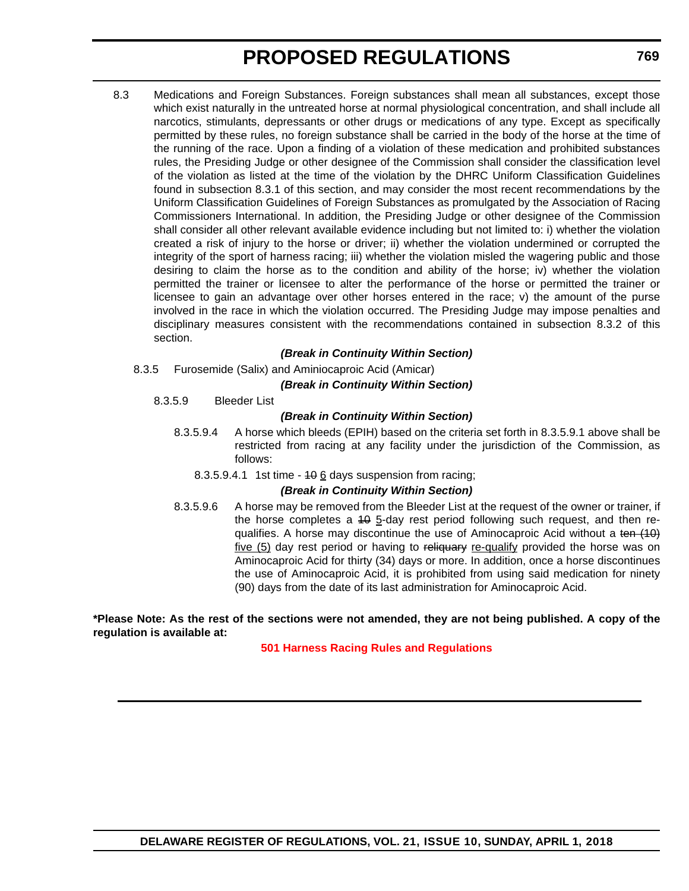8.3 Medications and Foreign Substances. Foreign substances shall mean all substances, except those which exist naturally in the untreated horse at normal physiological concentration, and shall include all narcotics, stimulants, depressants or other drugs or medications of any type. Except as specifically permitted by these rules, no foreign substance shall be carried in the body of the horse at the time of the running of the race. Upon a finding of a violation of these medication and prohibited substances rules, the Presiding Judge or other designee of the Commission shall consider the classification level of the violation as listed at the time of the violation by the DHRC Uniform Classification Guidelines found in subsection 8.3.1 of this section, and may consider the most recent recommendations by the Uniform Classification Guidelines of Foreign Substances as promulgated by the Association of Racing Commissioners International. In addition, the Presiding Judge or other designee of the Commission shall consider all other relevant available evidence including but not limited to: i) whether the violation created a risk of injury to the horse or driver; ii) whether the violation undermined or corrupted the integrity of the sport of harness racing; iii) whether the violation misled the wagering public and those desiring to claim the horse as to the condition and ability of the horse; iv) whether the violation permitted the trainer or licensee to alter the performance of the horse or permitted the trainer or licensee to gain an advantage over other horses entered in the race; v) the amount of the purse involved in the race in which the violation occurred. The Presiding Judge may impose penalties and disciplinary measures consistent with the recommendations contained in subsection 8.3.2 of this section.

***(Break in Continuity Within Section)***

8.3.5 Furosemide (Salix) and Aminiocaproic Acid (Amicar)

***(Break in Continuity Within Section)***

8.3.5.9 Bleeder List

***(Break in Continuity Within Section)***

8.3.5.9.4 A horse which bleeds (EPIH) based on the criteria set forth in 8.3.5.9.1 above shall be restricted from racing at any facility under the jurisdiction of the Commission, as follows:

8.3.5.9.4.1 1st time - ~~10~~ <u>6</u> days suspension from racing;

***(Break in Continuity Within Section)***

8.3.5.9.6 A horse may be removed from the Bleeder List at the request of the owner or trainer, if the horse completes a ~~10~~ <u>5</u>-day rest period following such request, and then re-qualifies. A horse may discontinue the use of Aminocaproic Acid without a ~~ten (10)~~ <u>five (5)</u> day rest period or having to ~~reliquary~~ <u>re-qualify</u> provided the horse was on Aminocaproic Acid for thirty (34) days or more. In addition, once a horse discontinues the use of Aminocaproic Acid, it is prohibited from using said medication for ninety (90) days from the date of its last administration for Aminocaproic Acid.

**\*Please Note: As the rest of the sections were not amended, they are not being published. A copy of the regulation is available at:**

**501 Harness Racing Rules and Regulations**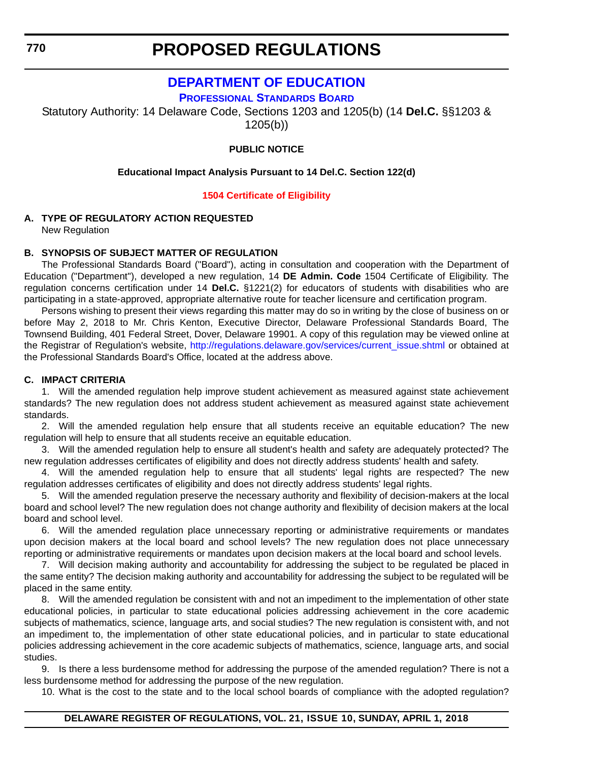# PROPOSED REGULATIONS

## DEPARTMENT OF EDUCATION

### PROFESSIONAL STANDARDS BOARD

Statutory Authority: 14 Delaware Code, Sections 1203 and 1205(b) (14 **Del.C.** §§1203 & 1205(b))

**PUBLIC NOTICE**

**Educational Impact Analysis Pursuant to 14 Del.C. Section 122(d)**

**1504 Certificate of Eligibility**

**A. TYPE OF REGULATORY ACTION REQUESTED**

New Regulation

**B. SYNOPSIS OF SUBJECT MATTER OF REGULATION**

The Professional Standards Board ("Board"), acting in consultation and cooperation with the Department of Education ("Department"), developed a new regulation, 14 **DE Admin. Code** 1504 Certificate of Eligibility. The regulation concerns certification under 14 **Del.C.** §1221(2) for educators of students with disabilities who are participating in a state-approved, appropriate alternative route for teacher licensure and certification program.

Persons wishing to present their views regarding this matter may do so in writing by the close of business on or before May 2, 2018 to Mr. Chris Kenton, Executive Director, Delaware Professional Standards Board, The Townsend Building, 401 Federal Street, Dover, Delaware 19901. A copy of this regulation may be viewed online at the Registrar of Regulation's website, http://regulations.delaware.gov/services/current_issue.shtml or obtained at the Professional Standards Board's Office, located at the address above.

**C. IMPACT CRITERIA**

1. Will the amended regulation help improve student achievement as measured against state achievement standards? The new regulation does not address student achievement as measured against state achievement standards.

2. Will the amended regulation help ensure that all students receive an equitable education? The new regulation will help to ensure that all students receive an equitable education.

3. Will the amended regulation help to ensure all student's health and safety are adequately protected? The new regulation addresses certificates of eligibility and does not directly address students' health and safety.

4. Will the amended regulation help to ensure that all students' legal rights are respected? The new regulation addresses certificates of eligibility and does not directly address students' legal rights.

5. Will the amended regulation preserve the necessary authority and flexibility of decision-makers at the local board and school level? The new regulation does not change authority and flexibility of decision makers at the local board and school level.

6. Will the amended regulation place unnecessary reporting or administrative requirements or mandates upon decision makers at the local board and school levels? The new regulation does not place unnecessary reporting or administrative requirements or mandates upon decision makers at the local board and school levels.

7. Will decision making authority and accountability for addressing the subject to be regulated be placed in the same entity? The decision making authority and accountability for addressing the subject to be regulated will be placed in the same entity.

8. Will the amended regulation be consistent with and not an impediment to the implementation of other state educational policies, in particular to state educational policies addressing achievement in the core academic subjects of mathematics, science, language arts, and social studies? The new regulation is consistent with, and not an impediment to, the implementation of other state educational policies, and in particular to state educational policies addressing achievement in the core academic subjects of mathematics, science, language arts, and social studies.

9. Is there a less burdensome method for addressing the purpose of the amended regulation? There is not a less burdensome method for addressing the purpose of the new regulation.

10. What is the cost to the state and to the local school boards of compliance with the adopted regulation?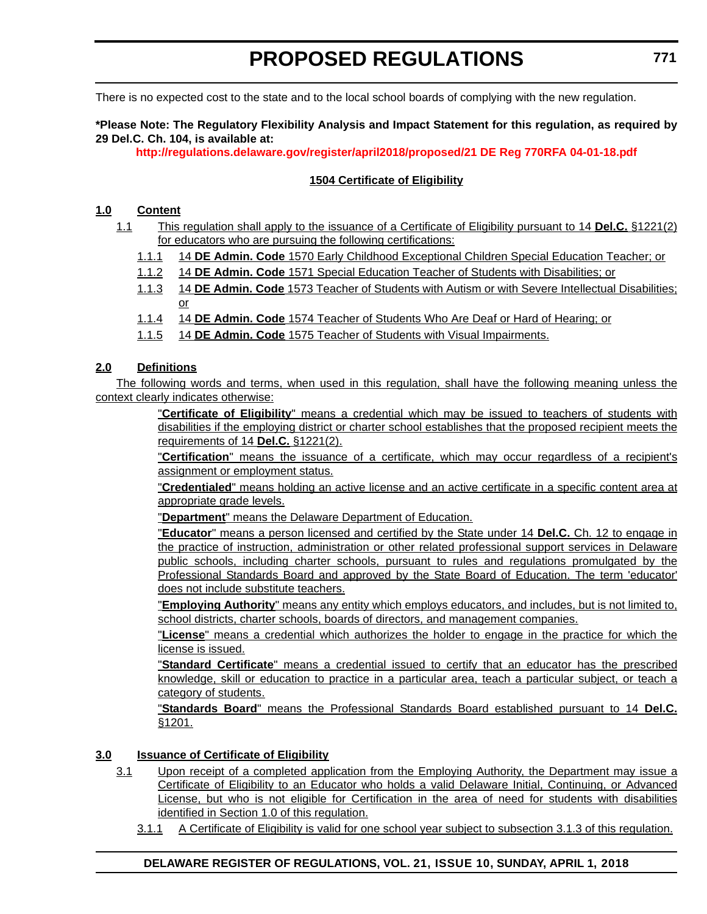There is no expected cost to the state and to the local school boards of complying with the new regulation.

**\*Please Note: The Regulatory Flexibility Analysis and Impact Statement for this regulation, as required by 29 Del.C. Ch. 104, is available at:**

**http://regulations.delaware.gov/register/april2018/proposed/21 DE Reg 770RFA 04-01-18.pdf**

**1504 Certificate of Eligibility**

**1.0 Content**

1.1 This regulation shall apply to the issuance of a Certificate of Eligibility pursuant to 14 **Del.C.** §1221(2) for educators who are pursuing the following certifications:

1.1.1 14 **DE Admin. Code** 1570 Early Childhood Exceptional Children Special Education Teacher; or

1.1.2 14 **DE Admin. Code** 1571 Special Education Teacher of Students with Disabilities; or

1.1.3 14 **DE Admin. Code** 1573 Teacher of Students with Autism or with Severe Intellectual Disabilities; or

1.1.4 14 **DE Admin. Code** 1574 Teacher of Students Who Are Deaf or Hard of Hearing; or

1.1.5 14 **DE Admin. Code** 1575 Teacher of Students with Visual Impairments.

**2.0 Definitions**

The following words and terms, when used in this regulation, shall have the following meaning unless the context clearly indicates otherwise:

"**Certificate of Eligibility**" means a credential which may be issued to teachers of students with disabilities if the employing district or charter school establishes that the proposed recipient meets the requirements of 14 **Del.C.** §1221(2).

"**Certification**" means the issuance of a certificate, which may occur regardless of a recipient's assignment or employment status.

"**Credentialed**" means holding an active license and an active certificate in a specific content area at appropriate grade levels.

"**Department**" means the Delaware Department of Education.

"**Educator**" means a person licensed and certified by the State under 14 **Del.C.** Ch. 12 to engage in the practice of instruction, administration or other related professional support services in Delaware public schools, including charter schools, pursuant to rules and regulations promulgated by the Professional Standards Board and approved by the State Board of Education. The term 'educator' does not include substitute teachers.

"**Employing Authority**" means any entity which employs educators, and includes, but is not limited to, school districts, charter schools, boards of directors, and management companies.

"**License**" means a credential which authorizes the holder to engage in the practice for which the license is issued.

"**Standard Certificate**" means a credential issued to certify that an educator has the prescribed knowledge, skill or education to practice in a particular area, teach a particular subject, or teach a category of students.

"**Standards Board**" means the Professional Standards Board established pursuant to 14 **Del.C.** §1201.

**3.0 Issuance of Certificate of Eligibility**

3.1 Upon receipt of a completed application from the Employing Authority, the Department may issue a Certificate of Eligibility to an Educator who holds a valid Delaware Initial, Continuing, or Advanced License, but who is not eligible for Certification in the area of need for students with disabilities identified in Section 1.0 of this regulation.

3.1.1 A Certificate of Eligibility is valid for one school year subject to subsection 3.1.3 of this regulation.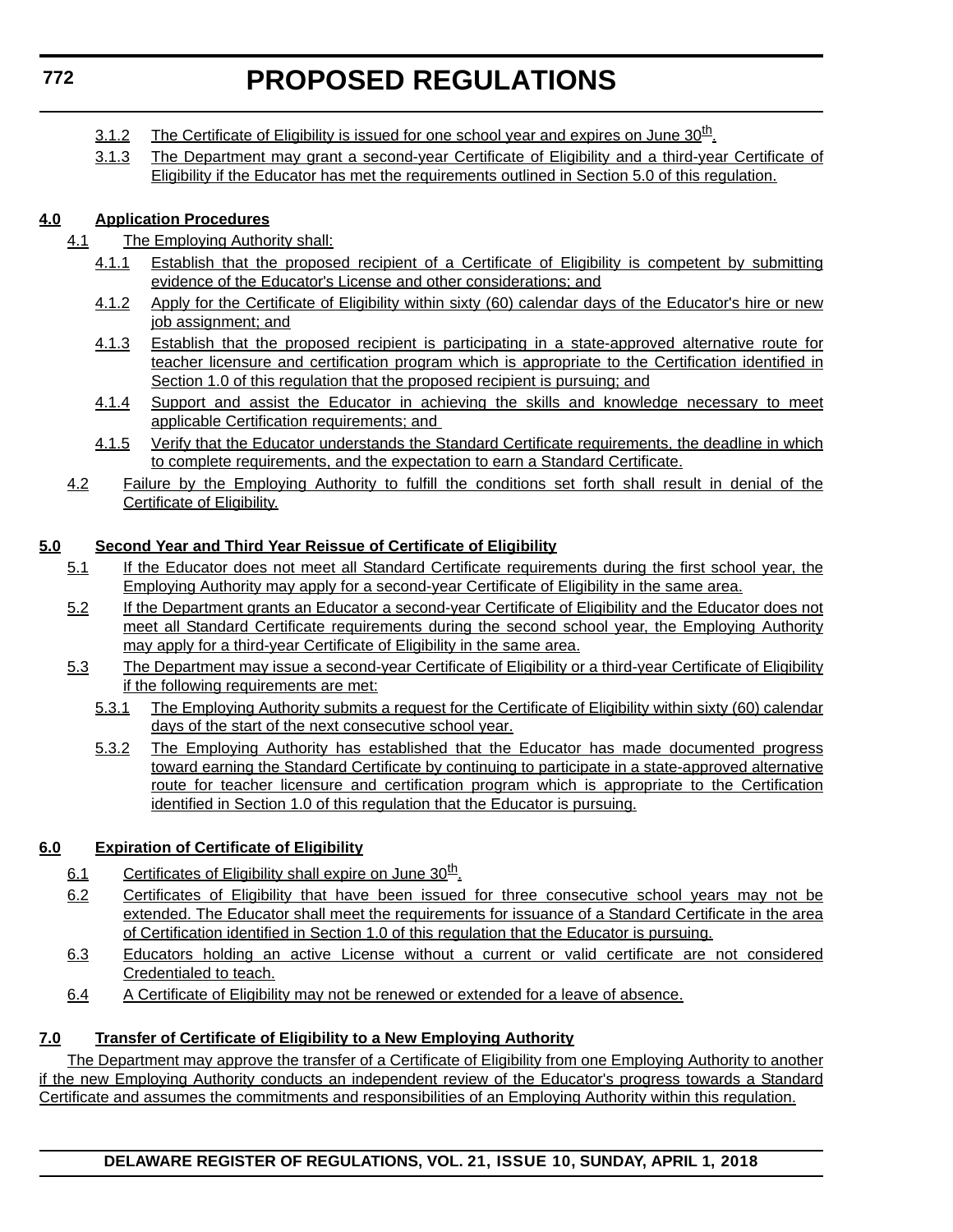3.1.2 The Certificate of Eligibility is issued for one school year and expires on June 30th.

3.1.3 The Department may grant a second-year Certificate of Eligibility and a third-year Certificate of Eligibility if the Educator has met the requirements outlined in Section 5.0 of this regulation.

**4.0 Application Procedures**

4.1 The Employing Authority shall:

4.1.1 Establish that the proposed recipient of a Certificate of Eligibility is competent by submitting evidence of the Educator's License and other considerations; and

4.1.2 Apply for the Certificate of Eligibility within sixty (60) calendar days of the Educator's hire or new job assignment; and

4.1.3 Establish that the proposed recipient is participating in a state-approved alternative route for teacher licensure and certification program which is appropriate to the Certification identified in Section 1.0 of this regulation that the proposed recipient is pursuing; and

4.1.4 Support and assist the Educator in achieving the skills and knowledge necessary to meet applicable Certification requirements; and

4.1.5 Verify that the Educator understands the Standard Certificate requirements, the deadline in which to complete requirements, and the expectation to earn a Standard Certificate.

4.2 Failure by the Employing Authority to fulfill the conditions set forth shall result in denial of the Certificate of Eligibility.

**5.0 Second Year and Third Year Reissue of Certificate of Eligibility**

5.1 If the Educator does not meet all Standard Certificate requirements during the first school year, the Employing Authority may apply for a second-year Certificate of Eligibility in the same area.

5.2 If the Department grants an Educator a second-year Certificate of Eligibility and the Educator does not meet all Standard Certificate requirements during the second school year, the Employing Authority may apply for a third-year Certificate of Eligibility in the same area.

5.3 The Department may issue a second-year Certificate of Eligibility or a third-year Certificate of Eligibility if the following requirements are met:

5.3.1 The Employing Authority submits a request for the Certificate of Eligibility within sixty (60) calendar days of the start of the next consecutive school year.

5.3.2 The Employing Authority has established that the Educator has made documented progress toward earning the Standard Certificate by continuing to participate in a state-approved alternative route for teacher licensure and certification program which is appropriate to the Certification identified in Section 1.0 of this regulation that the Educator is pursuing.

**6.0 Expiration of Certificate of Eligibility**

6.1 Certificates of Eligibility shall expire on June 30th.

6.2 Certificates of Eligibility that have been issued for three consecutive school years may not be extended. The Educator shall meet the requirements for issuance of a Standard Certificate in the area of Certification identified in Section 1.0 of this regulation that the Educator is pursuing.

6.3 Educators holding an active License without a current or valid certificate are not considered Credentialed to teach.

6.4 A Certificate of Eligibility may not be renewed or extended for a leave of absence.

**7.0 Transfer of Certificate of Eligibility to a New Employing Authority**

The Department may approve the transfer of a Certificate of Eligibility from one Employing Authority to another if the new Employing Authority conducts an independent review of the Educator's progress towards a Standard Certificate and assumes the commitments and responsibilities of an Employing Authority within this regulation.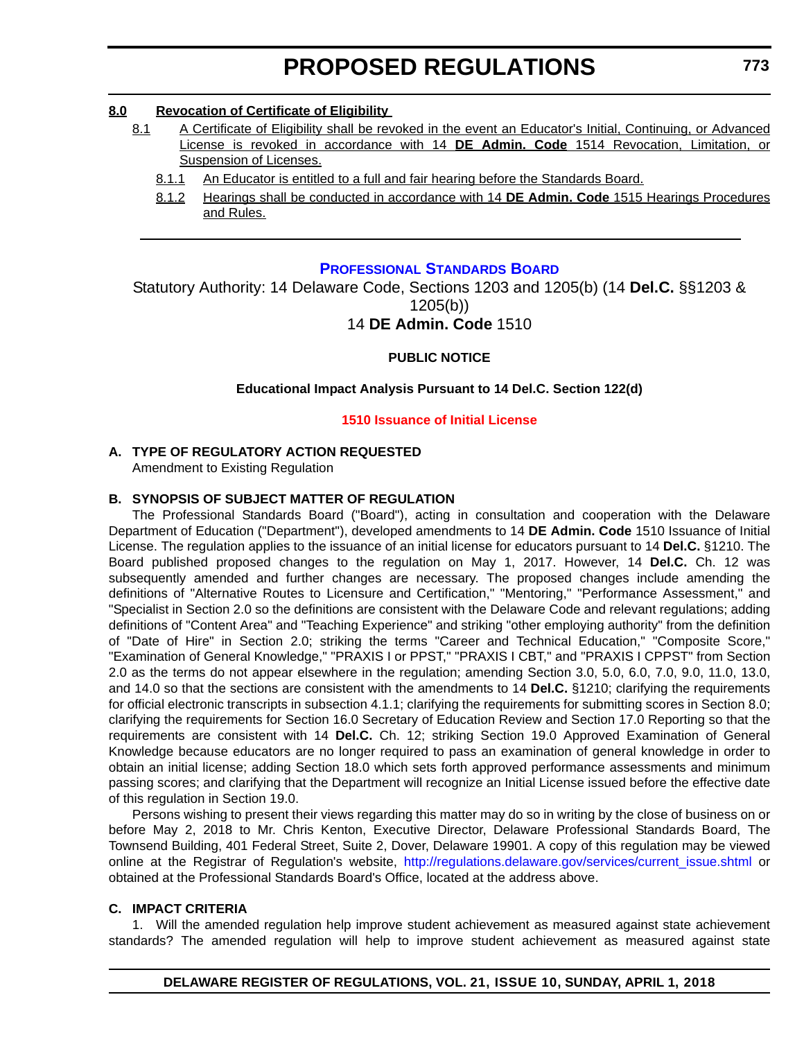**8.0 Revocation of Certificate of Eligibility**

8.1 A Certificate of Eligibility shall be revoked in the event an Educator's Initial, Continuing, or Advanced License is revoked in accordance with 14 **DE Admin. Code** 1514 Revocation, Limitation, or Suspension of Licenses.

8.1.1 An Educator is entitled to a full and fair hearing before the Standards Board.

8.1.2 Hearings shall be conducted in accordance with 14 **DE Admin. Code** 1515 Hearings Procedures and Rules.

---

## PROFESSIONAL STANDARDS BOARD

Statutory Authority: 14 Delaware Code, Sections 1203 and 1205(b) (14 **Del.C.** §§1203 & 1205(b))

14 **DE Admin. Code** 1510

**PUBLIC NOTICE**

**Educational Impact Analysis Pursuant to 14 Del.C. Section 122(d)**

**1510 Issuance of Initial License**

**A. TYPE OF REGULATORY ACTION REQUESTED**

Amendment to Existing Regulation

**B. SYNOPSIS OF SUBJECT MATTER OF REGULATION**

The Professional Standards Board ("Board"), acting in consultation and cooperation with the Delaware Department of Education ("Department"), developed amendments to 14 **DE Admin. Code** 1510 Issuance of Initial License. The regulation applies to the issuance of an initial license for educators pursuant to 14 **Del.C.** §1210. The Board published proposed changes to the regulation on May 1, 2017. However, 14 **Del.C.** Ch. 12 was subsequently amended and further changes are necessary. The proposed changes include amending the definitions of "Alternative Routes to Licensure and Certification," "Mentoring," "Performance Assessment," and "Specialist in Section 2.0 so the definitions are consistent with the Delaware Code and relevant regulations; adding definitions of "Content Area" and "Teaching Experience" and striking "other employing authority" from the definition of "Date of Hire" in Section 2.0; striking the terms "Career and Technical Education," "Composite Score," "Examination of General Knowledge," "PRAXIS I or PPST," "PRAXIS I CBT," and "PRAXIS I CPPST" from Section 2.0 as the terms do not appear elsewhere in the regulation; amending Section 3.0, 5.0, 6.0, 7.0, 9.0, 11.0, 13.0, and 14.0 so that the sections are consistent with the amendments to 14 **Del.C.** §1210; clarifying the requirements for official electronic transcripts in subsection 4.1.1; clarifying the requirements for submitting scores in Section 8.0; clarifying the requirements for Section 16.0 Secretary of Education Review and Section 17.0 Reporting so that the requirements are consistent with 14 **Del.C.** Ch. 12; striking Section 19.0 Approved Examination of General Knowledge because educators are no longer required to pass an examination of general knowledge in order to obtain an initial license; adding Section 18.0 which sets forth approved performance assessments and minimum passing scores; and clarifying that the Department will recognize an Initial License issued before the effective date of this regulation in Section 19.0.

Persons wishing to present their views regarding this matter may do so in writing by the close of business on or before May 2, 2018 to Mr. Chris Kenton, Executive Director, Delaware Professional Standards Board, The Townsend Building, 401 Federal Street, Suite 2, Dover, Delaware 19901. A copy of this regulation may be viewed online at the Registrar of Regulation's website, http://regulations.delaware.gov/services/current_issue.shtml or obtained at the Professional Standards Board's Office, located at the address above.

**C. IMPACT CRITERIA**

1. Will the amended regulation help improve student achievement as measured against state achievement standards? The amended regulation will help to improve student achievement as measured against state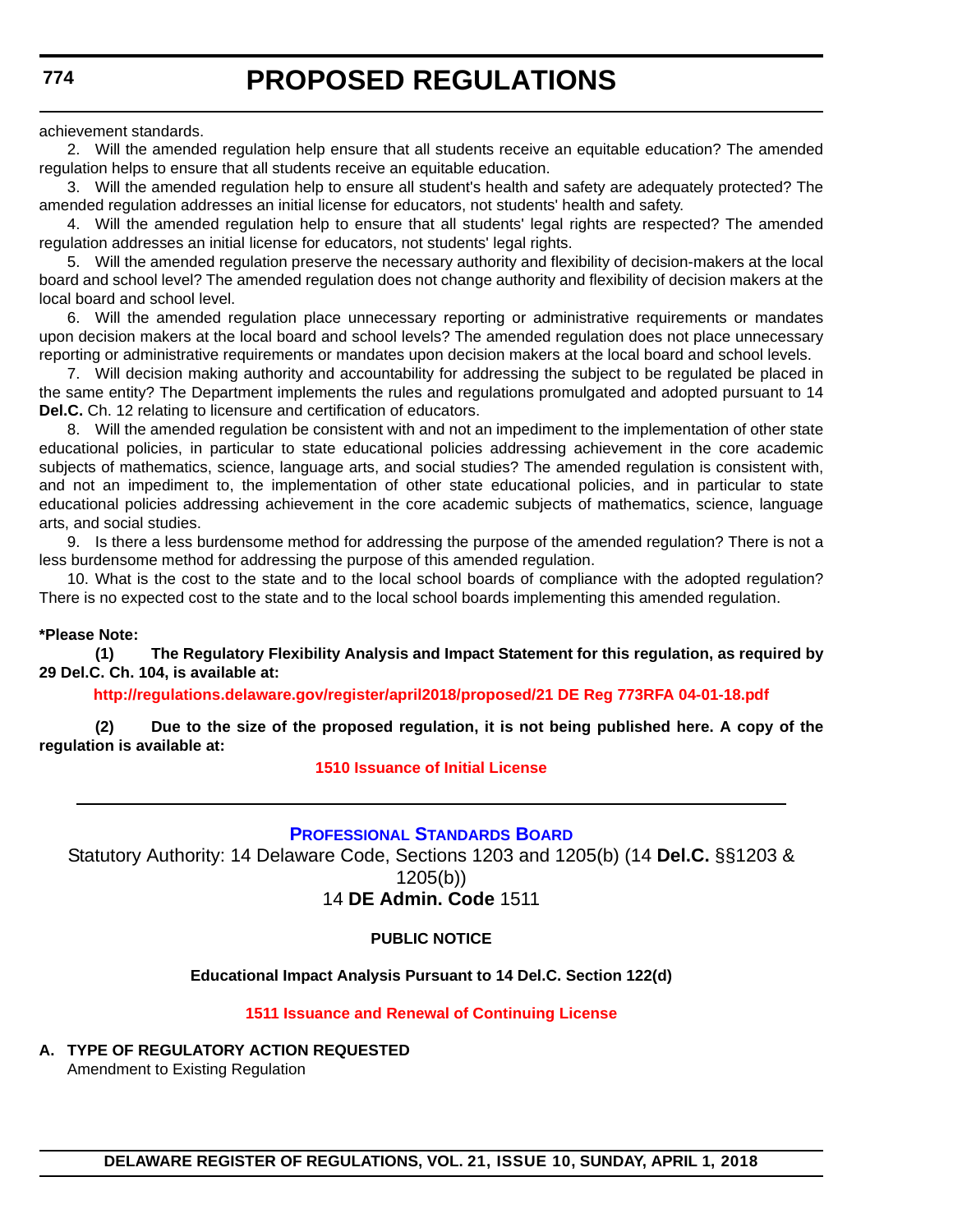achievement standards.

2. Will the amended regulation help ensure that all students receive an equitable education? The amended regulation helps to ensure that all students receive an equitable education.

3. Will the amended regulation help to ensure all student's health and safety are adequately protected? The amended regulation addresses an initial license for educators, not students' health and safety.

4. Will the amended regulation help to ensure that all students' legal rights are respected? The amended regulation addresses an initial license for educators, not students' legal rights.

5. Will the amended regulation preserve the necessary authority and flexibility of decision-makers at the local board and school level? The amended regulation does not change authority and flexibility of decision makers at the local board and school level.

6. Will the amended regulation place unnecessary reporting or administrative requirements or mandates upon decision makers at the local board and school levels? The amended regulation does not place unnecessary reporting or administrative requirements or mandates upon decision makers at the local board and school levels.

7. Will decision making authority and accountability for addressing the subject to be regulated be placed in the same entity? The Department implements the rules and regulations promulgated and adopted pursuant to 14 **Del.C.** Ch. 12 relating to licensure and certification of educators.

8. Will the amended regulation be consistent with and not an impediment to the implementation of other state educational policies, in particular to state educational policies addressing achievement in the core academic subjects of mathematics, science, language arts, and social studies? The amended regulation is consistent with, and not an impediment to, the implementation of other state educational policies, and in particular to state educational policies addressing achievement in the core academic subjects of mathematics, science, language arts, and social studies.

9. Is there a less burdensome method for addressing the purpose of the amended regulation? There is not a less burdensome method for addressing the purpose of this amended regulation.

10. What is the cost to the state and to the local school boards of compliance with the adopted regulation? There is no expected cost to the state and to the local school boards implementing this amended regulation.

**\*Please Note:**

**(1) The Regulatory Flexibility Analysis and Impact Statement for this regulation, as required by 29 Del.C. Ch. 104, is available at:**

**http://regulations.delaware.gov/register/april2018/proposed/21 DE Reg 773RFA 04-01-18.pdf**

**(2) Due to the size of the proposed regulation, it is not being published here. A copy of the regulation is available at:**

**1510 Issuance of Initial License**

---

## Professional Standards Board

Statutory Authority: 14 Delaware Code, Sections 1203 and 1205(b) (14 **Del.C.** §§1203 & 1205(b))

14 **DE Admin. Code** 1511

**PUBLIC NOTICE**

**Educational Impact Analysis Pursuant to 14 Del.C. Section 122(d)**

**1511 Issuance and Renewal of Continuing License**

**A. TYPE OF REGULATORY ACTION REQUESTED**

Amendment to Existing Regulation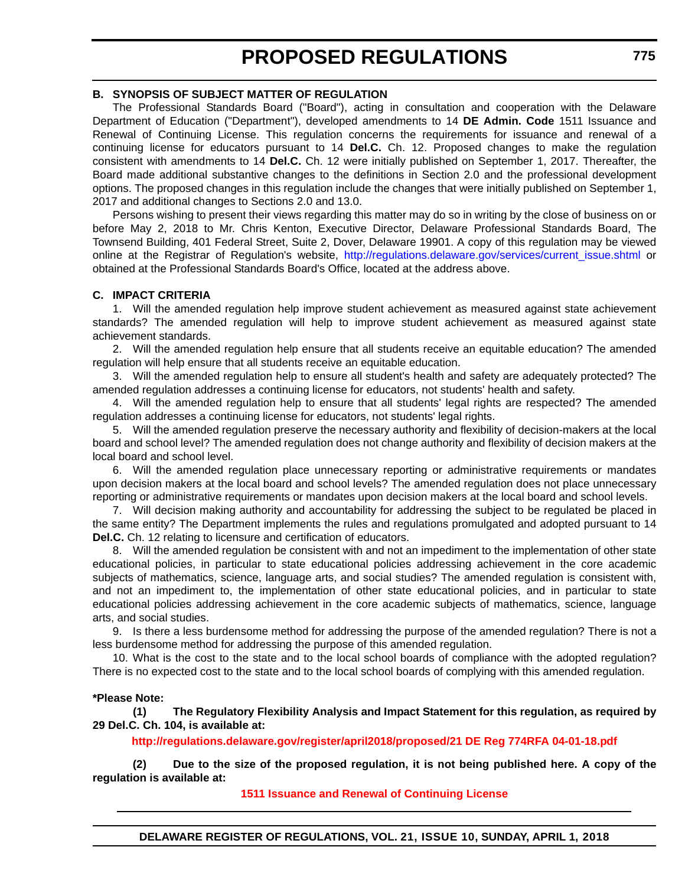### B. SYNOPSIS OF SUBJECT MATTER OF REGULATION

The Professional Standards Board ("Board"), acting in consultation and cooperation with the Delaware Department of Education ("Department"), developed amendments to 14 **DE Admin. Code** 1511 Issuance and Renewal of Continuing License. This regulation concerns the requirements for issuance and renewal of a continuing license for educators pursuant to 14 **Del.C.** Ch. 12. Proposed changes to make the regulation consistent with amendments to 14 **Del.C.** Ch. 12 were initially published on September 1, 2017. Thereafter, the Board made additional substantive changes to the definitions in Section 2.0 and the professional development options. The proposed changes in this regulation include the changes that were initially published on September 1, 2017 and additional changes to Sections 2.0 and 13.0.

Persons wishing to present their views regarding this matter may do so in writing by the close of business on or before May 2, 2018 to Mr. Chris Kenton, Executive Director, Delaware Professional Standards Board, The Townsend Building, 401 Federal Street, Suite 2, Dover, Delaware 19901. A copy of this regulation may be viewed online at the Registrar of Regulation's website, http://regulations.delaware.gov/services/current_issue.shtml or obtained at the Professional Standards Board's Office, located at the address above.

### C. IMPACT CRITERIA

1. Will the amended regulation help improve student achievement as measured against state achievement standards? The amended regulation will help to improve student achievement as measured against state achievement standards.

2. Will the amended regulation help ensure that all students receive an equitable education? The amended regulation will help ensure that all students receive an equitable education.

3. Will the amended regulation help to ensure all student's health and safety are adequately protected? The amended regulation addresses a continuing license for educators, not students' health and safety.

4. Will the amended regulation help to ensure that all students' legal rights are respected? The amended regulation addresses a continuing license for educators, not students' legal rights.

5. Will the amended regulation preserve the necessary authority and flexibility of decision-makers at the local board and school level? The amended regulation does not change authority and flexibility of decision makers at the local board and school level.

6. Will the amended regulation place unnecessary reporting or administrative requirements or mandates upon decision makers at the local board and school levels? The amended regulation does not place unnecessary reporting or administrative requirements or mandates upon decision makers at the local board and school levels.

7. Will decision making authority and accountability for addressing the subject to be regulated be placed in the same entity? The Department implements the rules and regulations promulgated and adopted pursuant to 14 **Del.C.** Ch. 12 relating to licensure and certification of educators.

8. Will the amended regulation be consistent with and not an impediment to the implementation of other state educational policies, in particular to state educational policies addressing achievement in the core academic subjects of mathematics, science, language arts, and social studies? The amended regulation is consistent with, and not an impediment to, the implementation of other state educational policies, and in particular to state educational policies addressing achievement in the core academic subjects of mathematics, science, language arts, and social studies.

9. Is there a less burdensome method for addressing the purpose of the amended regulation? There is not a less burdensome method for addressing the purpose of this amended regulation.

10. What is the cost to the state and to the local school boards of compliance with the adopted regulation? There is no expected cost to the state and to the local school boards of complying with this amended regulation.

**\*Please Note:**

**(1) The Regulatory Flexibility Analysis and Impact Statement for this regulation, as required by 29 Del.C. Ch. 104, is available at:**

**http://regulations.delaware.gov/register/april2018/proposed/21 DE Reg 774RFA 04-01-18.pdf**

**(2) Due to the size of the proposed regulation, it is not being published here. A copy of the regulation is available at:**

**1511 Issuance and Renewal of Continuing License**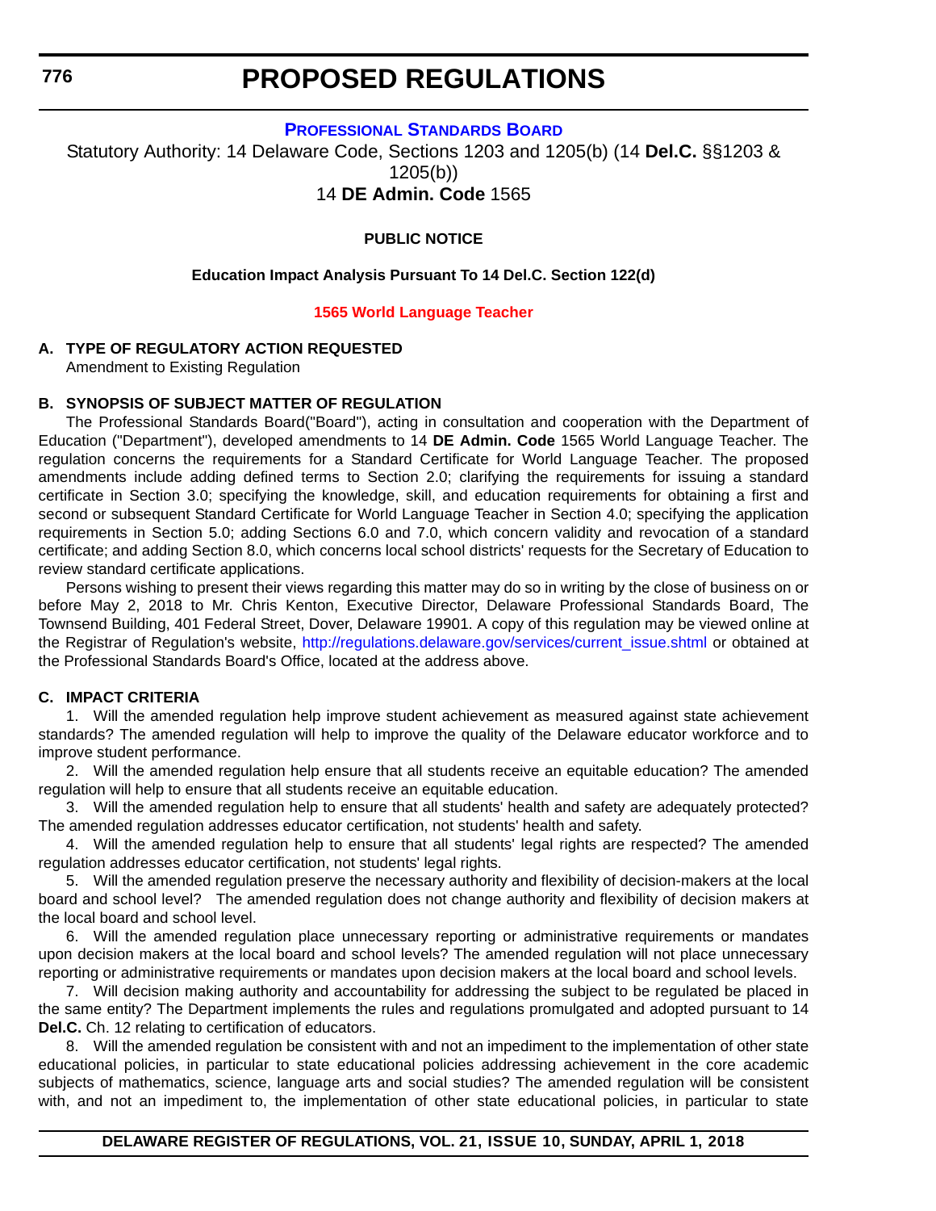# PROPOSED REGULATIONS

## PROFESSIONAL STANDARDS BOARD

Statutory Authority: 14 Delaware Code, Sections 1203 and 1205(b) (14 **Del.C.** §§1203 & 1205(b))

14 **DE Admin. Code** 1565

**PUBLIC NOTICE**

**Education Impact Analysis Pursuant To 14 Del.C. Section 122(d)**

**1565 World Language Teacher**

**A. TYPE OF REGULATORY ACTION REQUESTED**

Amendment to Existing Regulation

**B. SYNOPSIS OF SUBJECT MATTER OF REGULATION**

The Professional Standards Board("Board"), acting in consultation and cooperation with the Department of Education ("Department"), developed amendments to 14 **DE Admin. Code** 1565 World Language Teacher. The regulation concerns the requirements for a Standard Certificate for World Language Teacher. The proposed amendments include adding defined terms to Section 2.0; clarifying the requirements for issuing a standard certificate in Section 3.0; specifying the knowledge, skill, and education requirements for obtaining a first and second or subsequent Standard Certificate for World Language Teacher in Section 4.0; specifying the application requirements in Section 5.0; adding Sections 6.0 and 7.0, which concern validity and revocation of a standard certificate; and adding Section 8.0, which concerns local school districts' requests for the Secretary of Education to review standard certificate applications.

Persons wishing to present their views regarding this matter may do so in writing by the close of business on or before May 2, 2018 to Mr. Chris Kenton, Executive Director, Delaware Professional Standards Board, The Townsend Building, 401 Federal Street, Dover, Delaware 19901. A copy of this regulation may be viewed online at the Registrar of Regulation's website, http://regulations.delaware.gov/services/current_issue.shtml or obtained at the Professional Standards Board's Office, located at the address above.

**C. IMPACT CRITERIA**

1. Will the amended regulation help improve student achievement as measured against state achievement standards? The amended regulation will help to improve the quality of the Delaware educator workforce and to improve student performance.

2. Will the amended regulation help ensure that all students receive an equitable education? The amended regulation will help to ensure that all students receive an equitable education.

3. Will the amended regulation help to ensure that all students' health and safety are adequately protected? The amended regulation addresses educator certification, not students' health and safety.

4. Will the amended regulation help to ensure that all students' legal rights are respected? The amended regulation addresses educator certification, not students' legal rights.

5. Will the amended regulation preserve the necessary authority and flexibility of decision-makers at the local board and school level? The amended regulation does not change authority and flexibility of decision makers at the local board and school level.

6. Will the amended regulation place unnecessary reporting or administrative requirements or mandates upon decision makers at the local board and school levels? The amended regulation will not place unnecessary reporting or administrative requirements or mandates upon decision makers at the local board and school levels.

7. Will decision making authority and accountability for addressing the subject to be regulated be placed in the same entity? The Department implements the rules and regulations promulgated and adopted pursuant to 14 **Del.C.** Ch. 12 relating to certification of educators.

8. Will the amended regulation be consistent with and not an impediment to the implementation of other state educational policies, in particular to state educational policies addressing achievement in the core academic subjects of mathematics, science, language arts and social studies? The amended regulation will be consistent with, and not an impediment to, the implementation of other state educational policies, in particular to state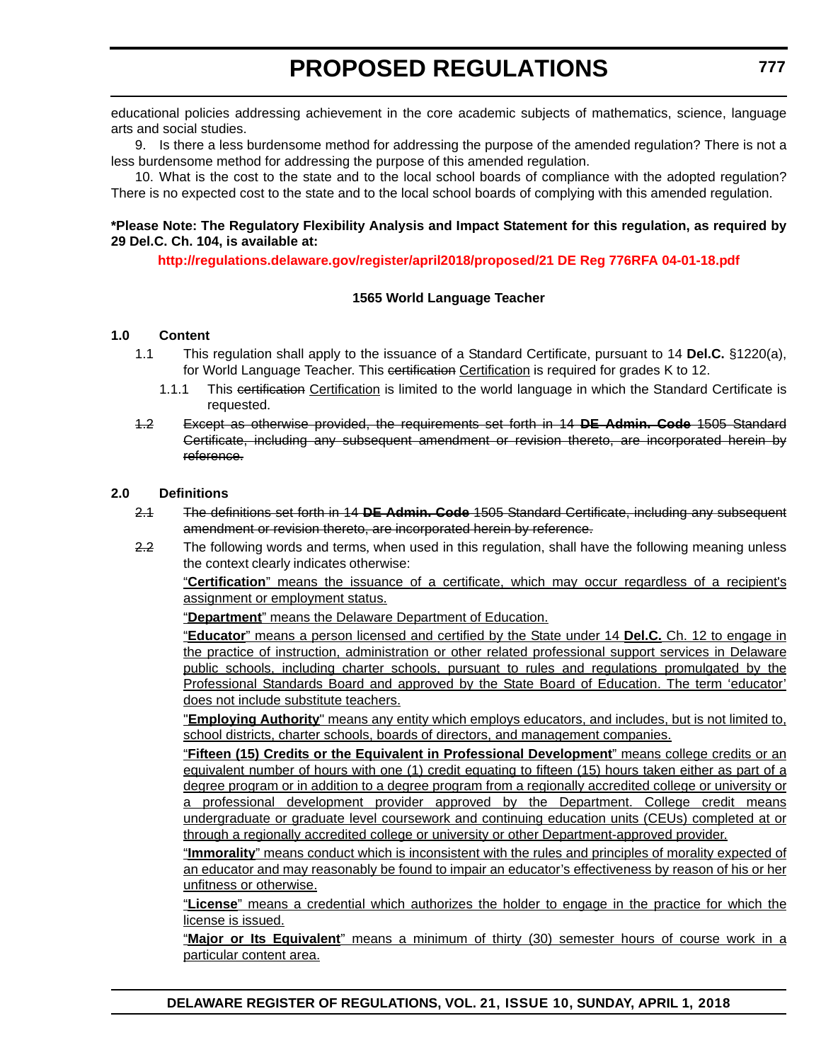educational policies addressing achievement in the core academic subjects of mathematics, science, language arts and social studies.

9. Is there a less burdensome method for addressing the purpose of the amended regulation? There is not a less burdensome method for addressing the purpose of this amended regulation.

10. What is the cost to the state and to the local school boards of compliance with the adopted regulation? There is no expected cost to the state and to the local school boards of complying with this amended regulation.

**\*Please Note: The Regulatory Flexibility Analysis and Impact Statement for this regulation, as required by 29 Del.C. Ch. 104, is available at:**

**http://regulations.delaware.gov/register/april2018/proposed/21 DE Reg 776RFA 04-01-18.pdf**

**1565 World Language Teacher**

**1.0 Content**

1.1 This regulation shall apply to the issuance of a Standard Certificate, pursuant to 14 **Del.C.** §1220(a), for World Language Teacher. This ~~certification~~ Certification is required for grades K to 12.

1.1.1 This ~~certification~~ Certification is limited to the world language in which the Standard Certificate is requested.

~~1.2 Except as otherwise provided, the requirements set forth in 14 **DE Admin. Code** 1505 Standard Certificate, including any subsequent amendment or revision thereto, are incorporated herein by reference.~~

**2.0 Definitions**

~~2.1 The definitions set forth in 14 **DE Admin. Code** 1505 Standard Certificate, including any subsequent amendment or revision thereto, are incorporated herein by reference.~~

~~2.2~~ The following words and terms, when used in this regulation, shall have the following meaning unless the context clearly indicates otherwise:

"**Certification**" means the issuance of a certificate, which may occur regardless of a recipient's assignment or employment status.

"**Department**" means the Delaware Department of Education.

"**Educator**" means a person licensed and certified by the State under 14 **Del.C.** Ch. 12 to engage in the practice of instruction, administration or other related professional support services in Delaware public schools, including charter schools, pursuant to rules and regulations promulgated by the Professional Standards Board and approved by the State Board of Education. The term 'educator' does not include substitute teachers.

"**Employing Authority**" means any entity which employs educators, and includes, but is not limited to, school districts, charter schools, boards of directors, and management companies.

"**Fifteen (15) Credits or the Equivalent in Professional Development**" means college credits or an equivalent number of hours with one (1) credit equating to fifteen (15) hours taken either as part of a degree program or in addition to a degree program from a regionally accredited college or university or a professional development provider approved by the Department. College credit means undergraduate or graduate level coursework and continuing education units (CEUs) completed at or through a regionally accredited college or university or other Department-approved provider.

"**Immorality**" means conduct which is inconsistent with the rules and principles of morality expected of an educator and may reasonably be found to impair an educator's effectiveness by reason of his or her unfitness or otherwise.

"**License**" means a credential which authorizes the holder to engage in the practice for which the license is issued.

"**Major or Its Equivalent**" means a minimum of thirty (30) semester hours of course work in a particular content area.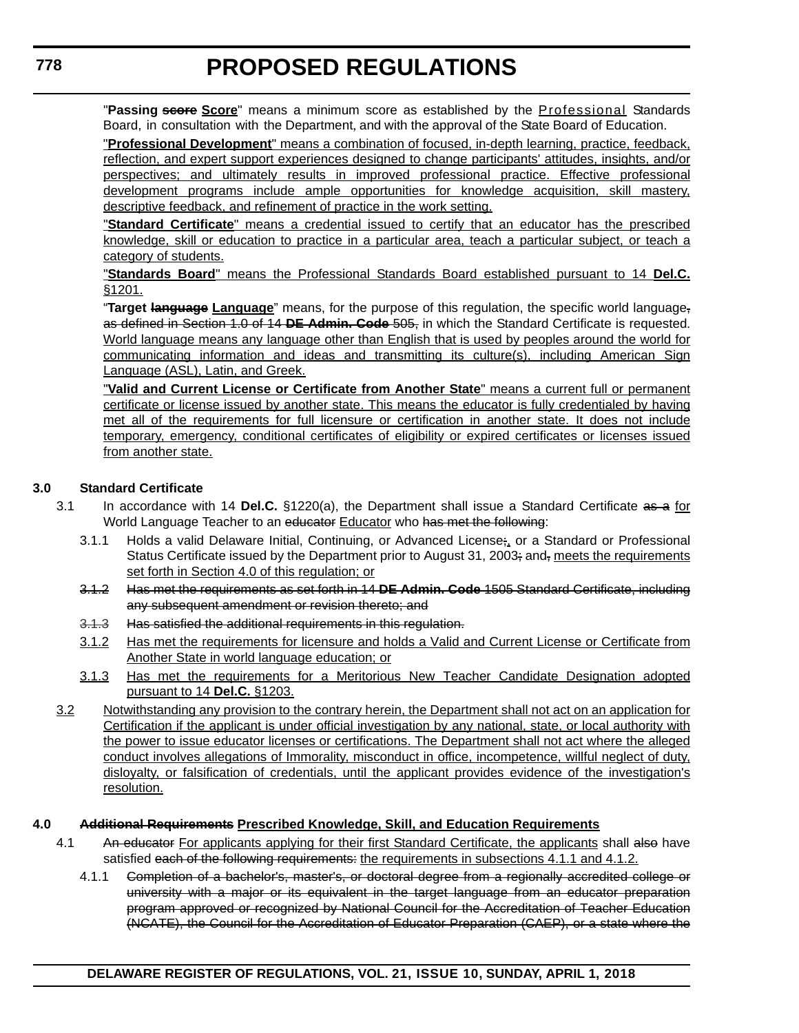"**Passing ~~score~~ Score**" means a minimum score as established by the Professional Standards Board, in consultation with the Department, and with the approval of the State Board of Education.

"**Professional Development**" means a combination of focused, in-depth learning, practice, feedback, reflection, and expert support experiences designed to change participants' attitudes, insights, and/or perspectives; and ultimately results in improved professional practice. Effective professional development programs include ample opportunities for knowledge acquisition, skill mastery, descriptive feedback, and refinement of practice in the work setting.

"**Standard Certificate**" means a credential issued to certify that an educator has the prescribed knowledge, skill or education to practice in a particular area, teach a particular subject, or teach a category of students.

"**Standards Board**" means the Professional Standards Board established pursuant to 14 **Del.C.** §1201.

"**Target ~~language~~ Language**" means, for the purpose of this regulation, the specific world language~~, as defined in Section 1.0 of 14 **DE Admin. Code** 505,~~ in which the Standard Certificate is requested. World language means any language other than English that is used by peoples around the world for communicating information and ideas and transmitting its culture(s), including American Sign Language (ASL), Latin, and Greek.

"**Valid and Current License or Certificate from Another State**" means a current full or permanent certificate or license issued by another state. This means the educator is fully credentialed by having met all of the requirements for full licensure or certification in another state. It does not include temporary, emergency, conditional certificates of eligibility or expired certificates or licenses issued from another state.

**3.0 Standard Certificate**

3.1 In accordance with 14 **Del.C.** §1220(a), the Department shall issue a Standard Certificate ~~as a~~ for World Language Teacher to an ~~educator~~ Educator who ~~has met the following~~:

3.1.1 Holds a valid Delaware Initial, Continuing, or Advanced License~~;~~, or a Standard or Professional Status Certificate issued by the Department prior to August 31, 2003~~;~~ and~~,~~ meets the requirements set forth in Section 4.0 of this regulation; or

~~3.1.2 Has met the requirements as set forth in 14 **DE Admin. Code** 1505 Standard Certificate, including any subsequent amendment or revision thereto; and~~

~~3.1.3 Has satisfied the additional requirements in this regulation.~~

3.1.2 Has met the requirements for licensure and holds a Valid and Current License or Certificate from Another State in world language education; or

3.1.3 Has met the requirements for a Meritorious New Teacher Candidate Designation adopted pursuant to 14 **Del.C.** §1203.

3.2 Notwithstanding any provision to the contrary herein, the Department shall not act on an application for Certification if the applicant is under official investigation by any national, state, or local authority with the power to issue educator licenses or certifications. The Department shall not act where the alleged conduct involves allegations of Immorality, misconduct in office, incompetence, willful neglect of duty, disloyalty, or falsification of credentials, until the applicant provides evidence of the investigation's resolution.

**4.0 ~~Additional Requirements~~ Prescribed Knowledge, Skill, and Education Requirements**

4.1 ~~An educator~~ For applicants applying for their first Standard Certificate, the applicants shall ~~also~~ have satisfied ~~each of the following requirements:~~ the requirements in subsections 4.1.1 and 4.1.2.

4.1.1 ~~Completion of a bachelor's, master's, or doctoral degree from a regionally accredited college or university with a major or its equivalent in the target language from an educator preparation program approved or recognized by National Council for the Accreditation of Teacher Education (NCATE), the Council for the Accreditation of Educator Preparation (CAEP), or a state where the~~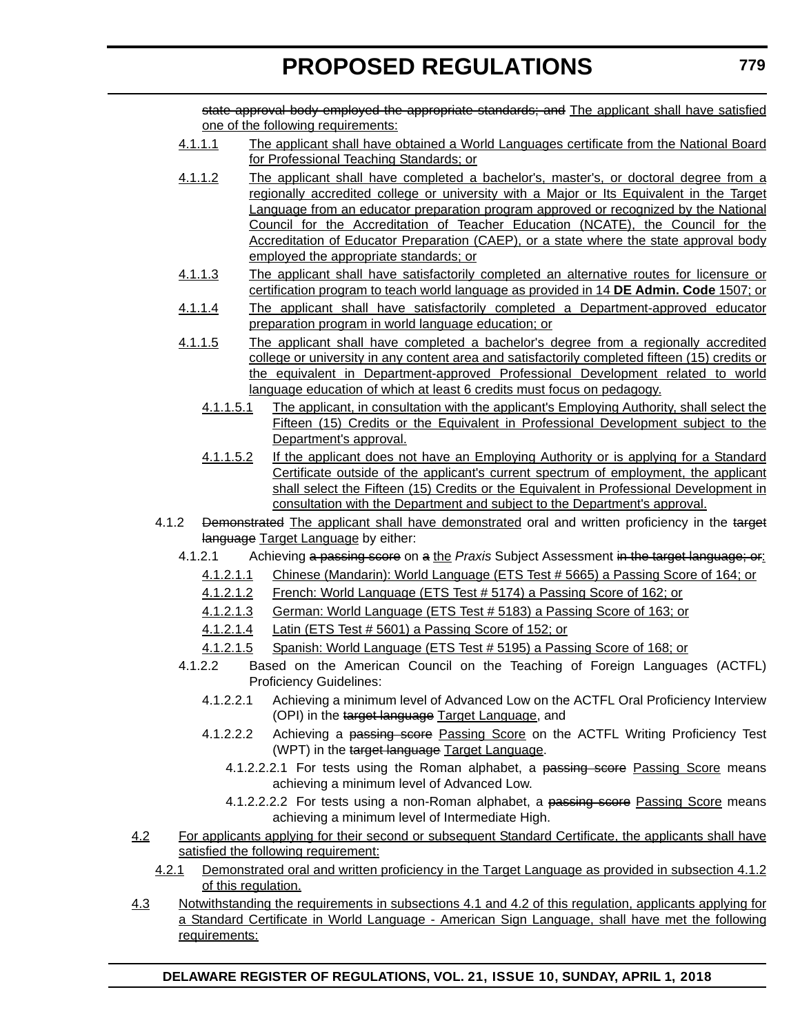~~state approval body employed the appropriate standards; and~~ <u>The applicant shall have satisfied one of the following requirements:</u>

<u>4.1.1.1</u> <u>The applicant shall have obtained a World Languages certificate from the National Board for Professional Teaching Standards; or</u>

<u>4.1.1.2</u> <u>The applicant shall have completed a bachelor's, master's, or doctoral degree from a regionally accredited college or university with a Major or Its Equivalent in the Target Language from an educator preparation program approved or recognized by the National Council for the Accreditation of Teacher Education (NCATE), the Council for the Accreditation of Educator Preparation (CAEP), or a state where the state approval body employed the appropriate standards; or</u>

<u>4.1.1.3</u> <u>The applicant shall have satisfactorily completed an alternative routes for licensure or certification program to teach world language as provided in 14 **DE Admin. Code** 1507; or</u>

<u>4.1.1.4</u> <u>The applicant shall have satisfactorily completed a Department-approved educator preparation program in world language education; or</u>

<u>4.1.1.5</u> <u>The applicant shall have completed a bachelor's degree from a regionally accredited college or university in any content area and satisfactorily completed fifteen (15) credits or the equivalent in Department-approved Professional Development related to world language education of which at least 6 credits must focus on pedagogy.</u>

<u>4.1.1.5.1</u> <u>The applicant, in consultation with the applicant's Employing Authority, shall select the Fifteen (15) Credits or the Equivalent in Professional Development subject to the Department's approval.</u>

<u>4.1.1.5.2</u> <u>If the applicant does not have an Employing Authority or is applying for a Standard Certificate outside of the applicant's current spectrum of employment, the applicant shall select the Fifteen (15) Credits or the Equivalent in Professional Development in consultation with the Department and subject to the Department's approval.</u>

4.1.2 ~~Demonstrated~~ <u>The applicant shall have demonstrated</u> oral and written proficiency in the ~~target language~~ <u>Target Language</u> by either:

4.1.2.1 Achieving ~~a passing score~~ on ~~a~~ <u>the</u> *Praxis* Subject Assessment ~~in the target language; or~~<u>:</u>

<u>4.1.2.1.1</u> <u>Chinese (Mandarin): World Language (ETS Test # 5665) a Passing Score of 164; or</u>

<u>4.1.2.1.2</u> <u>French: World Language (ETS Test # 5174) a Passing Score of 162; or</u>

<u>4.1.2.1.3</u> <u>German: World Language (ETS Test # 5183) a Passing Score of 163; or</u>

<u>4.1.2.1.4</u> <u>Latin (ETS Test # 5601) a Passing Score of 152; or</u>

<u>4.1.2.1.5</u> <u>Spanish: World Language (ETS Test # 5195) a Passing Score of 168; or</u>

4.1.2.2 Based on the American Council on the Teaching of Foreign Languages (ACTFL) Proficiency Guidelines:

4.1.2.2.1 Achieving a minimum level of Advanced Low on the ACTFL Oral Proficiency Interview (OPI) in the ~~target language~~ <u>Target Language</u>, and

4.1.2.2.2 Achieving a ~~passing score~~ <u>Passing Score</u> on the ACTFL Writing Proficiency Test (WPT) in the ~~target language~~ <u>Target Language</u>.

4.1.2.2.2.1 For tests using the Roman alphabet, a ~~passing score~~ <u>Passing Score</u> means achieving a minimum level of Advanced Low.

4.1.2.2.2.2 For tests using a non-Roman alphabet, a ~~passing score~~ <u>Passing Score</u> means achieving a minimum level of Intermediate High.

<u>4.2</u> <u>For applicants applying for their second or subsequent Standard Certificate, the applicants shall have satisfied the following requirement:</u>

<u>4.2.1</u> <u>Demonstrated oral and written proficiency in the Target Language as provided in subsection 4.1.2 of this regulation.</u>

<u>4.3</u> <u>Notwithstanding the requirements in subsections 4.1 and 4.2 of this regulation, applicants applying for a Standard Certificate in World Language - American Sign Language, shall have met the following requirements:</u>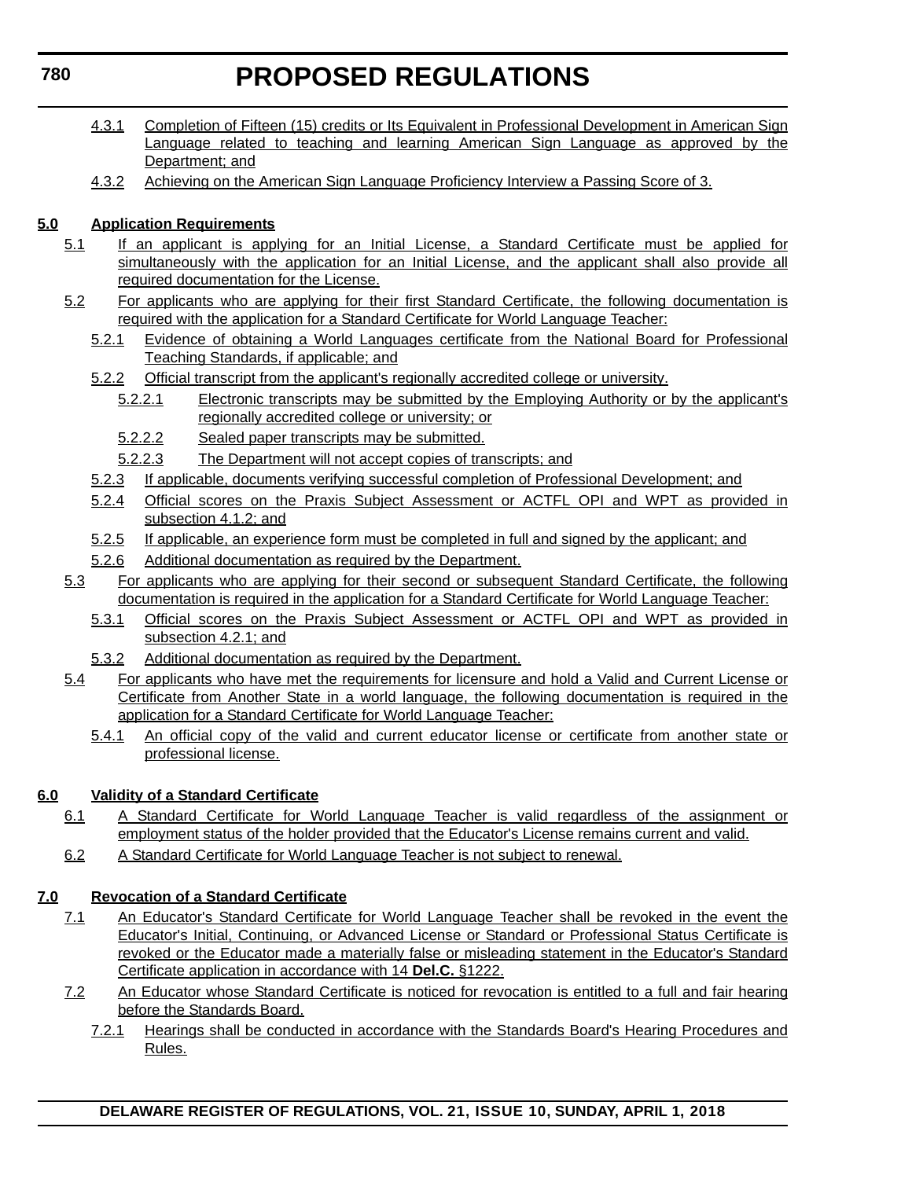4.3.1 Completion of Fifteen (15) credits or Its Equivalent in Professional Development in American Sign Language related to teaching and learning American Sign Language as approved by the Department; and

4.3.2 Achieving on the American Sign Language Proficiency Interview a Passing Score of 3.

**5.0 Application Requirements**

5.1 If an applicant is applying for an Initial License, a Standard Certificate must be applied for simultaneously with the application for an Initial License, and the applicant shall also provide all required documentation for the License.

5.2 For applicants who are applying for their first Standard Certificate, the following documentation is required with the application for a Standard Certificate for World Language Teacher:

5.2.1 Evidence of obtaining a World Languages certificate from the National Board for Professional Teaching Standards, if applicable; and

5.2.2 Official transcript from the applicant's regionally accredited college or university.

5.2.2.1 Electronic transcripts may be submitted by the Employing Authority or by the applicant's regionally accredited college or university; or

5.2.2.2 Sealed paper transcripts may be submitted.

5.2.2.3 The Department will not accept copies of transcripts; and

5.2.3 If applicable, documents verifying successful completion of Professional Development; and

5.2.4 Official scores on the Praxis Subject Assessment or ACTFL OPI and WPT as provided in subsection 4.1.2; and

5.2.5 If applicable, an experience form must be completed in full and signed by the applicant; and

5.2.6 Additional documentation as required by the Department.

5.3 For applicants who are applying for their second or subsequent Standard Certificate, the following documentation is required in the application for a Standard Certificate for World Language Teacher:

5.3.1 Official scores on the Praxis Subject Assessment or ACTFL OPI and WPT as provided in subsection 4.2.1; and

5.3.2 Additional documentation as required by the Department.

5.4 For applicants who have met the requirements for licensure and hold a Valid and Current License or Certificate from Another State in a world language, the following documentation is required in the application for a Standard Certificate for World Language Teacher:

5.4.1 An official copy of the valid and current educator license or certificate from another state or professional license.

**6.0 Validity of a Standard Certificate**

6.1 A Standard Certificate for World Language Teacher is valid regardless of the assignment or employment status of the holder provided that the Educator's License remains current and valid.

6.2 A Standard Certificate for World Language Teacher is not subject to renewal.

**7.0 Revocation of a Standard Certificate**

7.1 An Educator's Standard Certificate for World Language Teacher shall be revoked in the event the Educator's Initial, Continuing, or Advanced License or Standard or Professional Status Certificate is revoked or the Educator made a materially false or misleading statement in the Educator's Standard Certificate application in accordance with 14 **Del.C.** §1222.

7.2 An Educator whose Standard Certificate is noticed for revocation is entitled to a full and fair hearing before the Standards Board.

7.2.1 Hearings shall be conducted in accordance with the Standards Board's Hearing Procedures and Rules.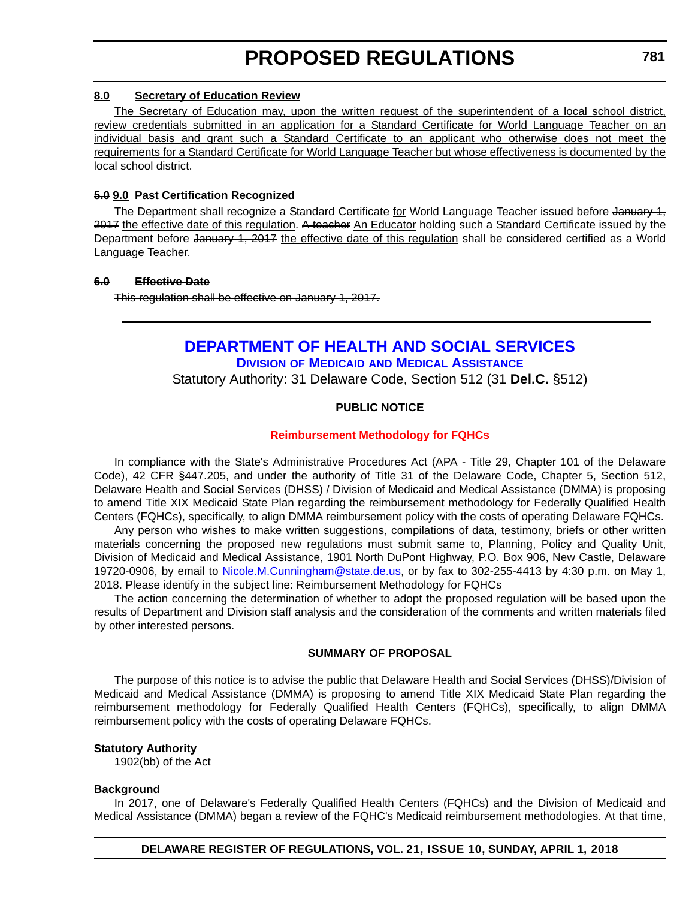**8.0 Secretary of Education Review**

The Secretary of Education may, upon the written request of the superintendent of a local school district, review credentials submitted in an application for a Standard Certificate for World Language Teacher on an individual basis and grant such a Standard Certificate to an applicant who otherwise does not meet the requirements for a Standard Certificate for World Language Teacher but whose effectiveness is documented by the local school district.

**~~5.0~~ 9.0 Past Certification Recognized**

The Department shall recognize a Standard Certificate for World Language Teacher issued before ~~January 1, 2017~~ the effective date of this regulation. ~~A teacher~~ An Educator holding such a Standard Certificate issued by the Department before ~~January 1, 2017~~ the effective date of this regulation shall be considered certified as a World Language Teacher.

~~**6.0 Effective Date**~~

~~This regulation shall be effective on January 1, 2017.~~

## DEPARTMENT OF HEALTH AND SOCIAL SERVICES

### Division of Medicaid and Medical Assistance

Statutory Authority: 31 Delaware Code, Section 512 (31 **Del.C.** §512)

**PUBLIC NOTICE**

**Reimbursement Methodology for FQHCs**

In compliance with the State's Administrative Procedures Act (APA - Title 29, Chapter 101 of the Delaware Code), 42 CFR §447.205, and under the authority of Title 31 of the Delaware Code, Chapter 5, Section 512, Delaware Health and Social Services (DHSS) / Division of Medicaid and Medical Assistance (DMMA) is proposing to amend Title XIX Medicaid State Plan regarding the reimbursement methodology for Federally Qualified Health Centers (FQHCs), specifically, to align DMMA reimbursement policy with the costs of operating Delaware FQHCs.

Any person who wishes to make written suggestions, compilations of data, testimony, briefs or other written materials concerning the proposed new regulations must submit same to, Planning, Policy and Quality Unit, Division of Medicaid and Medical Assistance, 1901 North DuPont Highway, P.O. Box 906, New Castle, Delaware 19720-0906, by email to Nicole.M.Cunningham@state.de.us, or by fax to 302-255-4413 by 4:30 p.m. on May 1, 2018. Please identify in the subject line: Reimbursement Methodology for FQHCs

The action concerning the determination of whether to adopt the proposed regulation will be based upon the results of Department and Division staff analysis and the consideration of the comments and written materials filed by other interested persons.

**SUMMARY OF PROPOSAL**

The purpose of this notice is to advise the public that Delaware Health and Social Services (DHSS)/Division of Medicaid and Medical Assistance (DMMA) is proposing to amend Title XIX Medicaid State Plan regarding the reimbursement methodology for Federally Qualified Health Centers (FQHCs), specifically, to align DMMA reimbursement policy with the costs of operating Delaware FQHCs.

**Statutory Authority**

1902(bb) of the Act

**Background**

In 2017, one of Delaware's Federally Qualified Health Centers (FQHCs) and the Division of Medicaid and Medical Assistance (DMMA) began a review of the FQHC's Medicaid reimbursement methodologies. At that time,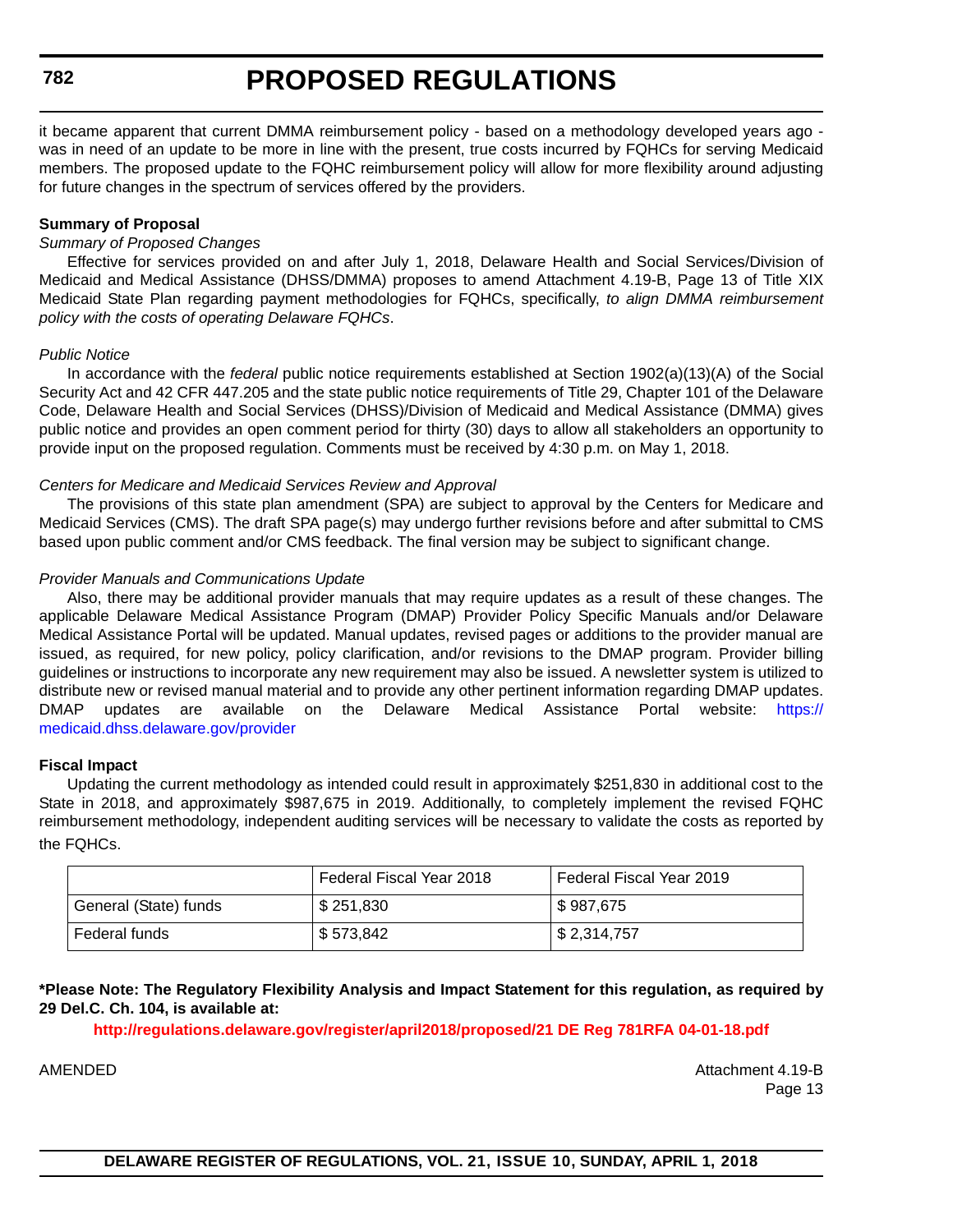it became apparent that current DMMA reimbursement policy - based on a methodology developed years ago - was in need of an update to be more in line with the present, true costs incurred by FQHCs for serving Medicaid members. The proposed update to the FQHC reimbursement policy will allow for more flexibility around adjusting for future changes in the spectrum of services offered by the providers.

**Summary of Proposal**

*Summary of Proposed Changes*

Effective for services provided on and after July 1, 2018, Delaware Health and Social Services/Division of Medicaid and Medical Assistance (DHSS/DMMA) proposes to amend Attachment 4.19-B, Page 13 of Title XIX Medicaid State Plan regarding payment methodologies for FQHCs, specifically, *to align DMMA reimbursement policy with the costs of operating Delaware FQHCs*.

*Public Notice*

In accordance with the *federal* public notice requirements established at Section 1902(a)(13)(A) of the Social Security Act and 42 CFR 447.205 and the state public notice requirements of Title 29, Chapter 101 of the Delaware Code, Delaware Health and Social Services (DHSS)/Division of Medicaid and Medical Assistance (DMMA) gives public notice and provides an open comment period for thirty (30) days to allow all stakeholders an opportunity to provide input on the proposed regulation. Comments must be received by 4:30 p.m. on May 1, 2018.

*Centers for Medicare and Medicaid Services Review and Approval*

The provisions of this state plan amendment (SPA) are subject to approval by the Centers for Medicare and Medicaid Services (CMS). The draft SPA page(s) may undergo further revisions before and after submittal to CMS based upon public comment and/or CMS feedback. The final version may be subject to significant change.

*Provider Manuals and Communications Update*

Also, there may be additional provider manuals that may require updates as a result of these changes. The applicable Delaware Medical Assistance Program (DMAP) Provider Policy Specific Manuals and/or Delaware Medical Assistance Portal will be updated. Manual updates, revised pages or additions to the provider manual are issued, as required, for new policy, policy clarification, and/or revisions to the DMAP program. Provider billing guidelines or instructions to incorporate any new requirement may also be issued. A newsletter system is utilized to distribute new or revised manual material and to provide any other pertinent information regarding DMAP updates. DMAP updates are available on the Delaware Medical Assistance Portal website: https://medicaid.dhss.delaware.gov/provider

**Fiscal Impact**

Updating the current methodology as intended could result in approximately $251,830 in additional cost to the State in 2018, and approximately $987,675 in 2019. Additionally, to completely implement the revised FQHC reimbursement methodology, independent auditing services will be necessary to validate the costs as reported by the FQHCs.

| | Federal Fiscal Year 2018 | Federal Fiscal Year 2019 |
|---|---|---|
| General (State) funds | $ 251,830 | $ 987,675 |
| Federal funds | $ 573,842 | $ 2,314,757 |

**\*Please Note: The Regulatory Flexibility Analysis and Impact Statement for this regulation, as required by 29 Del.C. Ch. 104, is available at:**

**http://regulations.delaware.gov/register/april2018/proposed/21 DE Reg 781RFA 04-01-18.pdf**

AMENDED

Attachment 4.19-B
Page 13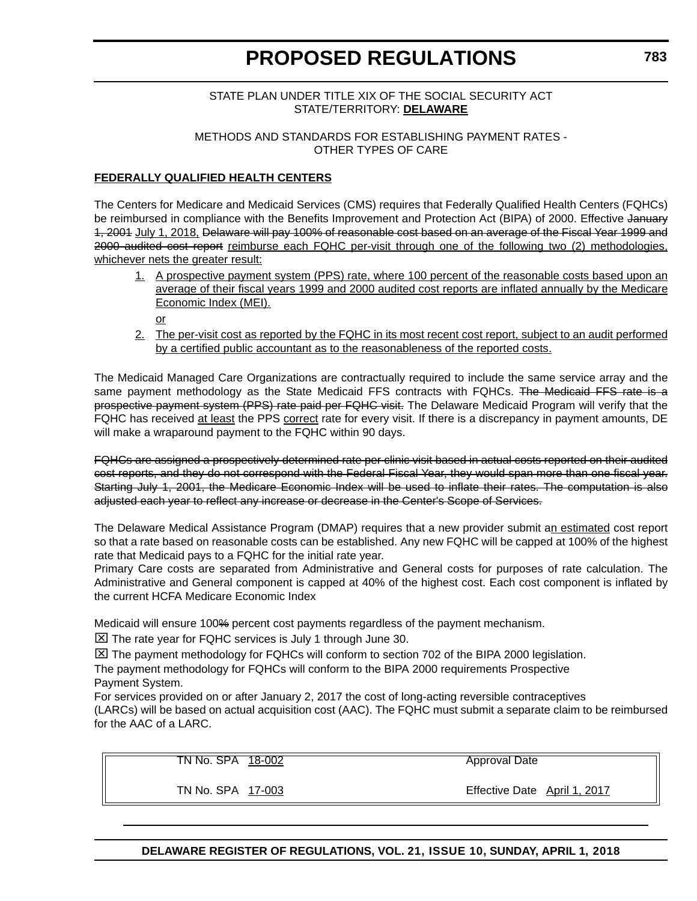STATE PLAN UNDER TITLE XIX OF THE SOCIAL SECURITY ACT
STATE/TERRITORY: **DELAWARE**

METHODS AND STANDARDS FOR ESTABLISHING PAYMENT RATES -
OTHER TYPES OF CARE

**FEDERALLY QUALIFIED HEALTH CENTERS**

The Centers for Medicare and Medicaid Services (CMS) requires that Federally Qualified Health Centers (FQHCs) be reimbursed in compliance with the Benefits Improvement and Protection Act (BIPA) of 2000. Effective ~~January 1, 2001~~ July 1, 2018, ~~Delaware will pay 100% of reasonable cost based on an average of the Fiscal Year 1999 and 2000 audited cost report~~ reimburse each FQHC per-visit through one of the following two (2) methodologies, whichever nets the greater result:

1. A prospective payment system (PPS) rate, where 100 percent of the reasonable costs based upon an average of their fiscal years 1999 and 2000 audited cost reports are inflated annually by the Medicare Economic Index (MEI).

   or

2. The per-visit cost as reported by the FQHC in its most recent cost report, subject to an audit performed by a certified public accountant as to the reasonableness of the reported costs.

The Medicaid Managed Care Organizations are contractually required to include the same service array and the same payment methodology as the State Medicaid FFS contracts with FQHCs. ~~The Medicaid FFS rate is a prospective payment system (PPS) rate paid per FQHC visit.~~ The Delaware Medicaid Program will verify that the FQHC has received at least the PPS correct rate for every visit. If there is a discrepancy in payment amounts, DE will make a wraparound payment to the FQHC within 90 days.

~~FQHCs are assigned a prospectively determined rate per clinic visit based in actual costs reported on their audited cost reports, and they do not correspond with the Federal Fiscal Year, they would span more than one fiscal year. Starting July 1, 2001, the Medicare Economic Index will be used to inflate their rates. The computation is also adjusted each year to reflect any increase or decrease in the Center's Scope of Services.~~

The Delaware Medical Assistance Program (DMAP) requires that a new provider submit an estimated cost report so that a rate based on reasonable costs can be established. Any new FQHC will be capped at 100% of the highest rate that Medicaid pays to a FQHC for the initial rate year.
Primary Care costs are separated from Administrative and General costs for purposes of rate calculation. The Administrative and General component is capped at 40% of the highest cost. Each cost component is inflated by the current HCFA Medicare Economic Index

Medicaid will ensure 100~~%~~ percent cost payments regardless of the payment mechanism.
☒ The rate year for FQHC services is July 1 through June 30.
☒ The payment methodology for FQHCs will conform to section 702 of the BIPA 2000 legislation.
The payment methodology for FQHCs will conform to the BIPA 2000 requirements Prospective Payment System.
For services provided on or after January 2, 2017 the cost of long-acting reversible contraceptives (LARCs) will be based on actual acquisition cost (AAC). The FQHC must submit a separate claim to be reimbursed for the AAC of a LARC.

| | |
|---|---|
| TN No. SPA 18-002 | Approval Date |
| TN No. SPA 17-003 | Effective Date April 1, 2017 |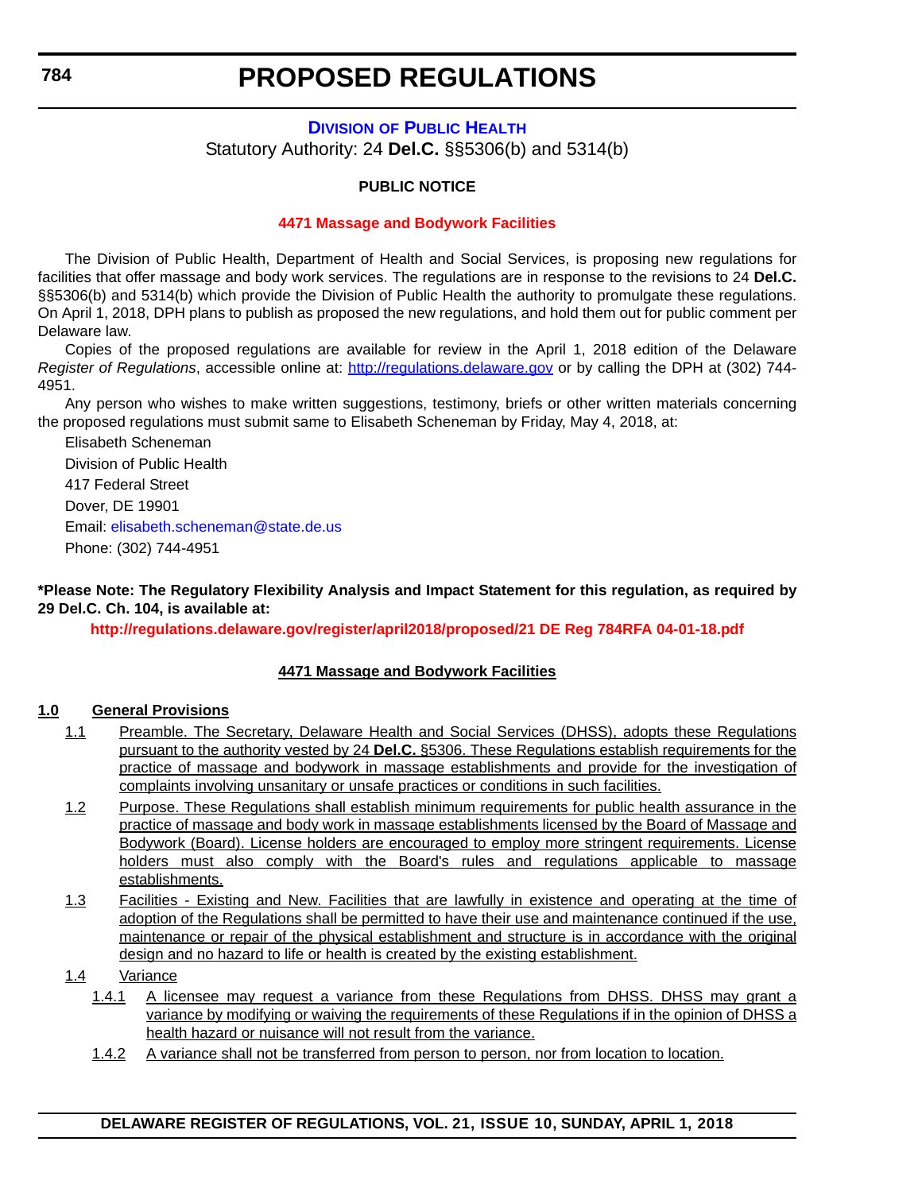# PROPOSED REGULATIONS

## DIVISION OF PUBLIC HEALTH

Statutory Authority: 24 **Del.C.** §§5306(b) and 5314(b)

**PUBLIC NOTICE**

**4471 Massage and Bodywork Facilities**

The Division of Public Health, Department of Health and Social Services, is proposing new regulations for facilities that offer massage and body work services. The regulations are in response to the revisions to 24 **Del.C.** §§5306(b) and 5314(b) which provide the Division of Public Health the authority to promulgate these regulations. On April 1, 2018, DPH plans to publish as proposed the new regulations, and hold them out for public comment per Delaware law.

Copies of the proposed regulations are available for review in the April 1, 2018 edition of the Delaware *Register of Regulations*, accessible online at: http://regulations.delaware.gov or by calling the DPH at (302) 744-4951.

Any person who wishes to make written suggestions, testimony, briefs or other written materials concerning the proposed regulations must submit same to Elisabeth Scheneman by Friday, May 4, 2018, at:

Elisabeth Scheneman
Division of Public Health
417 Federal Street
Dover, DE 19901
Email: elisabeth.scheneman@state.de.us
Phone: (302) 744-4951

**\*Please Note: The Regulatory Flexibility Analysis and Impact Statement for this regulation, as required by 29 Del.C. Ch. 104, is available at:**

**http://regulations.delaware.gov/register/april2018/proposed/21 DE Reg 784RFA 04-01-18.pdf**

**4471 Massage and Bodywork Facilities**

**1.0 General Provisions**

1.1 Preamble. The Secretary, Delaware Health and Social Services (DHSS), adopts these Regulations pursuant to the authority vested by 24 **Del.C.** §5306. These Regulations establish requirements for the practice of massage and bodywork in massage establishments and provide for the investigation of complaints involving unsanitary or unsafe practices or conditions in such facilities.

1.2 Purpose. These Regulations shall establish minimum requirements for public health assurance in the practice of massage and body work in massage establishments licensed by the Board of Massage and Bodywork (Board). License holders are encouraged to employ more stringent requirements. License holders must also comply with the Board's rules and regulations applicable to massage establishments.

1.3 Facilities - Existing and New. Facilities that are lawfully in existence and operating at the time of adoption of the Regulations shall be permitted to have their use and maintenance continued if the use, maintenance or repair of the physical establishment and structure is in accordance with the original design and no hazard to life or health is created by the existing establishment.

1.4 Variance

1.4.1 A licensee may request a variance from these Regulations from DHSS. DHSS may grant a variance by modifying or waiving the requirements of these Regulations if in the opinion of DHSS a health hazard or nuisance will not result from the variance.

1.4.2 A variance shall not be transferred from person to person, nor from location to location.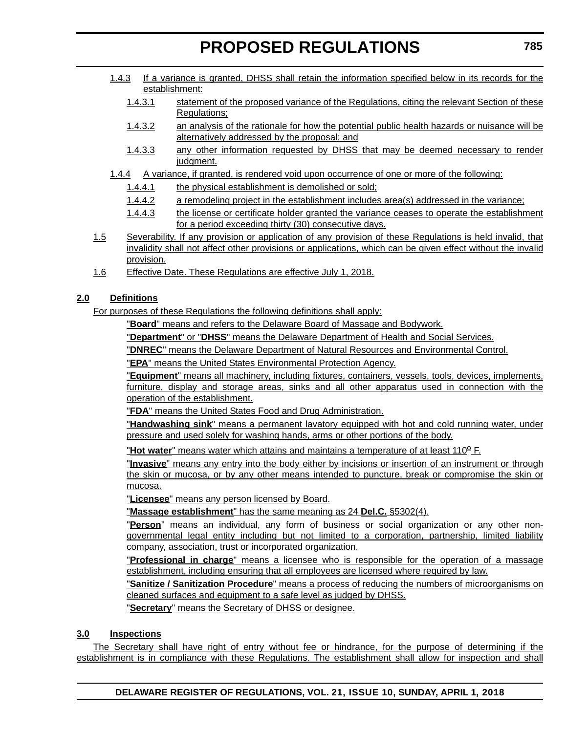1.4.3 If a variance is granted, DHSS shall retain the information specified below in its records for the establishment:

1.4.3.1 statement of the proposed variance of the Regulations, citing the relevant Section of these Regulations;

1.4.3.2 an analysis of the rationale for how the potential public health hazards or nuisance will be alternatively addressed by the proposal; and

1.4.3.3 any other information requested by DHSS that may be deemed necessary to render judgment.

1.4.4 A variance, if granted, is rendered void upon occurrence of one or more of the following:

1.4.4.1 the physical establishment is demolished or sold;

1.4.4.2 a remodeling project in the establishment includes area(s) addressed in the variance;

1.4.4.3 the license or certificate holder granted the variance ceases to operate the establishment for a period exceeding thirty (30) consecutive days.

1.5 Severability. If any provision or application of any provision of these Regulations is held invalid, that invalidity shall not affect other provisions or applications, which can be given effect without the invalid provision.

1.6 Effective Date. These Regulations are effective July 1, 2018.

## 2.0 Definitions

For purposes of these Regulations the following definitions shall apply:

"**Board**" means and refers to the Delaware Board of Massage and Bodywork.

"**Department**" or "**DHSS**" means the Delaware Department of Health and Social Services.

"**DNREC**" means the Delaware Department of Natural Resources and Environmental Control.

"**EPA**" means the United States Environmental Protection Agency.

"**Equipment**" means all machinery, including fixtures, containers, vessels, tools, devices, implements, furniture, display and storage areas, sinks and all other apparatus used in connection with the operation of the establishment.

"**FDA**" means the United States Food and Drug Administration.

"**Handwashing sink**" means a permanent lavatory equipped with hot and cold running water, under pressure and used solely for washing hands, arms or other portions of the body.

"**Hot water**" means water which attains and maintains a temperature of at least 110° F.

"**Invasive**" means any entry into the body either by incisions or insertion of an instrument or through the skin or mucosa, or by any other means intended to puncture, break or compromise the skin or mucosa.

"**Licensee**" means any person licensed by Board.

"**Massage establishment**" has the same meaning as 24 **Del.C.** §5302(4).

"**Person**" means an individual, any form of business or social organization or any other non-governmental legal entity including but not limited to a corporation, partnership, limited liability company, association, trust or incorporated organization.

"**Professional in charge**" means a licensee who is responsible for the operation of a massage establishment, including ensuring that all employees are licensed where required by law.

"**Sanitize / Sanitization Procedure**" means a process of reducing the numbers of microorganisms on cleaned surfaces and equipment to a safe level as judged by DHSS.

"**Secretary**" means the Secretary of DHSS or designee.

## 3.0 Inspections

The Secretary shall have right of entry without fee or hindrance, for the purpose of determining if the establishment is in compliance with these Regulations. The establishment shall allow for inspection and shall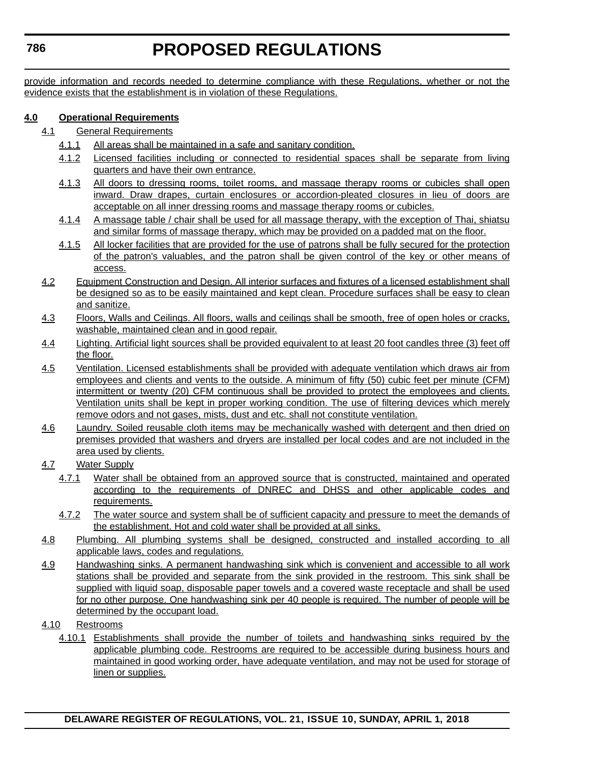provide information and records needed to determine compliance with these Regulations, whether or not the evidence exists that the establishment is in violation of these Regulations.

**4.0 Operational Requirements**

4.1 General Requirements

4.1.1 All areas shall be maintained in a safe and sanitary condition.

4.1.2 Licensed facilities including or connected to residential spaces shall be separate from living quarters and have their own entrance.

4.1.3 All doors to dressing rooms, toilet rooms, and massage therapy rooms or cubicles shall open inward. Draw drapes, curtain enclosures or accordion-pleated closures in lieu of doors are acceptable on all inner dressing rooms and massage therapy rooms or cubicles.

4.1.4 A massage table / chair shall be used for all massage therapy, with the exception of Thai, shiatsu and similar forms of massage therapy, which may be provided on a padded mat on the floor.

4.1.5 All locker facilities that are provided for the use of patrons shall be fully secured for the protection of the patron's valuables, and the patron shall be given control of the key or other means of access.

4.2 Equipment Construction and Design. All interior surfaces and fixtures of a licensed establishment shall be designed so as to be easily maintained and kept clean. Procedure surfaces shall be easy to clean and sanitize.

4.3 Floors, Walls and Ceilings. All floors, walls and ceilings shall be smooth, free of open holes or cracks, washable, maintained clean and in good repair.

4.4 Lighting. Artificial light sources shall be provided equivalent to at least 20 foot candles three (3) feet off the floor.

4.5 Ventilation. Licensed establishments shall be provided with adequate ventilation which draws air from employees and clients and vents to the outside. A minimum of fifty (50) cubic feet per minute (CFM) intermittent or twenty (20) CFM continuous shall be provided to protect the employees and clients. Ventilation units shall be kept in proper working condition. The use of filtering devices which merely remove odors and not gases, mists, dust and etc. shall not constitute ventilation.

4.6 Laundry. Soiled reusable cloth items may be mechanically washed with detergent and then dried on premises provided that washers and dryers are installed per local codes and are not included in the area used by clients.

4.7 Water Supply

4.7.1 Water shall be obtained from an approved source that is constructed, maintained and operated according to the requirements of DNREC and DHSS and other applicable codes and requirements.

4.7.2 The water source and system shall be of sufficient capacity and pressure to meet the demands of the establishment. Hot and cold water shall be provided at all sinks.

4.8 Plumbing. All plumbing systems shall be designed, constructed and installed according to all applicable laws, codes and regulations.

4.9 Handwashing sinks. A permanent handwashing sink which is convenient and accessible to all work stations shall be provided and separate from the sink provided in the restroom. This sink shall be supplied with liquid soap, disposable paper towels and a covered waste receptacle and shall be used for no other purpose. One handwashing sink per 40 people is required. The number of people will be determined by the occupant load.

4.10 Restrooms

4.10.1 Establishments shall provide the number of toilets and handwashing sinks required by the applicable plumbing code. Restrooms are required to be accessible during business hours and maintained in good working order, have adequate ventilation, and may not be used for storage of linen or supplies.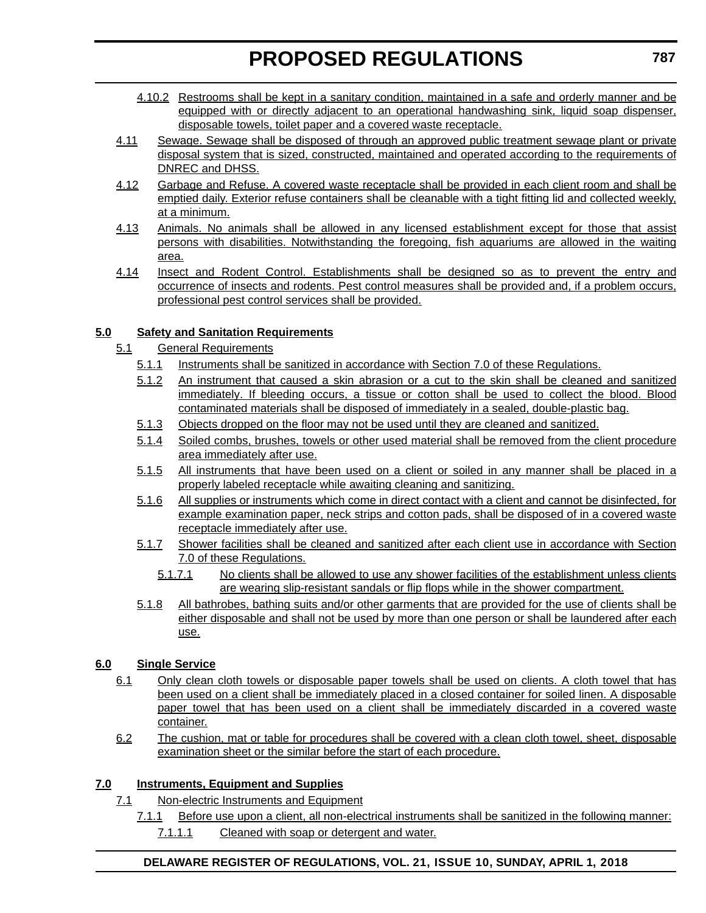4.10.2 Restrooms shall be kept in a sanitary condition, maintained in a safe and orderly manner and be equipped with or directly adjacent to an operational handwashing sink, liquid soap dispenser, disposable towels, toilet paper and a covered waste receptacle.

4.11 Sewage. Sewage shall be disposed of through an approved public treatment sewage plant or private disposal system that is sized, constructed, maintained and operated according to the requirements of DNREC and DHSS.

4.12 Garbage and Refuse. A covered waste receptacle shall be provided in each client room and shall be emptied daily. Exterior refuse containers shall be cleanable with a tight fitting lid and collected weekly, at a minimum.

4.13 Animals. No animals shall be allowed in any licensed establishment except for those that assist persons with disabilities. Notwithstanding the foregoing, fish aquariums are allowed in the waiting area.

4.14 Insect and Rodent Control. Establishments shall be designed so as to prevent the entry and occurrence of insects and rodents. Pest control measures shall be provided and, if a problem occurs, professional pest control services shall be provided.

**5.0 Safety and Sanitation Requirements**

5.1 General Requirements

5.1.1 Instruments shall be sanitized in accordance with Section 7.0 of these Regulations.

5.1.2 An instrument that caused a skin abrasion or a cut to the skin shall be cleaned and sanitized immediately. If bleeding occurs, a tissue or cotton shall be used to collect the blood. Blood contaminated materials shall be disposed of immediately in a sealed, double-plastic bag.

5.1.3 Objects dropped on the floor may not be used until they are cleaned and sanitized.

5.1.4 Soiled combs, brushes, towels or other used material shall be removed from the client procedure area immediately after use.

5.1.5 All instruments that have been used on a client or soiled in any manner shall be placed in a properly labeled receptacle while awaiting cleaning and sanitizing.

5.1.6 All supplies or instruments which come in direct contact with a client and cannot be disinfected, for example examination paper, neck strips and cotton pads, shall be disposed of in a covered waste receptacle immediately after use.

5.1.7 Shower facilities shall be cleaned and sanitized after each client use in accordance with Section 7.0 of these Regulations.

5.1.7.1 No clients shall be allowed to use any shower facilities of the establishment unless clients are wearing slip-resistant sandals or flip flops while in the shower compartment.

5.1.8 All bathrobes, bathing suits and/or other garments that are provided for the use of clients shall be either disposable and shall not be used by more than one person or shall be laundered after each use.

**6.0 Single Service**

6.1 Only clean cloth towels or disposable paper towels shall be used on clients. A cloth towel that has been used on a client shall be immediately placed in a closed container for soiled linen. A disposable paper towel that has been used on a client shall be immediately discarded in a covered waste container.

6.2 The cushion, mat or table for procedures shall be covered with a clean cloth towel, sheet, disposable examination sheet or the similar before the start of each procedure.

**7.0 Instruments, Equipment and Supplies**

7.1 Non-electric Instruments and Equipment

7.1.1 Before use upon a client, all non-electrical instruments shall be sanitized in the following manner:

7.1.1.1 Cleaned with soap or detergent and water.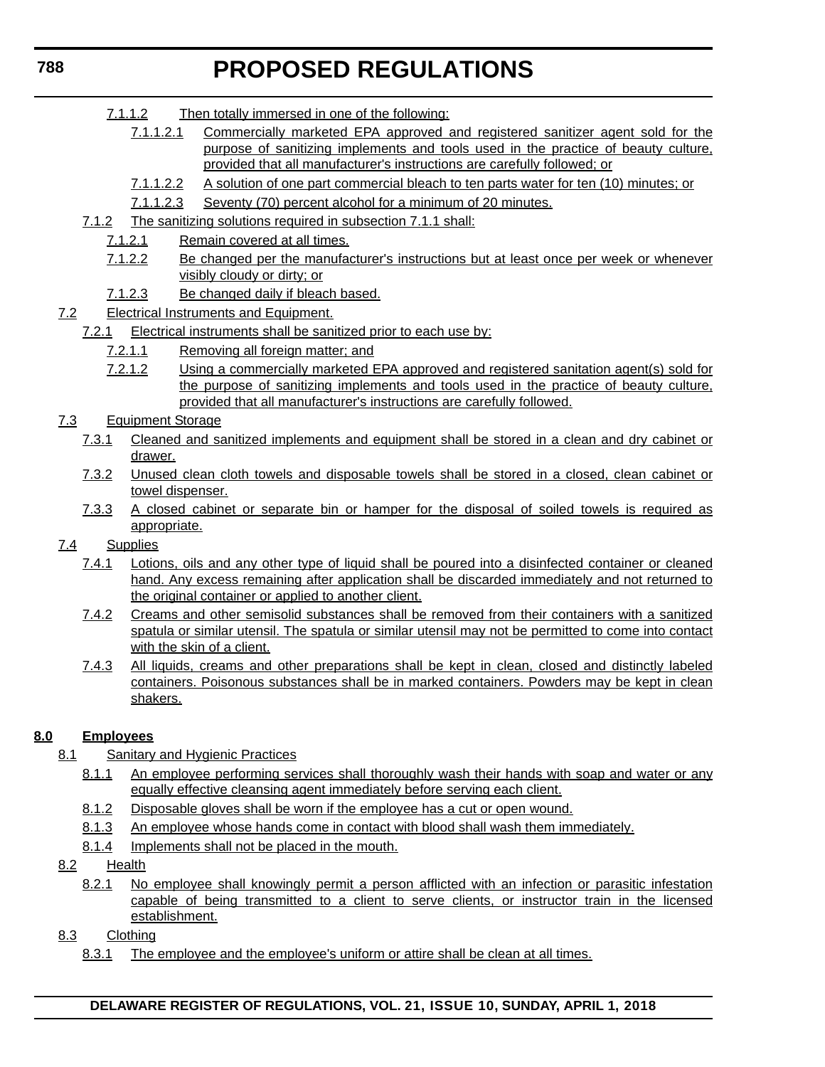7.1.1.2 Then totally immersed in one of the following:

7.1.1.2.1 Commercially marketed EPA approved and registered sanitizer agent sold for the purpose of sanitizing implements and tools used in the practice of beauty culture, provided that all manufacturer's instructions are carefully followed; or

7.1.1.2.2 A solution of one part commercial bleach to ten parts water for ten (10) minutes; or

7.1.1.2.3 Seventy (70) percent alcohol for a minimum of 20 minutes.

7.1.2 The sanitizing solutions required in subsection 7.1.1 shall:

7.1.2.1 Remain covered at all times.

7.1.2.2 Be changed per the manufacturer's instructions but at least once per week or whenever visibly cloudy or dirty; or

7.1.2.3 Be changed daily if bleach based.

7.2 Electrical Instruments and Equipment.

7.2.1 Electrical instruments shall be sanitized prior to each use by:

7.2.1.1 Removing all foreign matter; and

7.2.1.2 Using a commercially marketed EPA approved and registered sanitation agent(s) sold for the purpose of sanitizing implements and tools used in the practice of beauty culture, provided that all manufacturer's instructions are carefully followed.

7.3 Equipment Storage

7.3.1 Cleaned and sanitized implements and equipment shall be stored in a clean and dry cabinet or drawer.

7.3.2 Unused clean cloth towels and disposable towels shall be stored in a closed, clean cabinet or towel dispenser.

7.3.3 A closed cabinet or separate bin or hamper for the disposal of soiled towels is required as appropriate.

7.4 Supplies

7.4.1 Lotions, oils and any other type of liquid shall be poured into a disinfected container or cleaned hand. Any excess remaining after application shall be discarded immediately and not returned to the original container or applied to another client.

7.4.2 Creams and other semisolid substances shall be removed from their containers with a sanitized spatula or similar utensil. The spatula or similar utensil may not be permitted to come into contact with the skin of a client.

7.4.3 All liquids, creams and other preparations shall be kept in clean, closed and distinctly labeled containers. Poisonous substances shall be in marked containers. Powders may be kept in clean shakers.

**8.0 Employees**

8.1 Sanitary and Hygienic Practices

8.1.1 An employee performing services shall thoroughly wash their hands with soap and water or any equally effective cleansing agent immediately before serving each client.

8.1.2 Disposable gloves shall be worn if the employee has a cut or open wound.

8.1.3 An employee whose hands come in contact with blood shall wash them immediately.

8.1.4 Implements shall not be placed in the mouth.

8.2 Health

8.2.1 No employee shall knowingly permit a person afflicted with an infection or parasitic infestation capable of being transmitted to a client to serve clients, or instructor train in the licensed establishment.

8.3 Clothing

8.3.1 The employee and the employee's uniform or attire shall be clean at all times.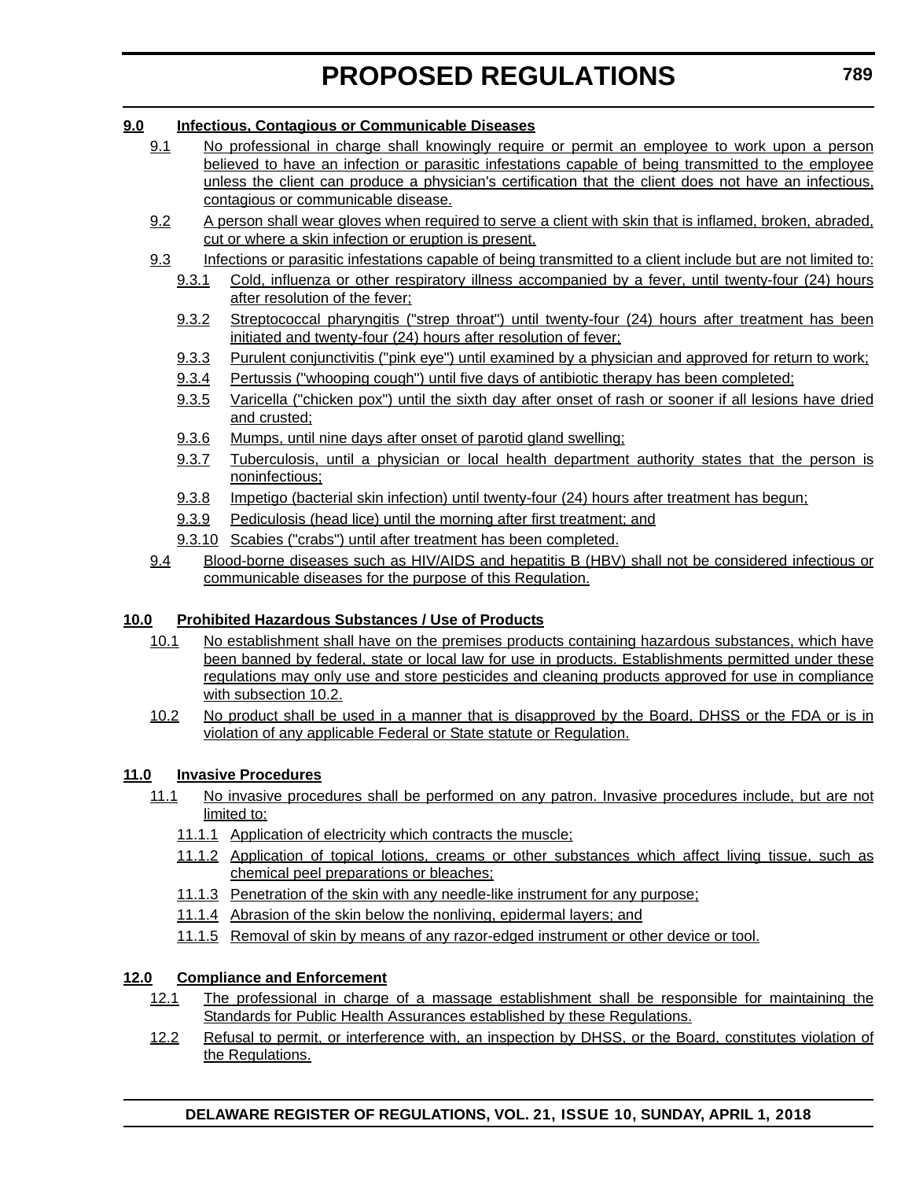**9.0 Infectious, Contagious or Communicable Diseases**

9.1 No professional in charge shall knowingly require or permit an employee to work upon a person believed to have an infection or parasitic infestations capable of being transmitted to the employee unless the client can produce a physician's certification that the client does not have an infectious, contagious or communicable disease.

9.2 A person shall wear gloves when required to serve a client with skin that is inflamed, broken, abraded, cut or where a skin infection or eruption is present.

9.3 Infections or parasitic infestations capable of being transmitted to a client include but are not limited to:

9.3.1 Cold, influenza or other respiratory illness accompanied by a fever, until twenty-four (24) hours after resolution of the fever;

9.3.2 Streptococcal pharyngitis ("strep throat") until twenty-four (24) hours after treatment has been initiated and twenty-four (24) hours after resolution of fever;

9.3.3 Purulent conjunctivitis ("pink eye") until examined by a physician and approved for return to work;

9.3.4 Pertussis ("whooping cough") until five days of antibiotic therapy has been completed;

9.3.5 Varicella ("chicken pox") until the sixth day after onset of rash or sooner if all lesions have dried and crusted;

9.3.6 Mumps, until nine days after onset of parotid gland swelling;

9.3.7 Tuberculosis, until a physician or local health department authority states that the person is noninfectious;

9.3.8 Impetigo (bacterial skin infection) until twenty-four (24) hours after treatment has begun;

9.3.9 Pediculosis (head lice) until the morning after first treatment; and

9.3.10 Scabies ("crabs") until after treatment has been completed.

9.4 Blood-borne diseases such as HIV/AIDS and hepatitis B (HBV) shall not be considered infectious or communicable diseases for the purpose of this Regulation.

**10.0 Prohibited Hazardous Substances / Use of Products**

10.1 No establishment shall have on the premises products containing hazardous substances, which have been banned by federal, state or local law for use in products. Establishments permitted under these regulations may only use and store pesticides and cleaning products approved for use in compliance with subsection 10.2.

10.2 No product shall be used in a manner that is disapproved by the Board, DHSS or the FDA or is in violation of any applicable Federal or State statute or Regulation.

**11.0 Invasive Procedures**

11.1 No invasive procedures shall be performed on any patron. Invasive procedures include, but are not limited to:

11.1.1 Application of electricity which contracts the muscle;

11.1.2 Application of topical lotions, creams or other substances which affect living tissue, such as chemical peel preparations or bleaches;

11.1.3 Penetration of the skin with any needle-like instrument for any purpose;

11.1.4 Abrasion of the skin below the nonliving, epidermal layers; and

11.1.5 Removal of skin by means of any razor-edged instrument or other device or tool.

**12.0 Compliance and Enforcement**

12.1 The professional in charge of a massage establishment shall be responsible for maintaining the Standards for Public Health Assurances established by these Regulations.

12.2 Refusal to permit, or interference with, an inspection by DHSS, or the Board, constitutes violation of the Regulations.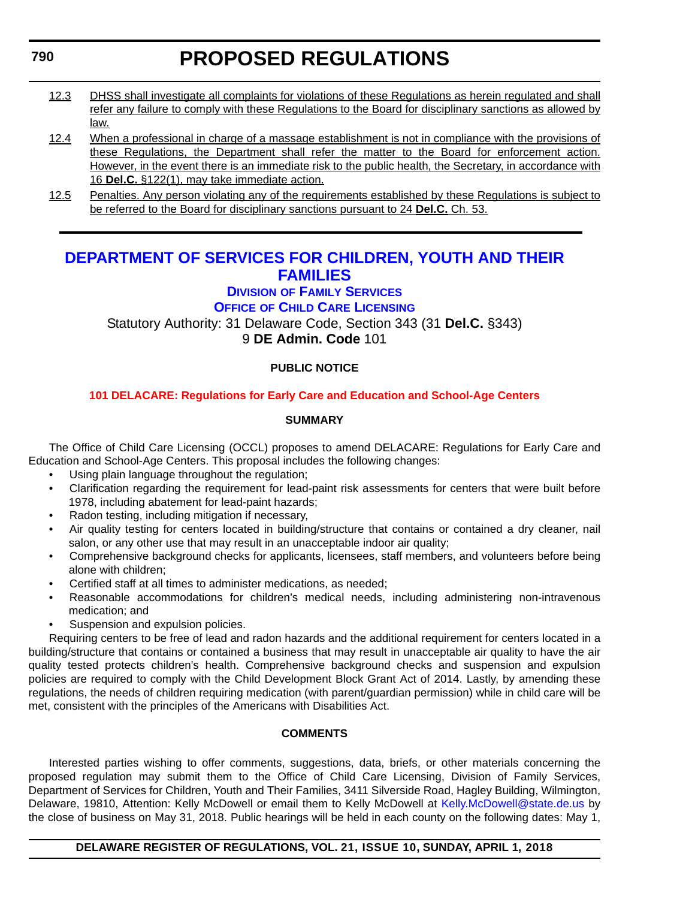12.3 DHSS shall investigate all complaints for violations of these Regulations as herein regulated and shall refer any failure to comply with these Regulations to the Board for disciplinary sanctions as allowed by law.

12.4 When a professional in charge of a massage establishment is not in compliance with the provisions of these Regulations, the Department shall refer the matter to the Board for enforcement action. However, in the event there is an immediate risk to the public health, the Secretary, in accordance with 16 **Del.C.** §122(1), may take immediate action.

12.5 Penalties. Any person violating any of the requirements established by these Regulations is subject to be referred to the Board for disciplinary sanctions pursuant to 24 **Del.C.** Ch. 53.

---

# DEPARTMENT OF SERVICES FOR CHILDREN, YOUTH AND THEIR FAMILIES

## DIVISION OF FAMILY SERVICES

## OFFICE OF CHILD CARE LICENSING

Statutory Authority: 31 Delaware Code, Section 343 (31 **Del.C.** §343)
9 **DE Admin. Code** 101

**PUBLIC NOTICE**

**101 DELACARE: Regulations for Early Care and Education and School-Age Centers**

**SUMMARY**

The Office of Child Care Licensing (OCCL) proposes to amend DELACARE: Regulations for Early Care and Education and School-Age Centers. This proposal includes the following changes:

- Using plain language throughout the regulation;
- Clarification regarding the requirement for lead-paint risk assessments for centers that were built before 1978, including abatement for lead-paint hazards;
- Radon testing, including mitigation if necessary,
- Air quality testing for centers located in building/structure that contains or contained a dry cleaner, nail salon, or any other use that may result in an unacceptable indoor air quality;
- Comprehensive background checks for applicants, licensees, staff members, and volunteers before being alone with children;
- Certified staff at all times to administer medications, as needed;
- Reasonable accommodations for children's medical needs, including administering non-intravenous medication; and
- Suspension and expulsion policies.

Requiring centers to be free of lead and radon hazards and the additional requirement for centers located in a building/structure that contains or contained a business that may result in unacceptable air quality to have the air quality tested protects children's health. Comprehensive background checks and suspension and expulsion policies are required to comply with the Child Development Block Grant Act of 2014. Lastly, by amending these regulations, the needs of children requiring medication (with parent/guardian permission) while in child care will be met, consistent with the principles of the Americans with Disabilities Act.

**COMMENTS**

Interested parties wishing to offer comments, suggestions, data, briefs, or other materials concerning the proposed regulation may submit them to the Office of Child Care Licensing, Division of Family Services, Department of Services for Children, Youth and Their Families, 3411 Silverside Road, Hagley Building, Wilmington, Delaware, 19810, Attention: Kelly McDowell or email them to Kelly McDowell at Kelly.McDowell@state.de.us by the close of business on May 31, 2018. Public hearings will be held in each county on the following dates: May 1,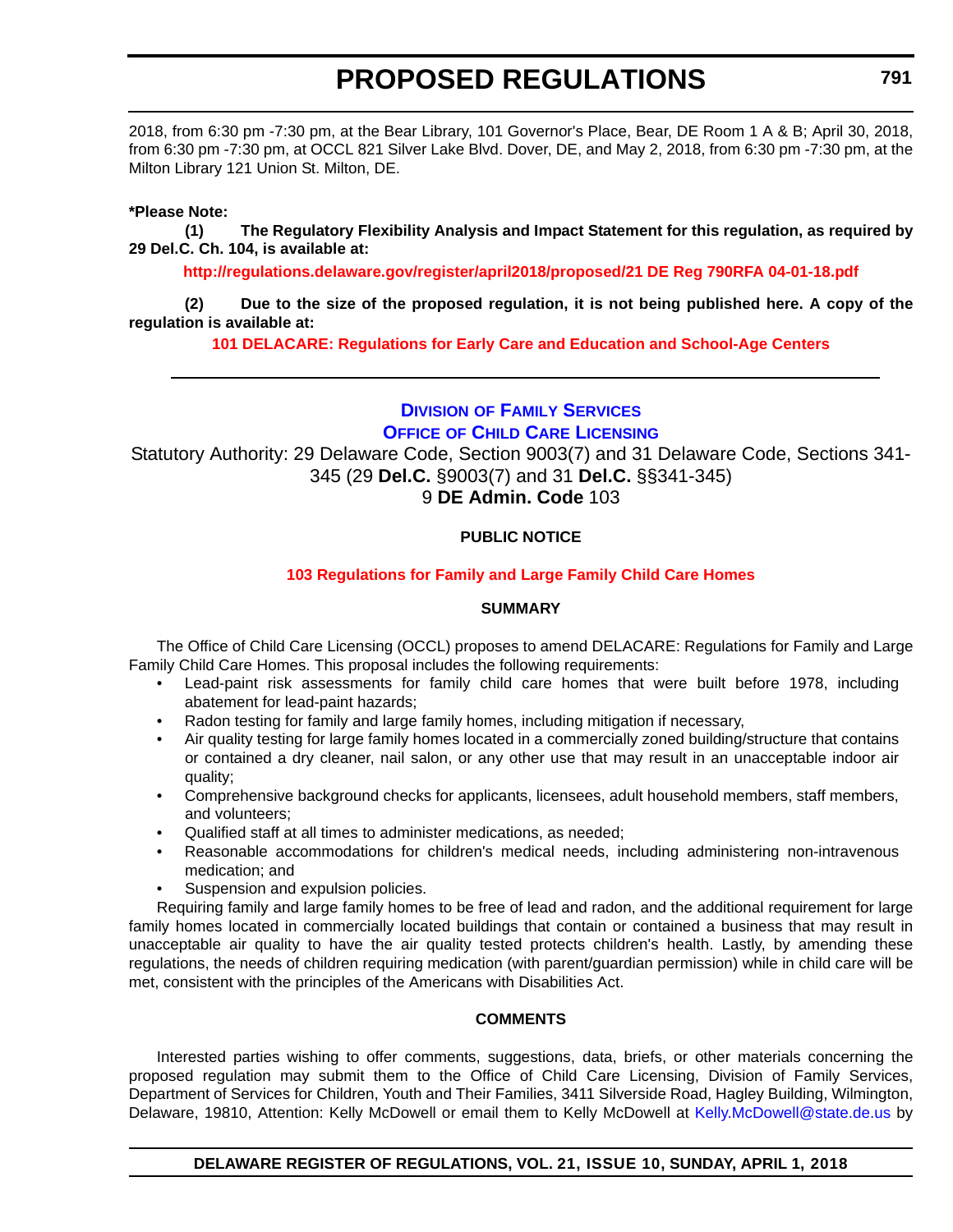2018, from 6:30 pm -7:30 pm, at the Bear Library, 101 Governor's Place, Bear, DE Room 1 A & B; April 30, 2018, from 6:30 pm -7:30 pm, at OCCL 821 Silver Lake Blvd. Dover, DE, and May 2, 2018, from 6:30 pm -7:30 pm, at the Milton Library 121 Union St. Milton, DE.

**\*Please Note:**

**(1) The Regulatory Flexibility Analysis and Impact Statement for this regulation, as required by 29 Del.C. Ch. 104, is available at:**

**http://regulations.delaware.gov/register/april2018/proposed/21 DE Reg 790RFA 04-01-18.pdf**

**(2) Due to the size of the proposed regulation, it is not being published here. A copy of the regulation is available at:**

**101 DELACARE: Regulations for Early Care and Education and School-Age Centers**

---

## Division of Family Services
## Office of Child Care Licensing

Statutory Authority: 29 Delaware Code, Section 9003(7) and 31 Delaware Code, Sections 341-345 (29 **Del.C.** §9003(7) and 31 **Del.C.** §§341-345)
9 **DE Admin. Code** 103

### PUBLIC NOTICE

### 103 Regulations for Family and Large Family Child Care Homes

### SUMMARY

The Office of Child Care Licensing (OCCL) proposes to amend DELACARE: Regulations for Family and Large Family Child Care Homes. This proposal includes the following requirements:

- Lead-paint risk assessments for family child care homes that were built before 1978, including abatement for lead-paint hazards;
- Radon testing for family and large family homes, including mitigation if necessary,
- Air quality testing for large family homes located in a commercially zoned building/structure that contains or contained a dry cleaner, nail salon, or any other use that may result in an unacceptable indoor air quality;
- Comprehensive background checks for applicants, licensees, adult household members, staff members, and volunteers;
- Qualified staff at all times to administer medications, as needed;
- Reasonable accommodations for children's medical needs, including administering non-intravenous medication; and
- Suspension and expulsion policies.

Requiring family and large family homes to be free of lead and radon, and the additional requirement for large family homes located in commercially located buildings that contain or contained a business that may result in unacceptable air quality to have the air quality tested protects children's health. Lastly, by amending these regulations, the needs of children requiring medication (with parent/guardian permission) while in child care will be met, consistent with the principles of the Americans with Disabilities Act.

### COMMENTS

Interested parties wishing to offer comments, suggestions, data, briefs, or other materials concerning the proposed regulation may submit them to the Office of Child Care Licensing, Division of Family Services, Department of Services for Children, Youth and Their Families, 3411 Silverside Road, Hagley Building, Wilmington, Delaware, 19810, Attention: Kelly McDowell or email them to Kelly McDowell at Kelly.McDowell@state.de.us by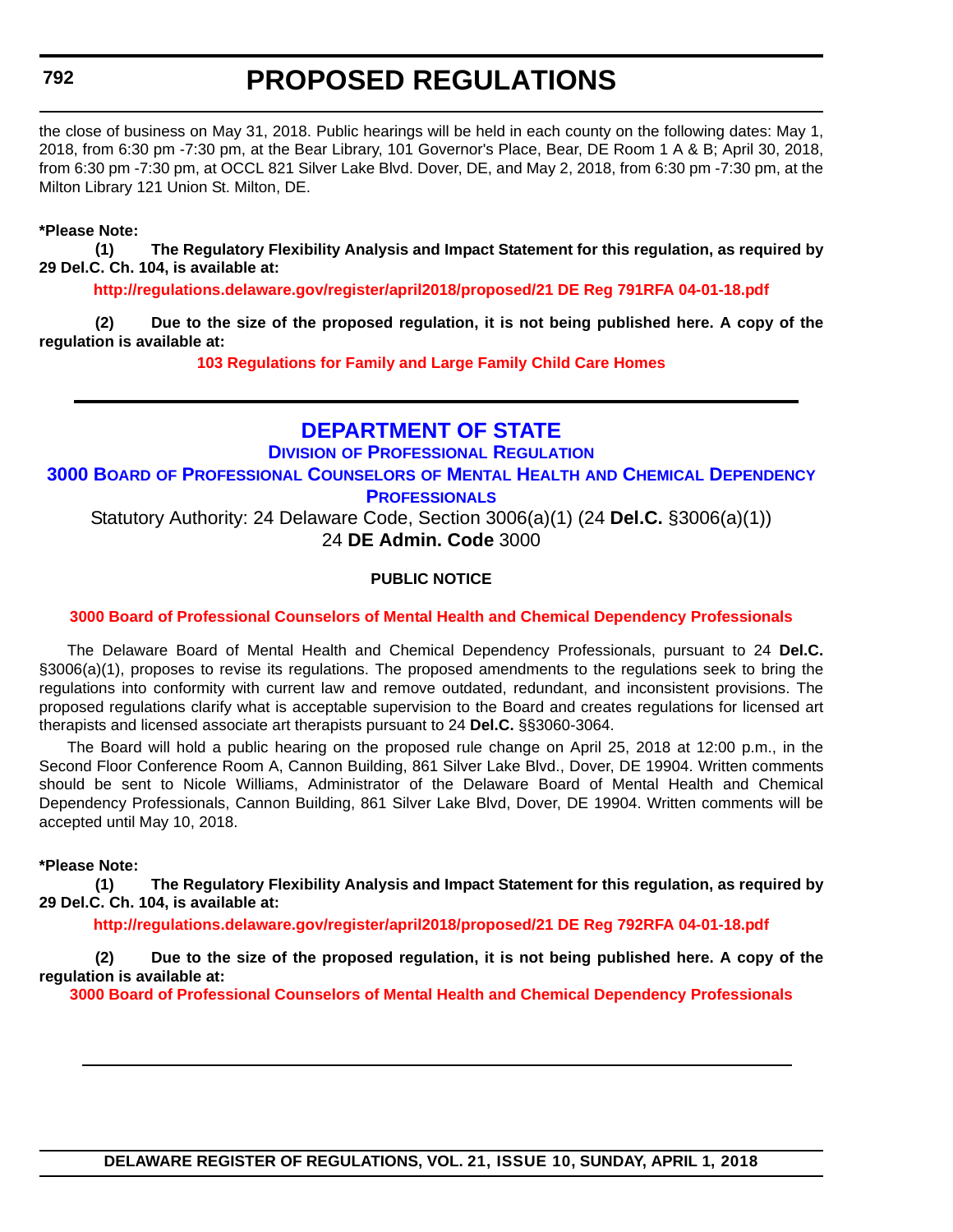the close of business on May 31, 2018. Public hearings will be held in each county on the following dates: May 1, 2018, from 6:30 pm -7:30 pm, at the Bear Library, 101 Governor's Place, Bear, DE Room 1 A & B; April 30, 2018, from 6:30 pm -7:30 pm, at OCCL 821 Silver Lake Blvd. Dover, DE, and May 2, 2018, from 6:30 pm -7:30 pm, at the Milton Library 121 Union St. Milton, DE.

**\*Please Note:**

**(1) The Regulatory Flexibility Analysis and Impact Statement for this regulation, as required by 29 Del.C. Ch. 104, is available at:**

**http://regulations.delaware.gov/register/april2018/proposed/21 DE Reg 791RFA 04-01-18.pdf**

**(2) Due to the size of the proposed regulation, it is not being published here. A copy of the regulation is available at:**

**103 Regulations for Family and Large Family Child Care Homes**

---

# DEPARTMENT OF STATE

## Division of Professional Regulation

## 3000 Board of Professional Counselors of Mental Health and Chemical Dependency Professionals

Statutory Authority: 24 Delaware Code, Section 3006(a)(1) (24 **Del.C.** §3006(a)(1))
24 **DE Admin. Code** 3000

### PUBLIC NOTICE

**3000 Board of Professional Counselors of Mental Health and Chemical Dependency Professionals**

The Delaware Board of Mental Health and Chemical Dependency Professionals, pursuant to 24 **Del.C.** §3006(a)(1), proposes to revise its regulations. The proposed amendments to the regulations seek to bring the regulations into conformity with current law and remove outdated, redundant, and inconsistent provisions. The proposed regulations clarify what is acceptable supervision to the Board and creates regulations for licensed art therapists and licensed associate art therapists pursuant to 24 **Del.C.** §§3060-3064.

The Board will hold a public hearing on the proposed rule change on April 25, 2018 at 12:00 p.m., in the Second Floor Conference Room A, Cannon Building, 861 Silver Lake Blvd., Dover, DE 19904. Written comments should be sent to Nicole Williams, Administrator of the Delaware Board of Mental Health and Chemical Dependency Professionals, Cannon Building, 861 Silver Lake Blvd, Dover, DE 19904. Written comments will be accepted until May 10, 2018.

**\*Please Note:**

**(1) The Regulatory Flexibility Analysis and Impact Statement for this regulation, as required by 29 Del.C. Ch. 104, is available at:**

**http://regulations.delaware.gov/register/april2018/proposed/21 DE Reg 792RFA 04-01-18.pdf**

**(2) Due to the size of the proposed regulation, it is not being published here. A copy of the regulation is available at:**

**3000 Board of Professional Counselors of Mental Health and Chemical Dependency Professionals**

---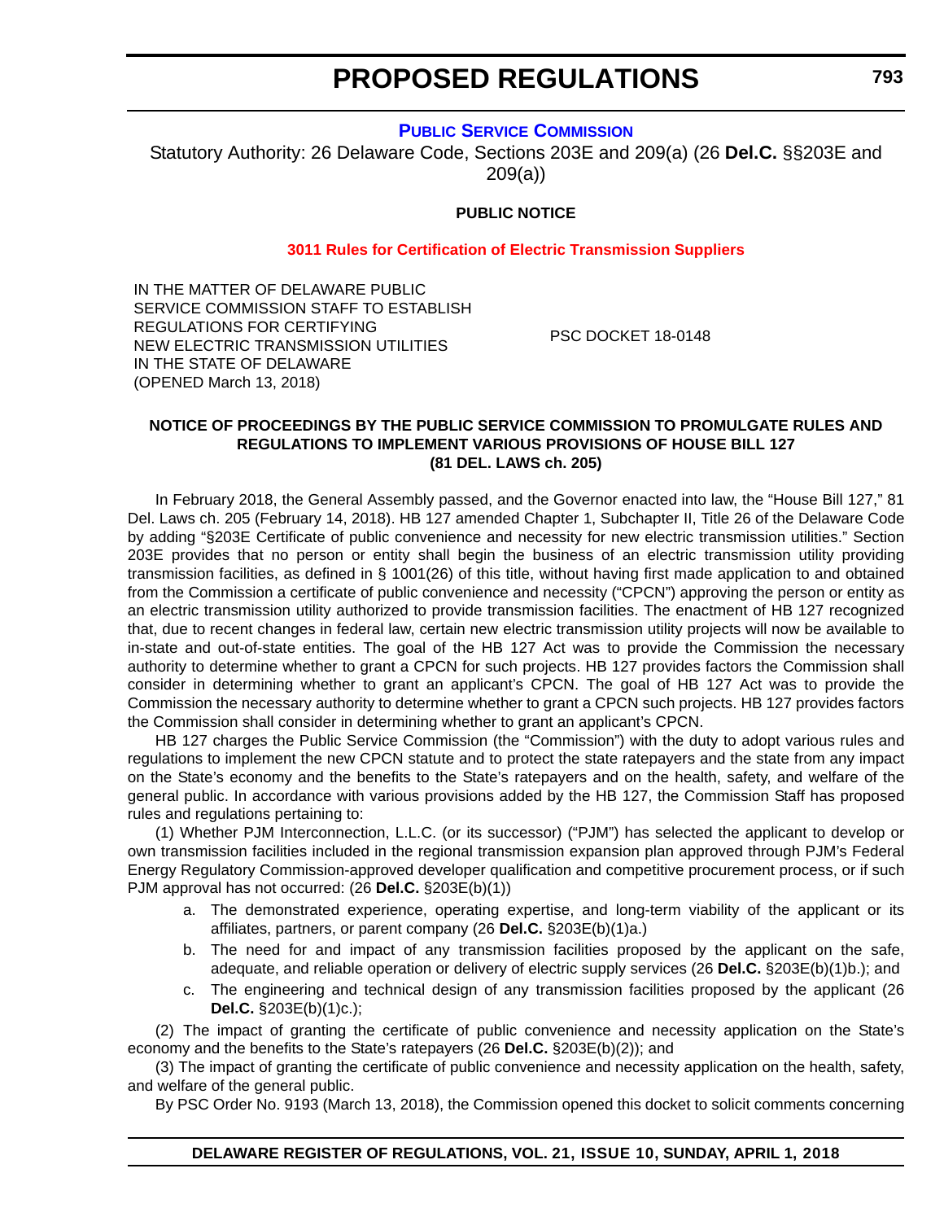## PUBLIC SERVICE COMMISSION

Statutory Authority: 26 Delaware Code, Sections 203E and 209(a) (26 **Del.C.** §§203E and 209(a))

**PUBLIC NOTICE**

**3011 Rules for Certification of Electric Transmission Suppliers**

| | |
|---|---|
| IN THE MATTER OF DELAWARE PUBLIC SERVICE COMMISSION STAFF TO ESTABLISH REGULATIONS FOR CERTIFYING NEW ELECTRIC TRANSMISSION UTILITIES IN THE STATE OF DELAWARE (OPENED March 13, 2018) | PSC DOCKET 18-0148 |

**NOTICE OF PROCEEDINGS BY THE PUBLIC SERVICE COMMISSION TO PROMULGATE RULES AND REGULATIONS TO IMPLEMENT VARIOUS PROVISIONS OF HOUSE BILL 127 (81 DEL. LAWS ch. 205)**

In February 2018, the General Assembly passed, and the Governor enacted into law, the "House Bill 127," 81 Del. Laws ch. 205 (February 14, 2018). HB 127 amended Chapter 1, Subchapter II, Title 26 of the Delaware Code by adding "§203E Certificate of public convenience and necessity for new electric transmission utilities." Section 203E provides that no person or entity shall begin the business of an electric transmission utility providing transmission facilities, as defined in § 1001(26) of this title, without having first made application to and obtained from the Commission a certificate of public convenience and necessity ("CPCN") approving the person or entity as an electric transmission utility authorized to provide transmission facilities. The enactment of HB 127 recognized that, due to recent changes in federal law, certain new electric transmission utility projects will now be available to in-state and out-of-state entities. The goal of the HB 127 Act was to provide the Commission the necessary authority to determine whether to grant a CPCN for such projects. HB 127 provides factors the Commission shall consider in determining whether to grant an applicant's CPCN. The goal of HB 127 Act was to provide the Commission the necessary authority to determine whether to grant a CPCN such projects. HB 127 provides factors the Commission shall consider in determining whether to grant an applicant's CPCN.

HB 127 charges the Public Service Commission (the "Commission") with the duty to adopt various rules and regulations to implement the new CPCN statute and to protect the state ratepayers and the state from any impact on the State's economy and the benefits to the State's ratepayers and on the health, safety, and welfare of the general public. In accordance with various provisions added by the HB 127, the Commission Staff has proposed rules and regulations pertaining to:

(1) Whether PJM Interconnection, L.L.C. (or its successor) ("PJM") has selected the applicant to develop or own transmission facilities included in the regional transmission expansion plan approved through PJM's Federal Energy Regulatory Commission-approved developer qualification and competitive procurement process, or if such PJM approval has not occurred: (26 **Del.C.** §203E(b)(1))

- a. The demonstrated experience, operating expertise, and long-term viability of the applicant or its affiliates, partners, or parent company (26 **Del.C.** §203E(b)(1)a.)
- b. The need for and impact of any transmission facilities proposed by the applicant on the safe, adequate, and reliable operation or delivery of electric supply services (26 **Del.C.** §203E(b)(1)b.); and
- c. The engineering and technical design of any transmission facilities proposed by the applicant (26 **Del.C.** §203E(b)(1)c.);

(2) The impact of granting the certificate of public convenience and necessity application on the State's economy and the benefits to the State's ratepayers (26 **Del.C.** §203E(b)(2)); and

(3) The impact of granting the certificate of public convenience and necessity application on the health, safety, and welfare of the general public.

By PSC Order No. 9193 (March 13, 2018), the Commission opened this docket to solicit comments concerning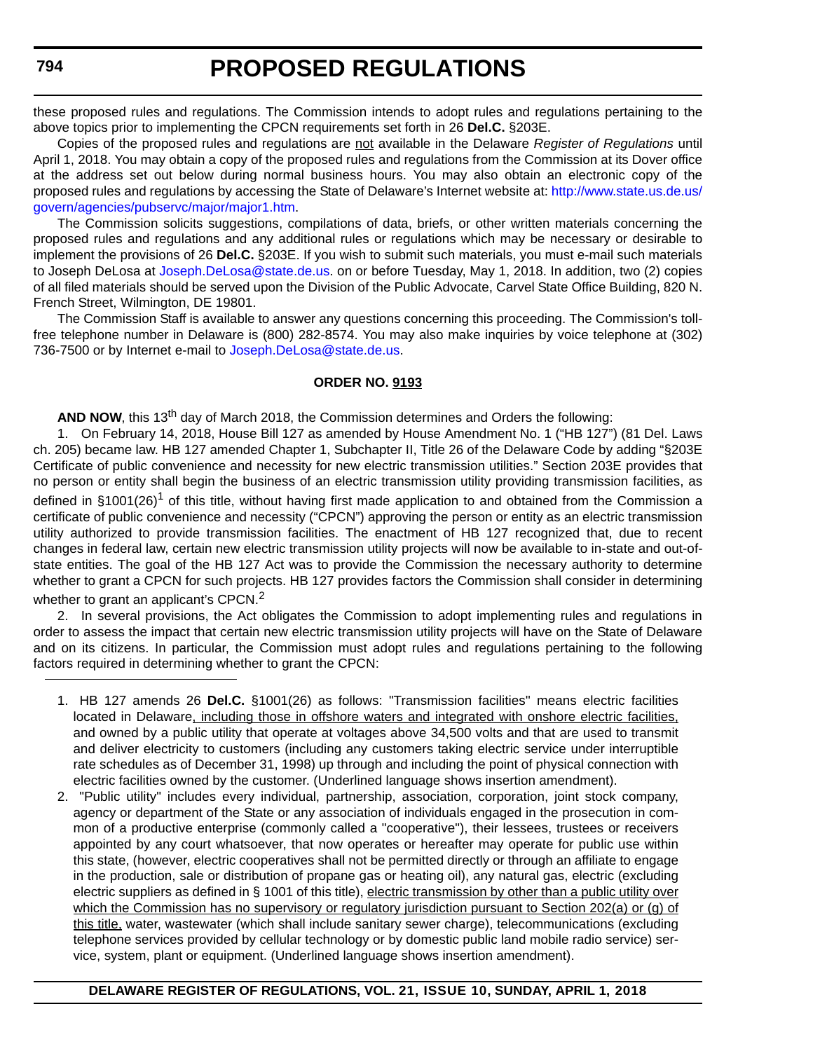these proposed rules and regulations. The Commission intends to adopt rules and regulations pertaining to the above topics prior to implementing the CPCN requirements set forth in 26 **Del.C.** §203E.

Copies of the proposed rules and regulations are not available in the Delaware *Register of Regulations* until April 1, 2018. You may obtain a copy of the proposed rules and regulations from the Commission at its Dover office at the address set out below during normal business hours. You may also obtain an electronic copy of the proposed rules and regulations by accessing the State of Delaware's Internet website at: http://www.state.us.de.us/govern/agencies/pubservc/major/major1.htm.

The Commission solicits suggestions, compilations of data, briefs, or other written materials concerning the proposed rules and regulations and any additional rules or regulations which may be necessary or desirable to implement the provisions of 26 **Del.C.** §203E. If you wish to submit such materials, you must e-mail such materials to Joseph DeLosa at Joseph.DeLosa@state.de.us. on or before Tuesday, May 1, 2018. In addition, two (2) copies of all filed materials should be served upon the Division of the Public Advocate, Carvel State Office Building, 820 N. French Street, Wilmington, DE 19801.

The Commission Staff is available to answer any questions concerning this proceeding. The Commission's toll-free telephone number in Delaware is (800) 282-8574. You may also make inquiries by voice telephone at (302) 736-7500 or by Internet e-mail to Joseph.DeLosa@state.de.us.

**ORDER NO. 9193**

**AND NOW**, this 13th day of March 2018, the Commission determines and Orders the following:

1. On February 14, 2018, House Bill 127 as amended by House Amendment No. 1 ("HB 127") (81 Del. Laws ch. 205) became law. HB 127 amended Chapter 1, Subchapter II, Title 26 of the Delaware Code by adding "§203E Certificate of public convenience and necessity for new electric transmission utilities." Section 203E provides that no person or entity shall begin the business of an electric transmission utility providing transmission facilities, as defined in §1001(26)[1] of this title, without having first made application to and obtained from the Commission a certificate of public convenience and necessity ("CPCN") approving the person or entity as an electric transmission utility authorized to provide transmission facilities. The enactment of HB 127 recognized that, due to recent changes in federal law, certain new electric transmission utility projects will now be available to in-state and out-of-state entities. The goal of the HB 127 Act was to provide the Commission the necessary authority to determine whether to grant a CPCN for such projects. HB 127 provides factors the Commission shall consider in determining whether to grant an applicant's CPCN.[2]

2. In several provisions, the Act obligates the Commission to adopt implementing rules and regulations in order to assess the impact that certain new electric transmission utility projects will have on the State of Delaware and on its citizens. In particular, the Commission must adopt rules and regulations pertaining to the following factors required in determining whether to grant the CPCN:

---

1. HB 127 amends 26 **Del.C.** §1001(26) as follows: "Transmission facilities" means electric facilities located in Delaware, including those in offshore waters and integrated with onshore electric facilities, and owned by a public utility that operate at voltages above 34,500 volts and that are used to transmit and deliver electricity to customers (including any customers taking electric service under interruptible rate schedules as of December 31, 1998) up through and including the point of physical connection with electric facilities owned by the customer. (Underlined language shows insertion amendment).

2. "Public utility" includes every individual, partnership, association, corporation, joint stock company, agency or department of the State or any association of individuals engaged in the prosecution in common of a productive enterprise (commonly called a "cooperative"), their lessees, trustees or receivers appointed by any court whatsoever, that now operates or hereafter may operate for public use within this state, (however, electric cooperatives shall not be permitted directly or through an affiliate to engage in the production, sale or distribution of propane gas or heating oil), any natural gas, electric (excluding electric suppliers as defined in § 1001 of this title), electric transmission by other than a public utility over which the Commission has no supervisory or regulatory jurisdiction pursuant to Section 202(a) or (g) of this title, water, wastewater (which shall include sanitary sewer charge), telecommunications (excluding telephone services provided by cellular technology or by domestic public land mobile radio service) service, system, plant or equipment. (Underlined language shows insertion amendment).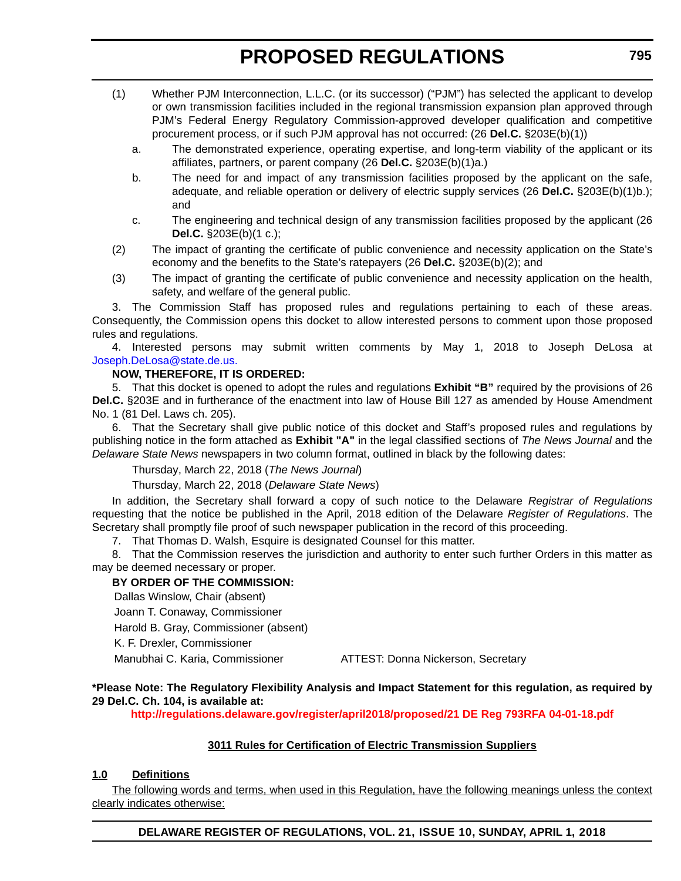(1) Whether PJM Interconnection, L.L.C. (or its successor) ("PJM") has selected the applicant to develop or own transmission facilities included in the regional transmission expansion plan approved through PJM's Federal Energy Regulatory Commission-approved developer qualification and competitive procurement process, or if such PJM approval has not occurred: (26 **Del.C.** §203E(b)(1))

   a. The demonstrated experience, operating expertise, and long-term viability of the applicant or its affiliates, partners, or parent company (26 **Del.C.** §203E(b)(1)a.)

   b. The need for and impact of any transmission facilities proposed by the applicant on the safe, adequate, and reliable operation or delivery of electric supply services (26 **Del.C.** §203E(b)(1)b.); and

   c. The engineering and technical design of any transmission facilities proposed by the applicant (26 **Del.C.** §203E(b)(1 c.);

(2) The impact of granting the certificate of public convenience and necessity application on the State's economy and the benefits to the State's ratepayers (26 **Del.C.** §203E(b)(2); and

(3) The impact of granting the certificate of public convenience and necessity application on the health, safety, and welfare of the general public.

3. The Commission Staff has proposed rules and regulations pertaining to each of these areas. Consequently, the Commission opens this docket to allow interested persons to comment upon those proposed rules and regulations.

4. Interested persons may submit written comments by May 1, 2018 to Joseph DeLosa at Joseph.DeLosa@state.de.us.

**NOW, THEREFORE, IT IS ORDERED:**

5. That this docket is opened to adopt the rules and regulations **Exhibit "B"** required by the provisions of 26 **Del.C.** §203E and in furtherance of the enactment into law of House Bill 127 as amended by House Amendment No. 1 (81 Del. Laws ch. 205).

6. That the Secretary shall give public notice of this docket and Staff's proposed rules and regulations by publishing notice in the form attached as **Exhibit "A"** in the legal classified sections of *The News Journal* and the *Delaware State News* newspapers in two column format, outlined in black by the following dates:

Thursday, March 22, 2018 (*The News Journal*)

Thursday, March 22, 2018 (*Delaware State News*)

In addition, the Secretary shall forward a copy of such notice to the Delaware *Registrar of Regulations* requesting that the notice be published in the April, 2018 edition of the Delaware *Register of Regulations*. The Secretary shall promptly file proof of such newspaper publication in the record of this proceeding.

7. That Thomas D. Walsh, Esquire is designated Counsel for this matter.

8. That the Commission reserves the jurisdiction and authority to enter such further Orders in this matter as may be deemed necessary or proper.

**BY ORDER OF THE COMMISSION:**

Dallas Winslow, Chair (absent)

Joann T. Conaway, Commissioner

Harold B. Gray, Commissioner (absent)

K. F. Drexler, Commissioner

Manubhai C. Karia, Commissioner    ATTEST: Donna Nickerson, Secretary

**\*Please Note: The Regulatory Flexibility Analysis and Impact Statement for this regulation, as required by 29 Del.C. Ch. 104, is available at:**

**http://regulations.delaware.gov/register/april2018/proposed/21 DE Reg 793RFA 04-01-18.pdf**

## 3011 Rules for Certification of Electric Transmission Suppliers

### 1.0 Definitions

The following words and terms, when used in this Regulation, have the following meanings unless the context clearly indicates otherwise: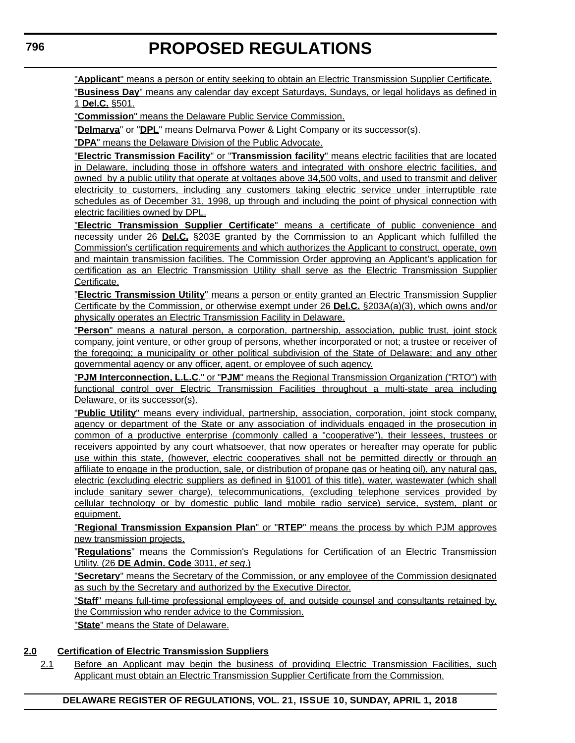"**Applicant**" means a person or entity seeking to obtain an Electric Transmission Supplier Certificate.

"**Business Day**" means any calendar day except Saturdays, Sundays, or legal holidays as defined in 1 **Del.C.** §501.

"**Commission**" means the Delaware Public Service Commission.

"**Delmarva**" or "**DPL**" means Delmarva Power & Light Company or its successor(s).

"**DPA**" means the Delaware Division of the Public Advocate.

"**Electric Transmission Facility**" or "**Transmission facility**" means electric facilities that are located in Delaware, including those in offshore waters and integrated with onshore electric facilities, and owned by a public utility that operate at voltages above 34,500 volts, and used to transmit and deliver electricity to customers, including any customers taking electric service under interruptible rate schedules as of December 31, 1998, up through and including the point of physical connection with electric facilities owned by DPL.

"**Electric Transmission Supplier Certificate**" means a certificate of public convenience and necessity under 26 **Del.C.** §203E granted by the Commission to an Applicant which fulfilled the Commission's certification requirements and which authorizes the Applicant to construct, operate, own and maintain transmission facilities. The Commission Order approving an Applicant's application for certification as an Electric Transmission Utility shall serve as the Electric Transmission Supplier Certificate.

"**Electric Transmission Utility**" means a person or entity granted an Electric Transmission Supplier Certificate by the Commission, or otherwise exempt under 26 **Del.C.** §203A(a)(3), which owns and/or physically operates an Electric Transmission Facility in Delaware.

"**Person**" means a natural person, a corporation, partnership, association, public trust, joint stock company, joint venture, or other group of persons, whether incorporated or not; a trustee or receiver of the foregoing; a municipality or other political subdivision of the State of Delaware; and any other governmental agency or any officer, agent, or employee of such agency.

"**PJM Interconnection, L.L.C**." or "**PJM**" means the Regional Transmission Organization ("RTO") with functional control over Electric Transmission Facilities throughout a multi-state area including Delaware, or its successor(s).

"**Public Utility**" means every individual, partnership, association, corporation, joint stock company, agency or department of the State or any association of individuals engaged in the prosecution in common of a productive enterprise (commonly called a "cooperative"), their lessees, trustees or receivers appointed by any court whatsoever, that now operates or hereafter may operate for public use within this state, (however, electric cooperatives shall not be permitted directly or through an affiliate to engage in the production, sale, or distribution of propane gas or heating oil), any natural gas, electric (excluding electric suppliers as defined in §1001 of this title), water, wastewater (which shall include sanitary sewer charge), telecommunications, (excluding telephone services provided by cellular technology or by domestic public land mobile radio service) service, system, plant or equipment.

"**Regional Transmission Expansion Plan**" or "**RTEP**" means the process by which PJM approves new transmission projects.

"**Regulations**" means the Commission's Regulations for Certification of an Electric Transmission Utility. (26 **DE Admin. Code** 3011, *et seq*.)

"**Secretary**" means the Secretary of the Commission, or any employee of the Commission designated as such by the Secretary and authorized by the Executive Director.

"**Staff**" means full-time professional employees of, and outside counsel and consultants retained by, the Commission who render advice to the Commission.

"**State**" means the State of Delaware.

**2.0 Certification of Electric Transmission Suppliers**

2.1 Before an Applicant may begin the business of providing Electric Transmission Facilities, such Applicant must obtain an Electric Transmission Supplier Certificate from the Commission.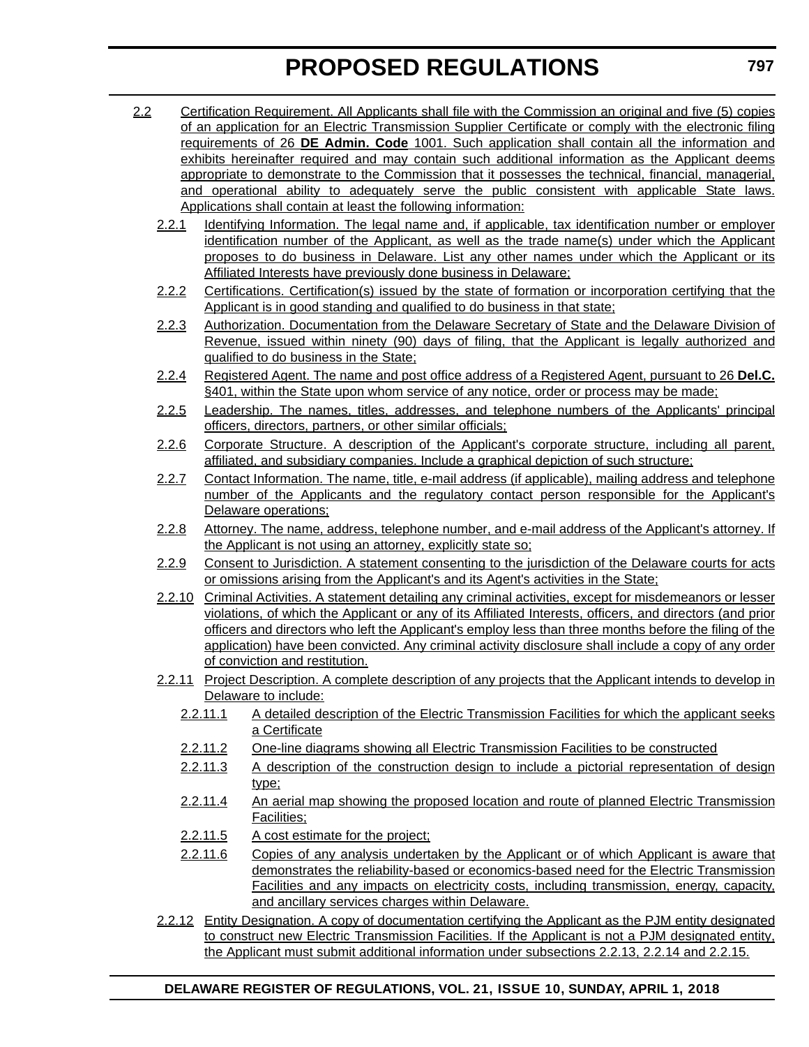2.2 Certification Requirement. All Applicants shall file with the Commission an original and five (5) copies of an application for an Electric Transmission Supplier Certificate or comply with the electronic filing requirements of 26 **DE Admin. Code** 1001. Such application shall contain all the information and exhibits hereinafter required and may contain such additional information as the Applicant deems appropriate to demonstrate to the Commission that it possesses the technical, financial, managerial, and operational ability to adequately serve the public consistent with applicable State laws. Applications shall contain at least the following information:

2.2.1 Identifying Information. The legal name and, if applicable, tax identification number or employer identification number of the Applicant, as well as the trade name(s) under which the Applicant proposes to do business in Delaware. List any other names under which the Applicant or its Affiliated Interests have previously done business in Delaware;

2.2.2 Certifications. Certification(s) issued by the state of formation or incorporation certifying that the Applicant is in good standing and qualified to do business in that state;

2.2.3 Authorization. Documentation from the Delaware Secretary of State and the Delaware Division of Revenue, issued within ninety (90) days of filing, that the Applicant is legally authorized and qualified to do business in the State;

2.2.4 Registered Agent. The name and post office address of a Registered Agent, pursuant to 26 **Del.C.** §401, within the State upon whom service of any notice, order or process may be made;

2.2.5 Leadership. The names, titles, addresses, and telephone numbers of the Applicants' principal officers, directors, partners, or other similar officials;

2.2.6 Corporate Structure. A description of the Applicant's corporate structure, including all parent, affiliated, and subsidiary companies. Include a graphical depiction of such structure;

2.2.7 Contact Information. The name, title, e-mail address (if applicable), mailing address and telephone number of the Applicants and the regulatory contact person responsible for the Applicant's Delaware operations;

2.2.8 Attorney. The name, address, telephone number, and e-mail address of the Applicant's attorney. If the Applicant is not using an attorney, explicitly state so;

2.2.9 Consent to Jurisdiction. A statement consenting to the jurisdiction of the Delaware courts for acts or omissions arising from the Applicant's and its Agent's activities in the State;

2.2.10 Criminal Activities. A statement detailing any criminal activities, except for misdemeanors or lesser violations, of which the Applicant or any of its Affiliated Interests, officers, and directors (and prior officers and directors who left the Applicant's employ less than three months before the filing of the application) have been convicted. Any criminal activity disclosure shall include a copy of any order of conviction and restitution.

2.2.11 Project Description. A complete description of any projects that the Applicant intends to develop in Delaware to include:

2.2.11.1 A detailed description of the Electric Transmission Facilities for which the applicant seeks a Certificate

2.2.11.2 One-line diagrams showing all Electric Transmission Facilities to be constructed

2.2.11.3 A description of the construction design to include a pictorial representation of design type;

2.2.11.4 An aerial map showing the proposed location and route of planned Electric Transmission Facilities;

2.2.11.5 A cost estimate for the project;

2.2.11.6 Copies of any analysis undertaken by the Applicant or of which Applicant is aware that demonstrates the reliability-based or economics-based need for the Electric Transmission Facilities and any impacts on electricity costs, including transmission, energy, capacity, and ancillary services charges within Delaware.

2.2.12 Entity Designation. A copy of documentation certifying the Applicant as the PJM entity designated to construct new Electric Transmission Facilities. If the Applicant is not a PJM designated entity, the Applicant must submit additional information under subsections 2.2.13, 2.2.14 and 2.2.15.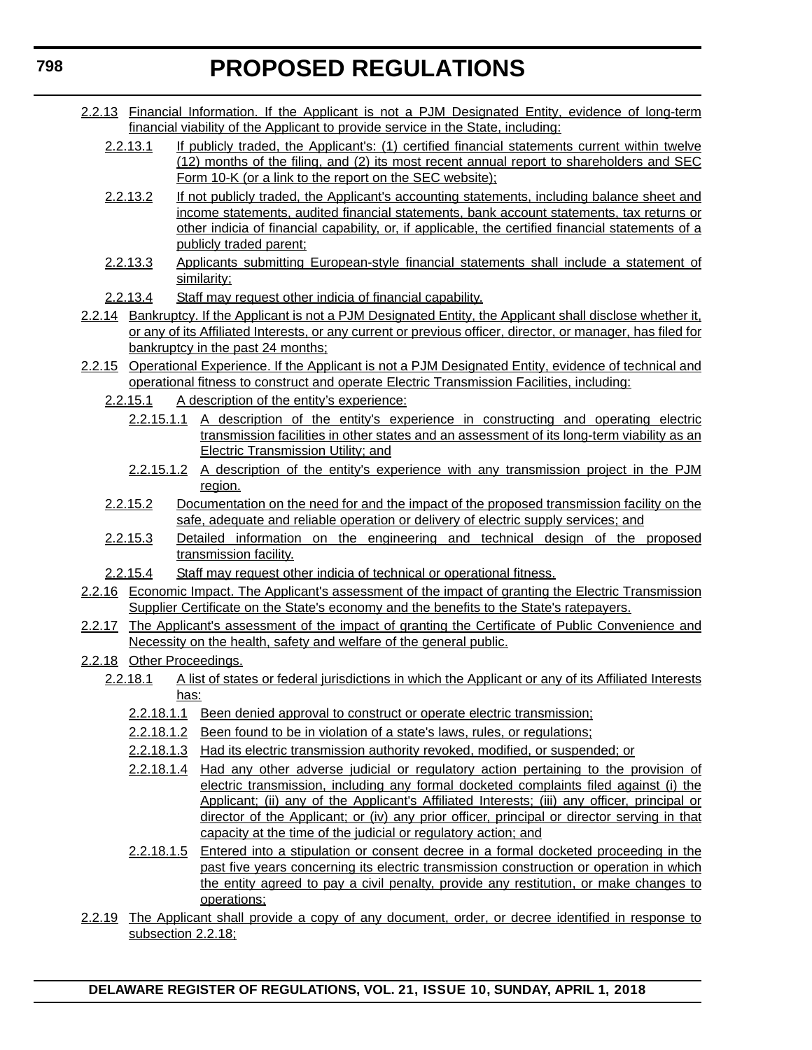2.2.13 Financial Information. If the Applicant is not a PJM Designated Entity, evidence of long-term financial viability of the Applicant to provide service in the State, including:

2.2.13.1 If publicly traded, the Applicant's: (1) certified financial statements current within twelve (12) months of the filing, and (2) its most recent annual report to shareholders and SEC Form 10-K (or a link to the report on the SEC website);

2.2.13.2 If not publicly traded, the Applicant's accounting statements, including balance sheet and income statements, audited financial statements, bank account statements, tax returns or other indicia of financial capability, or, if applicable, the certified financial statements of a publicly traded parent;

2.2.13.3 Applicants submitting European-style financial statements shall include a statement of similarity;

2.2.13.4 Staff may request other indicia of financial capability.

2.2.14 Bankruptcy. If the Applicant is not a PJM Designated Entity, the Applicant shall disclose whether it, or any of its Affiliated Interests, or any current or previous officer, director, or manager, has filed for bankruptcy in the past 24 months;

2.2.15 Operational Experience. If the Applicant is not a PJM Designated Entity, evidence of technical and operational fitness to construct and operate Electric Transmission Facilities, including:

2.2.15.1 A description of the entity's experience:

2.2.15.1.1 A description of the entity's experience in constructing and operating electric transmission facilities in other states and an assessment of its long-term viability as an Electric Transmission Utility; and

2.2.15.1.2 A description of the entity's experience with any transmission project in the PJM region.

2.2.15.2 Documentation on the need for and the impact of the proposed transmission facility on the safe, adequate and reliable operation or delivery of electric supply services; and

2.2.15.3 Detailed information on the engineering and technical design of the proposed transmission facility.

2.2.15.4 Staff may request other indicia of technical or operational fitness.

2.2.16 Economic Impact. The Applicant's assessment of the impact of granting the Electric Transmission Supplier Certificate on the State's economy and the benefits to the State's ratepayers.

2.2.17 The Applicant's assessment of the impact of granting the Certificate of Public Convenience and Necessity on the health, safety and welfare of the general public.

2.2.18 Other Proceedings.

2.2.18.1 A list of states or federal jurisdictions in which the Applicant or any of its Affiliated Interests has:

2.2.18.1.1 Been denied approval to construct or operate electric transmission;

2.2.18.1.2 Been found to be in violation of a state's laws, rules, or regulations;

2.2.18.1.3 Had its electric transmission authority revoked, modified, or suspended; or

2.2.18.1.4 Had any other adverse judicial or regulatory action pertaining to the provision of electric transmission, including any formal docketed complaints filed against (i) the Applicant; (ii) any of the Applicant's Affiliated Interests; (iii) any officer, principal or director of the Applicant; or (iv) any prior officer, principal or director serving in that capacity at the time of the judicial or regulatory action; and

2.2.18.1.5 Entered into a stipulation or consent decree in a formal docketed proceeding in the past five years concerning its electric transmission construction or operation in which the entity agreed to pay a civil penalty, provide any restitution, or make changes to operations;

2.2.19 The Applicant shall provide a copy of any document, order, or decree identified in response to subsection 2.2.18;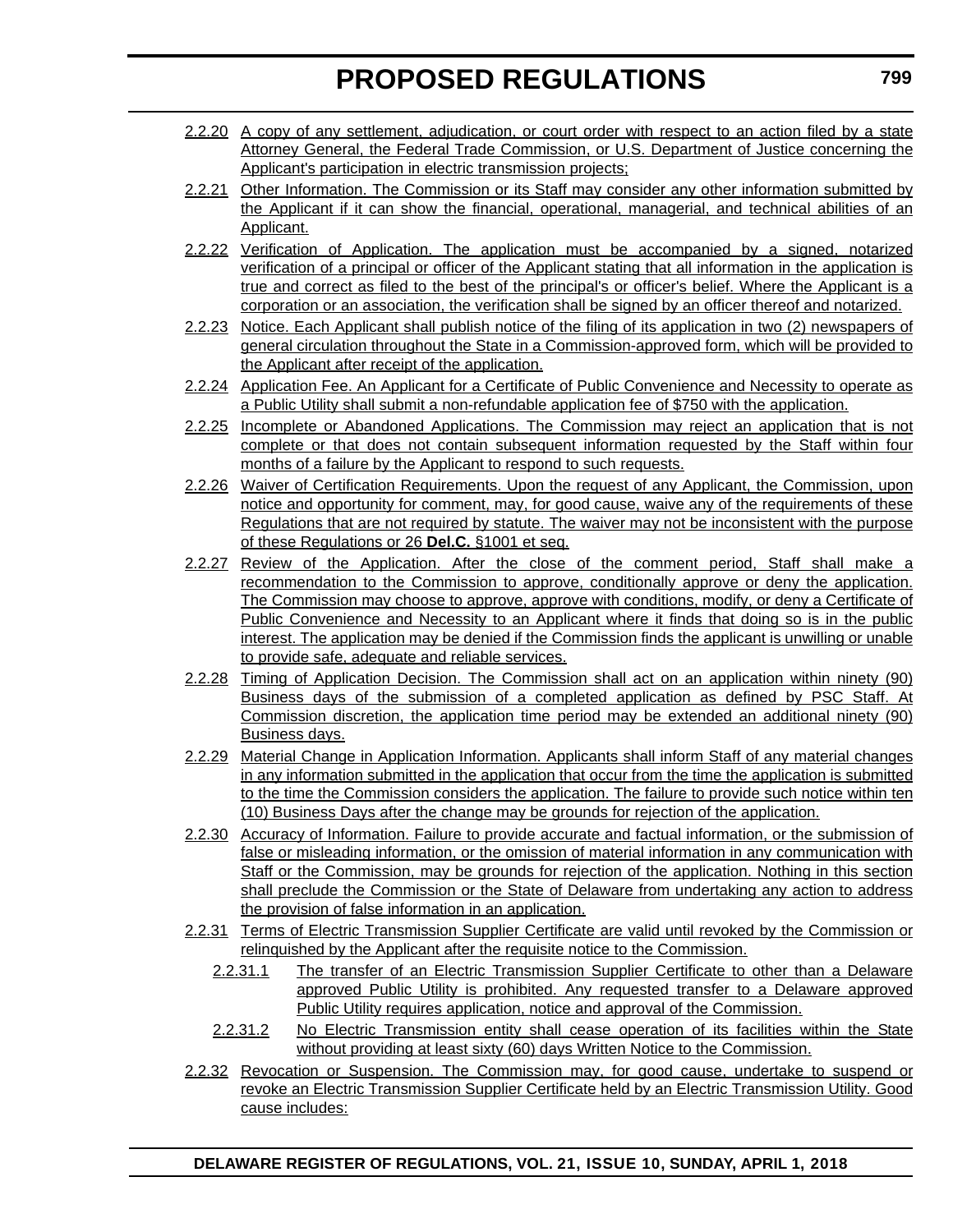2.2.20 A copy of any settlement, adjudication, or court order with respect to an action filed by a state Attorney General, the Federal Trade Commission, or U.S. Department of Justice concerning the Applicant's participation in electric transmission projects;

2.2.21 Other Information. The Commission or its Staff may consider any other information submitted by the Applicant if it can show the financial, operational, managerial, and technical abilities of an Applicant.

2.2.22 Verification of Application. The application must be accompanied by a signed, notarized verification of a principal or officer of the Applicant stating that all information in the application is true and correct as filed to the best of the principal's or officer's belief. Where the Applicant is a corporation or an association, the verification shall be signed by an officer thereof and notarized.

2.2.23 Notice. Each Applicant shall publish notice of the filing of its application in two (2) newspapers of general circulation throughout the State in a Commission-approved form, which will be provided to the Applicant after receipt of the application.

2.2.24 Application Fee. An Applicant for a Certificate of Public Convenience and Necessity to operate as a Public Utility shall submit a non-refundable application fee of $750 with the application.

2.2.25 Incomplete or Abandoned Applications. The Commission may reject an application that is not complete or that does not contain subsequent information requested by the Staff within four months of a failure by the Applicant to respond to such requests.

2.2.26 Waiver of Certification Requirements. Upon the request of any Applicant, the Commission, upon notice and opportunity for comment, may, for good cause, waive any of the requirements of these Regulations that are not required by statute. The waiver may not be inconsistent with the purpose of these Regulations or 26 **Del.C.** §1001 et seq.

2.2.27 Review of the Application. After the close of the comment period, Staff shall make a recommendation to the Commission to approve, conditionally approve or deny the application. The Commission may choose to approve, approve with conditions, modify, or deny a Certificate of Public Convenience and Necessity to an Applicant where it finds that doing so is in the public interest. The application may be denied if the Commission finds the applicant is unwilling or unable to provide safe, adequate and reliable services.

2.2.28 Timing of Application Decision. The Commission shall act on an application within ninety (90) Business days of the submission of a completed application as defined by PSC Staff. At Commission discretion, the application time period may be extended an additional ninety (90) Business days.

2.2.29 Material Change in Application Information. Applicants shall inform Staff of any material changes in any information submitted in the application that occur from the time the application is submitted to the time the Commission considers the application. The failure to provide such notice within ten (10) Business Days after the change may be grounds for rejection of the application.

2.2.30 Accuracy of Information. Failure to provide accurate and factual information, or the submission of false or misleading information, or the omission of material information in any communication with Staff or the Commission, may be grounds for rejection of the application. Nothing in this section shall preclude the Commission or the State of Delaware from undertaking any action to address the provision of false information in an application.

2.2.31 Terms of Electric Transmission Supplier Certificate are valid until revoked by the Commission or relinquished by the Applicant after the requisite notice to the Commission.

2.2.31.1 The transfer of an Electric Transmission Supplier Certificate to other than a Delaware approved Public Utility is prohibited. Any requested transfer to a Delaware approved Public Utility requires application, notice and approval of the Commission.

2.2.31.2 No Electric Transmission entity shall cease operation of its facilities within the State without providing at least sixty (60) days Written Notice to the Commission.

2.2.32 Revocation or Suspension. The Commission may, for good cause, undertake to suspend or revoke an Electric Transmission Supplier Certificate held by an Electric Transmission Utility. Good cause includes: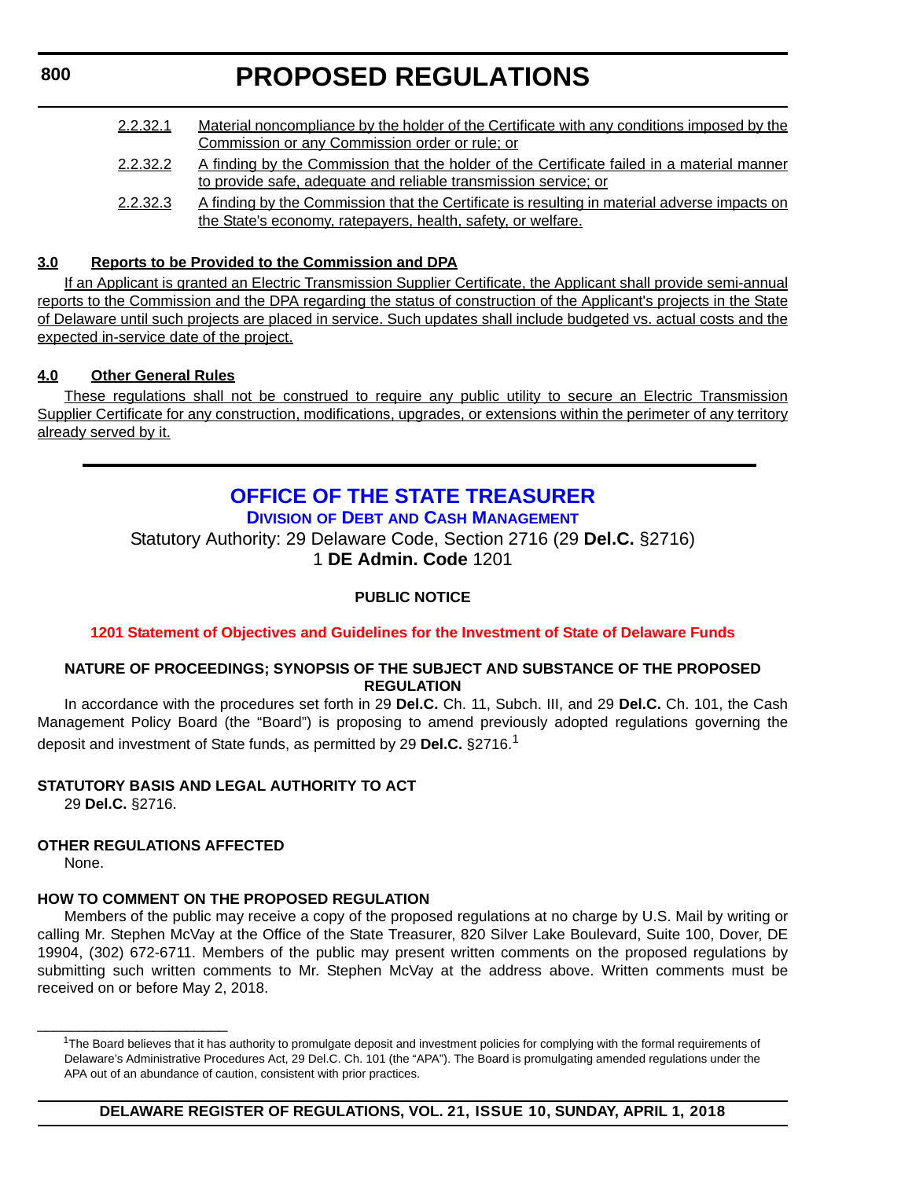2.2.32.1 Material noncompliance by the holder of the Certificate with any conditions imposed by the Commission or any Commission order or rule; or

2.2.32.2 A finding by the Commission that the holder of the Certificate failed in a material manner to provide safe, adequate and reliable transmission service; or

2.2.32.3 A finding by the Commission that the Certificate is resulting in material adverse impacts on the State's economy, ratepayers, health, safety, or welfare.

**3.0 Reports to be Provided to the Commission and DPA**

If an Applicant is granted an Electric Transmission Supplier Certificate, the Applicant shall provide semi-annual reports to the Commission and the DPA regarding the status of construction of the Applicant's projects in the State of Delaware until such projects are placed in service. Such updates shall include budgeted vs. actual costs and the expected in-service date of the project.

**4.0 Other General Rules**

These regulations shall not be construed to require any public utility to secure an Electric Transmission Supplier Certificate for any construction, modifications, upgrades, or extensions within the perimeter of any territory already served by it.

---

## OFFICE OF THE STATE TREASURER

### DIVISION OF DEBT AND CASH MANAGEMENT

Statutory Authority: 29 Delaware Code, Section 2716 (29 **Del.C.** §2716)
1 **DE Admin. Code** 1201

**PUBLIC NOTICE**

**1201 Statement of Objectives and Guidelines for the Investment of State of Delaware Funds**

**NATURE OF PROCEEDINGS; SYNOPSIS OF THE SUBJECT AND SUBSTANCE OF THE PROPOSED REGULATION**

In accordance with the procedures set forth in 29 **Del.C.** Ch. 11, Subch. III, and 29 **Del.C.** Ch. 101, the Cash Management Policy Board (the "Board") is proposing to amend previously adopted regulations governing the deposit and investment of State funds, as permitted by 29 **Del.C.** §2716.[1]

**STATUTORY BASIS AND LEGAL AUTHORITY TO ACT**

29 **Del.C.** §2716.

**OTHER REGULATIONS AFFECTED**

None.

**HOW TO COMMENT ON THE PROPOSED REGULATION**

Members of the public may receive a copy of the proposed regulations at no charge by U.S. Mail by writing or calling Mr. Stephen McVay at the Office of the State Treasurer, 820 Silver Lake Boulevard, Suite 100, Dover, DE 19904, (302) 672-6711. Members of the public may present written comments on the proposed regulations by submitting such written comments to Mr. Stephen McVay at the address above. Written comments must be received on or before May 2, 2018.

---

[1]The Board believes that it has authority to promulgate deposit and investment policies for complying with the formal requirements of Delaware's Administrative Procedures Act, 29 Del.C. Ch. 101 (the "APA"). The Board is promulgating amended regulations under the APA out of an abundance of caution, consistent with prior practices.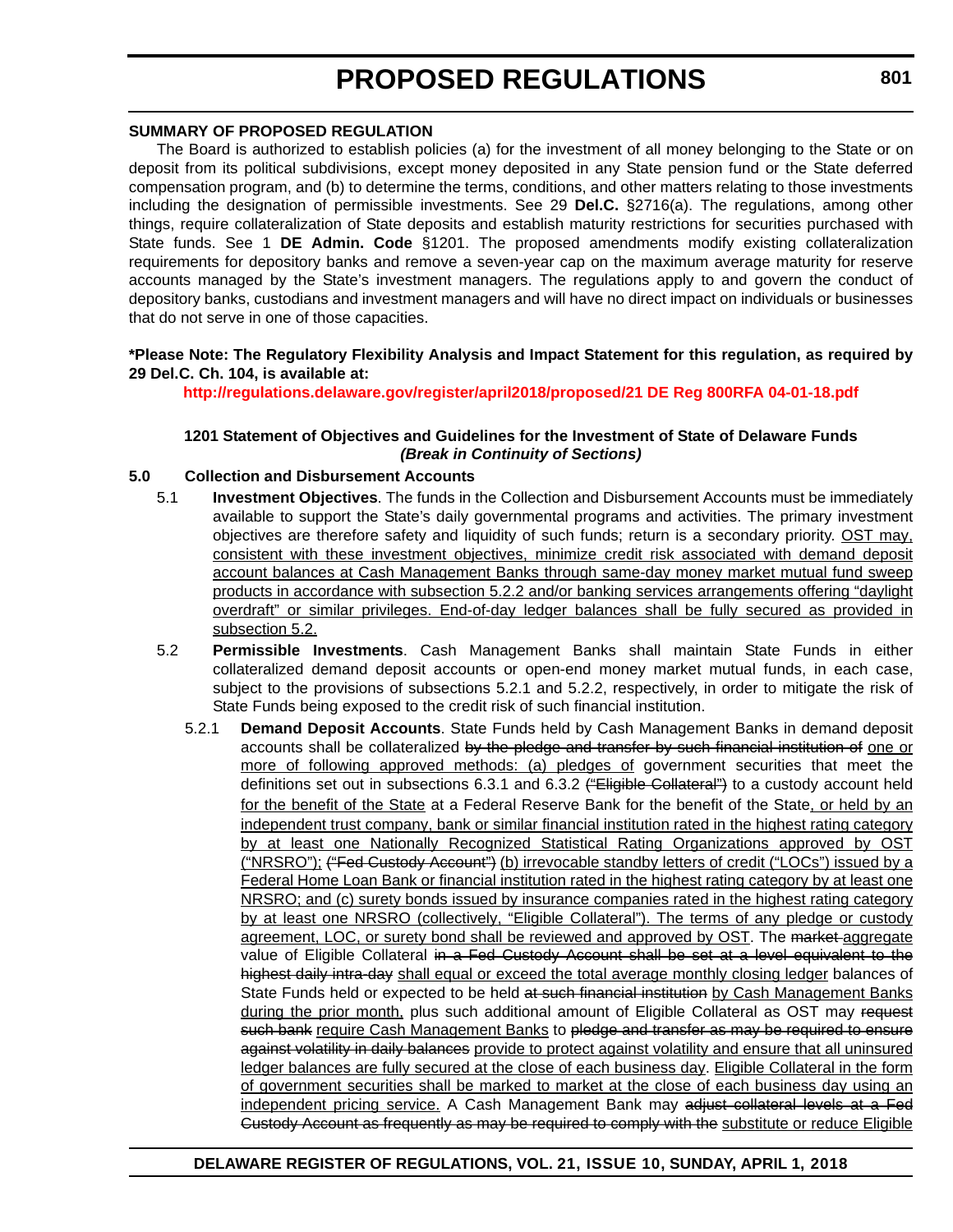**SUMMARY OF PROPOSED REGULATION**

The Board is authorized to establish policies (a) for the investment of all money belonging to the State or on deposit from its political subdivisions, except money deposited in any State pension fund or the State deferred compensation program, and (b) to determine the terms, conditions, and other matters relating to those investments including the designation of permissible investments. See 29 **Del.C.** §2716(a). The regulations, among other things, require collateralization of State deposits and establish maturity restrictions for securities purchased with State funds. See 1 **DE Admin. Code** §1201. The proposed amendments modify existing collateralization requirements for depository banks and remove a seven-year cap on the maximum average maturity for reserve accounts managed by the State's investment managers. The regulations apply to and govern the conduct of depository banks, custodians and investment managers and will have no direct impact on individuals or businesses that do not serve in one of those capacities.

**\*Please Note: The Regulatory Flexibility Analysis and Impact Statement for this regulation, as required by 29 Del.C. Ch. 104, is available at:**

**http://regulations.delaware.gov/register/april2018/proposed/21 DE Reg 800RFA 04-01-18.pdf**

**1201 Statement of Objectives and Guidelines for the Investment of State of Delaware Funds**
***(Break in Continuity of Sections)***

**5.0 Collection and Disbursement Accounts**

5.1 **Investment Objectives**. The funds in the Collection and Disbursement Accounts must be immediately available to support the State's daily governmental programs and activities. The primary investment objectives are therefore safety and liquidity of such funds; return is a secondary priority. <u>OST may, consistent with these investment objectives, minimize credit risk associated with demand deposit account balances at Cash Management Banks through same-day money market mutual fund sweep products in accordance with subsection 5.2.2 and/or banking services arrangements offering "daylight overdraft" or similar privileges. End-of-day ledger balances shall be fully secured as provided in subsection 5.2.</u>

5.2 **Permissible Investments**. Cash Management Banks shall maintain State Funds in either collateralized demand deposit accounts or open-end money market mutual funds, in each case, subject to the provisions of subsections 5.2.1 and 5.2.2, respectively, in order to mitigate the risk of State Funds being exposed to the credit risk of such financial institution.

5.2.1 **Demand Deposit Accounts**. State Funds held by Cash Management Banks in demand deposit accounts shall be collateralized ~~by the pledge and transfer by such financial institution of~~ <u>one or more of following approved methods: (a) pledges of</u> government securities that meet the definitions set out in subsections 6.3.1 and 6.3.2 ~~("Eligible Collateral")~~ to a custody account held <u>for the benefit of the State</u> at a Federal Reserve Bank for the benefit of the State<u>, or held by an independent trust company, bank or similar financial institution rated in the highest rating category by at least one Nationally Recognized Statistical Rating Organizations approved by OST ("NRSRO");</u> ~~("Fed Custody Account")~~ <u>(b) irrevocable standby letters of credit ("LOCs") issued by a Federal Home Loan Bank or financial institution rated in the highest rating category by at least one NRSRO; and (c) surety bonds issued by insurance companies rated in the highest rating category by at least one NRSRO (collectively, "Eligible Collateral"). The terms of any pledge or custody agreement, LOC, or surety bond shall be reviewed and approved by OST</u>. The ~~market~~ <u>aggregate</u> value of Eligible Collateral ~~in a Fed Custody Account shall be set at a level equivalent to the highest daily intra-day~~ <u>shall equal or exceed the total average monthly closing ledger</u> balances of State Funds held or expected to be held ~~at such financial institution~~ <u>by Cash Management Banks during the prior month,</u> plus such additional amount of Eligible Collateral as OST may ~~request such bank~~ <u>require Cash Management Banks</u> to ~~pledge and transfer as may be required to ensure against volatility in daily balances~~ <u>provide to protect against volatility and ensure that all uninsured ledger balances are fully secured at the close of each business day</u>. <u>Eligible Collateral in the form of government securities shall be marked to market at the close of each business day using an independent pricing service.</u> A Cash Management Bank may ~~adjust collateral levels at a Fed Custody Account as frequently as may be required to comply with the~~ <u>substitute or reduce Eligible</u>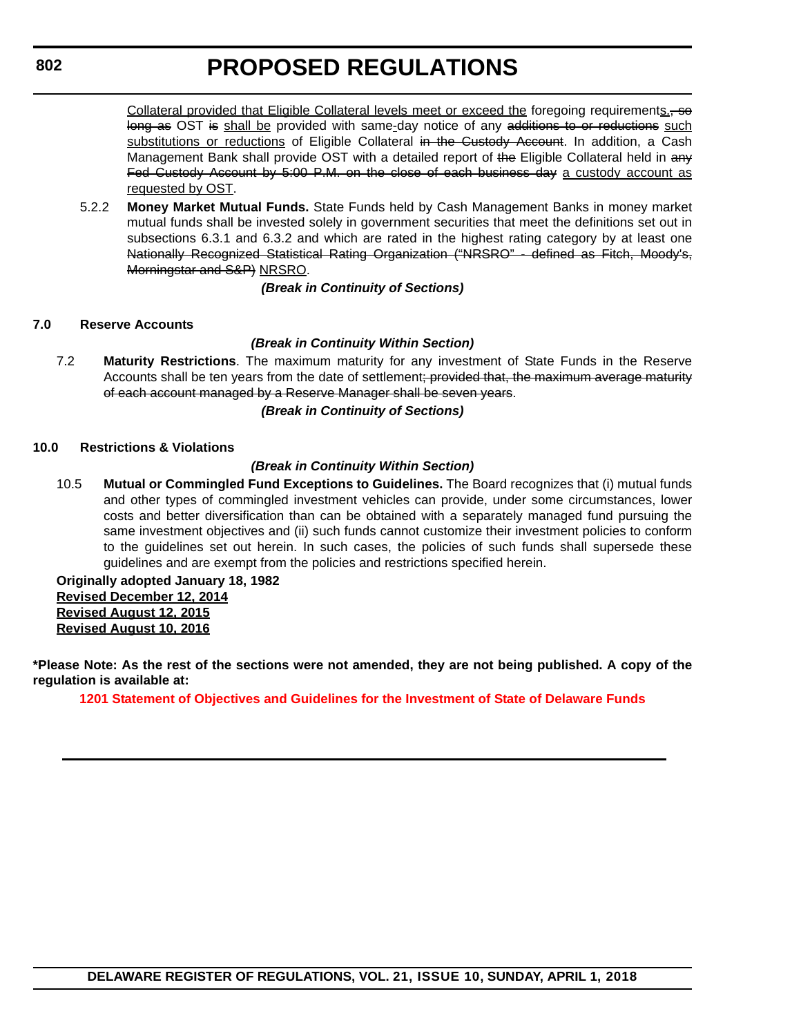Collateral provided that Eligible Collateral levels meet or exceed the foregoing requirements., so long as OST is shall be provided with same-day notice of any additions to or reductions such substitutions or reductions of Eligible Collateral in the Custody Account. In addition, a Cash Management Bank shall provide OST with a detailed report of the Eligible Collateral held in any Fed Custody Account by 5:00 P.M. on the close of each business day a custody account as requested by OST.

5.2.2 **Money Market Mutual Funds.** State Funds held by Cash Management Banks in money market mutual funds shall be invested solely in government securities that meet the definitions set out in subsections 6.3.1 and 6.3.2 and which are rated in the highest rating category by at least one Nationally Recognized Statistical Rating Organization ("NRSRO" - defined as Fitch, Moody's, Morningstar and S&P) NRSRO.

***(Break in Continuity of Sections)***

**7.0 Reserve Accounts**

***(Break in Continuity Within Section)***

7.2 **Maturity Restrictions**. The maximum maturity for any investment of State Funds in the Reserve Accounts shall be ten years from the date of settlement; provided that, the maximum average maturity of each account managed by a Reserve Manager shall be seven years.

***(Break in Continuity of Sections)***

**10.0 Restrictions & Violations**

***(Break in Continuity Within Section)***

10.5 **Mutual or Commingled Fund Exceptions to Guidelines.** The Board recognizes that (i) mutual funds and other types of commingled investment vehicles can provide, under some circumstances, lower costs and better diversification than can be obtained with a separately managed fund pursuing the same investment objectives and (ii) such funds cannot customize their investment policies to conform to the guidelines set out herein. In such cases, the policies of such funds shall supersede these guidelines and are exempt from the policies and restrictions specified herein.

**Originally adopted January 18, 1982**
**Revised December 12, 2014**
**Revised August 12, 2015**
**Revised August 10, 2016**

**\*Please Note: As the rest of the sections were not amended, they are not being published. A copy of the regulation is available at:**

**1201 Statement of Objectives and Guidelines for the Investment of State of Delaware Funds**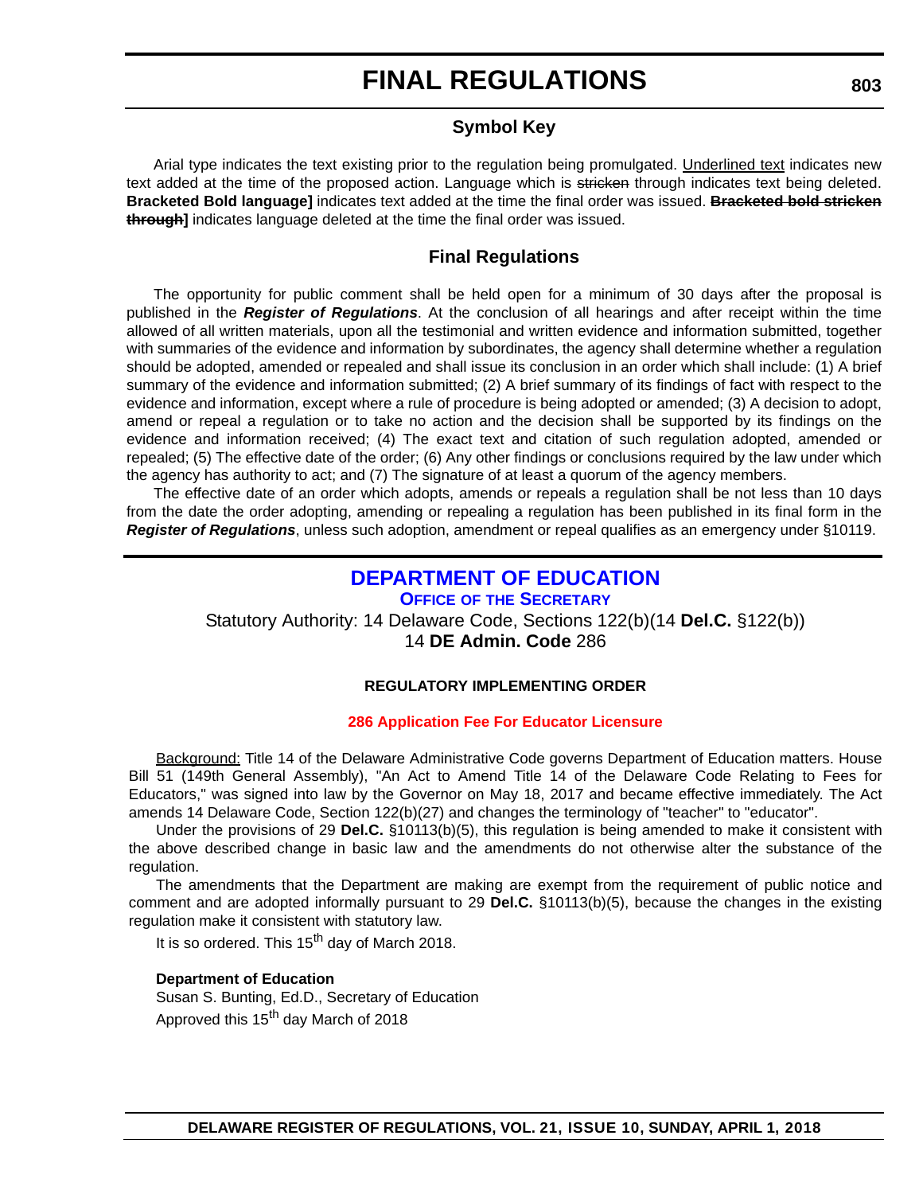# FINAL REGULATIONS

## Symbol Key

Arial type indicates the text existing prior to the regulation being promulgated. <u>Underlined text</u> indicates new text added at the time of the proposed action. Language which is ~~stricken~~ through indicates text being deleted. **Bracketed Bold language]** indicates text added at the time the final order was issued. **~~Bracketed bold stricken through~~]** indicates language deleted at the time the final order was issued.

## Final Regulations

The opportunity for public comment shall be held open for a minimum of 30 days after the proposal is published in the ***Register of Regulations***. At the conclusion of all hearings and after receipt within the time allowed of all written materials, upon all the testimonial and written evidence and information submitted, together with summaries of the evidence and information by subordinates, the agency shall determine whether a regulation should be adopted, amended or repealed and shall issue its conclusion in an order which shall include: (1) A brief summary of the evidence and information submitted; (2) A brief summary of its findings of fact with respect to the evidence and information, except where a rule of procedure is being adopted or amended; (3) A decision to adopt, amend or repeal a regulation or to take no action and the decision shall be supported by its findings on the evidence and information received; (4) The exact text and citation of such regulation adopted, amended or repealed; (5) The effective date of the order; (6) Any other findings or conclusions required by the law under which the agency has authority to act; and (7) The signature of at least a quorum of the agency members.

The effective date of an order which adopts, amends or repeals a regulation shall be not less than 10 days from the date the order adopting, amending or repealing a regulation has been published in its final form in the ***Register of Regulations***, unless such adoption, amendment or repeal qualifies as an emergency under §10119.

## DEPARTMENT OF EDUCATION

### OFFICE OF THE SECRETARY

Statutory Authority: 14 Delaware Code, Sections 122(b)(14 **Del.C.** §122(b))
14 **DE Admin. Code** 286

**REGULATORY IMPLEMENTING ORDER**

**286 Application Fee For Educator Licensure**

<u>Background:</u> Title 14 of the Delaware Administrative Code governs Department of Education matters. House Bill 51 (149th General Assembly), "An Act to Amend Title 14 of the Delaware Code Relating to Fees for Educators," was signed into law by the Governor on May 18, 2017 and became effective immediately. The Act amends 14 Delaware Code, Section 122(b)(27) and changes the terminology of "teacher" to "educator".

Under the provisions of 29 **Del.C.** §10113(b)(5), this regulation is being amended to make it consistent with the above described change in basic law and the amendments do not otherwise alter the substance of the regulation.

The amendments that the Department are making are exempt from the requirement of public notice and comment and are adopted informally pursuant to 29 **Del.C.** §10113(b)(5), because the changes in the existing regulation make it consistent with statutory law.

It is so ordered. This 15th day of March 2018.

**Department of Education**
Susan S. Bunting, Ed.D., Secretary of Education
Approved this 15th day March of 2018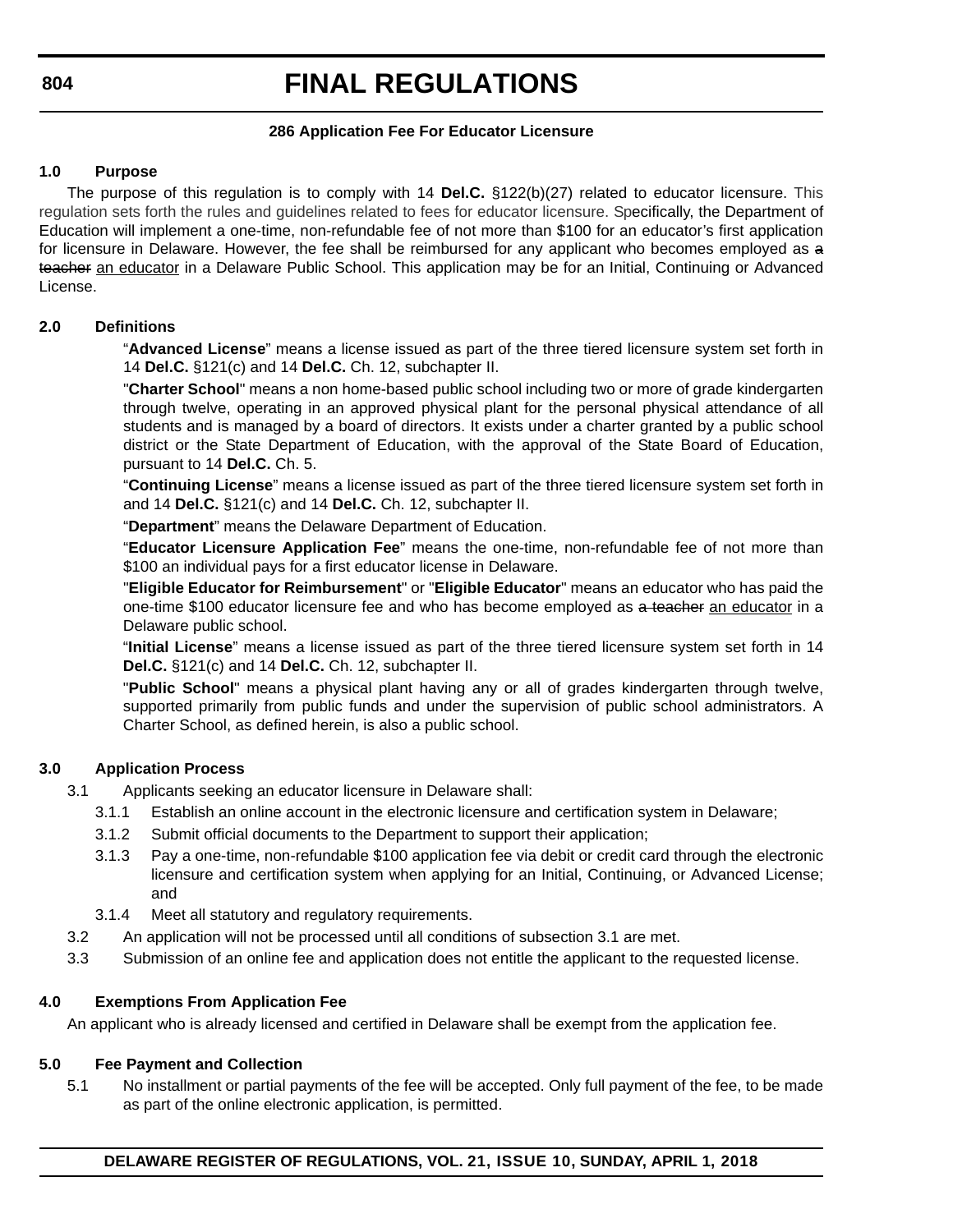### 286 Application Fee For Educator Licensure

**1.0 Purpose**

The purpose of this regulation is to comply with 14 **Del.C.** §122(b)(27) related to educator licensure. This regulation sets forth the rules and guidelines related to fees for educator licensure. Specifically, the Department of Education will implement a one-time, non-refundable fee of not more than $100 for an educator's first application for licensure in Delaware. However, the fee shall be reimbursed for any applicant who becomes employed as ~~a teacher~~ <u>an educator</u> in a Delaware Public School. This application may be for an Initial, Continuing or Advanced License.

**2.0 Definitions**

"**Advanced License**" means a license issued as part of the three tiered licensure system set forth in 14 **Del.C.** §121(c) and 14 **Del.C.** Ch. 12, subchapter II.

"**Charter School**" means a non home-based public school including two or more of grade kindergarten through twelve, operating in an approved physical plant for the personal physical attendance of all students and is managed by a board of directors. It exists under a charter granted by a public school district or the State Department of Education, with the approval of the State Board of Education, pursuant to 14 **Del.C.** Ch. 5.

"**Continuing License**" means a license issued as part of the three tiered licensure system set forth in and 14 **Del.C.** §121(c) and 14 **Del.C.** Ch. 12, subchapter II.

"**Department**" means the Delaware Department of Education.

"**Educator Licensure Application Fee**" means the one-time, non-refundable fee of not more than $100 an individual pays for a first educator license in Delaware.

"**Eligible Educator for Reimbursement**" or "**Eligible Educator**" means an educator who has paid the one-time $100 educator licensure fee and who has become employed as ~~a teacher~~ <u>an educator</u> in a Delaware public school.

"**Initial License**" means a license issued as part of the three tiered licensure system set forth in 14 **Del.C.** §121(c) and 14 **Del.C.** Ch. 12, subchapter II.

"**Public School**" means a physical plant having any or all of grades kindergarten through twelve, supported primarily from public funds and under the supervision of public school administrators. A Charter School, as defined herein, is also a public school.

**3.0 Application Process**

3.1 Applicants seeking an educator licensure in Delaware shall:

3.1.1 Establish an online account in the electronic licensure and certification system in Delaware;

3.1.2 Submit official documents to the Department to support their application;

3.1.3 Pay a one-time, non-refundable $100 application fee via debit or credit card through the electronic licensure and certification system when applying for an Initial, Continuing, or Advanced License; and

3.1.4 Meet all statutory and regulatory requirements.

3.2 An application will not be processed until all conditions of subsection 3.1 are met.

3.3 Submission of an online fee and application does not entitle the applicant to the requested license.

**4.0 Exemptions From Application Fee**

An applicant who is already licensed and certified in Delaware shall be exempt from the application fee.

**5.0 Fee Payment and Collection**

5.1 No installment or partial payments of the fee will be accepted. Only full payment of the fee, to be made as part of the online electronic application, is permitted.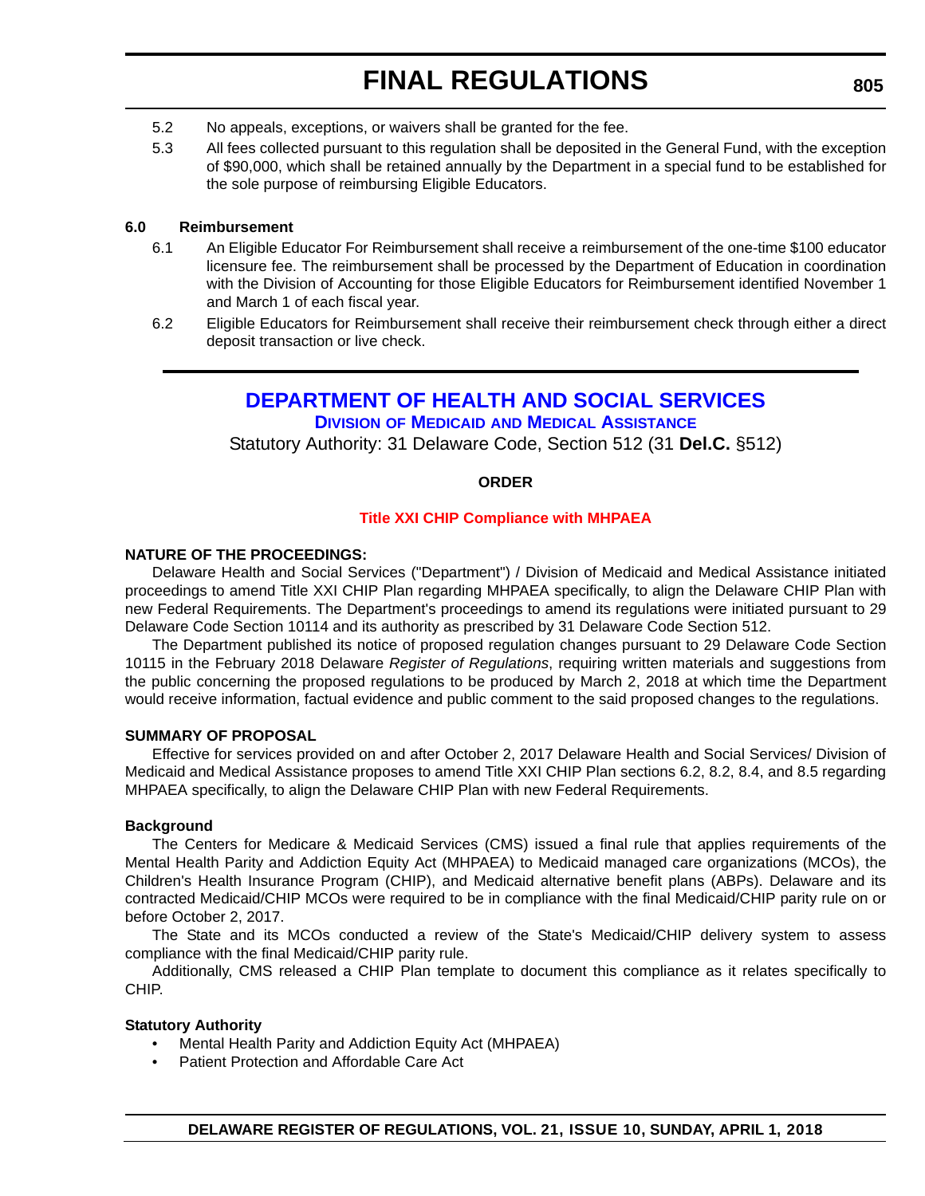5.2 No appeals, exceptions, or waivers shall be granted for the fee.

5.3 All fees collected pursuant to this regulation shall be deposited in the General Fund, with the exception of $90,000, which shall be retained annually by the Department in a special fund to be established for the sole purpose of reimbursing Eligible Educators.

**6.0 Reimbursement**

6.1 An Eligible Educator For Reimbursement shall receive a reimbursement of the one-time $100 educator licensure fee. The reimbursement shall be processed by the Department of Education in coordination with the Division of Accounting for those Eligible Educators for Reimbursement identified November 1 and March 1 of each fiscal year.

6.2 Eligible Educators for Reimbursement shall receive their reimbursement check through either a direct deposit transaction or live check.

---

# DEPARTMENT OF HEALTH AND SOCIAL SERVICES

## Division of Medicaid and Medical Assistance

Statutory Authority: 31 Delaware Code, Section 512 (31 **Del.C.** §512)

**ORDER**

### Title XXI CHIP Compliance with MHPAEA

**NATURE OF THE PROCEEDINGS:**

Delaware Health and Social Services ("Department") / Division of Medicaid and Medical Assistance initiated proceedings to amend Title XXI CHIP Plan regarding MHPAEA specifically, to align the Delaware CHIP Plan with new Federal Requirements. The Department's proceedings to amend its regulations were initiated pursuant to 29 Delaware Code Section 10114 and its authority as prescribed by 31 Delaware Code Section 512.

The Department published its notice of proposed regulation changes pursuant to 29 Delaware Code Section 10115 in the February 2018 Delaware *Register of Regulations*, requiring written materials and suggestions from the public concerning the proposed regulations to be produced by March 2, 2018 at which time the Department would receive information, factual evidence and public comment to the said proposed changes to the regulations.

**SUMMARY OF PROPOSAL**

Effective for services provided on and after October 2, 2017 Delaware Health and Social Services/ Division of Medicaid and Medical Assistance proposes to amend Title XXI CHIP Plan sections 6.2, 8.2, 8.4, and 8.5 regarding MHPAEA specifically, to align the Delaware CHIP Plan with new Federal Requirements.

**Background**

The Centers for Medicare & Medicaid Services (CMS) issued a final rule that applies requirements of the Mental Health Parity and Addiction Equity Act (MHPAEA) to Medicaid managed care organizations (MCOs), the Children's Health Insurance Program (CHIP), and Medicaid alternative benefit plans (ABPs). Delaware and its contracted Medicaid/CHIP MCOs were required to be in compliance with the final Medicaid/CHIP parity rule on or before October 2, 2017.

The State and its MCOs conducted a review of the State's Medicaid/CHIP delivery system to assess compliance with the final Medicaid/CHIP parity rule.

Additionally, CMS released a CHIP Plan template to document this compliance as it relates specifically to CHIP.

**Statutory Authority**

- Mental Health Parity and Addiction Equity Act (MHPAEA)
- Patient Protection and Affordable Care Act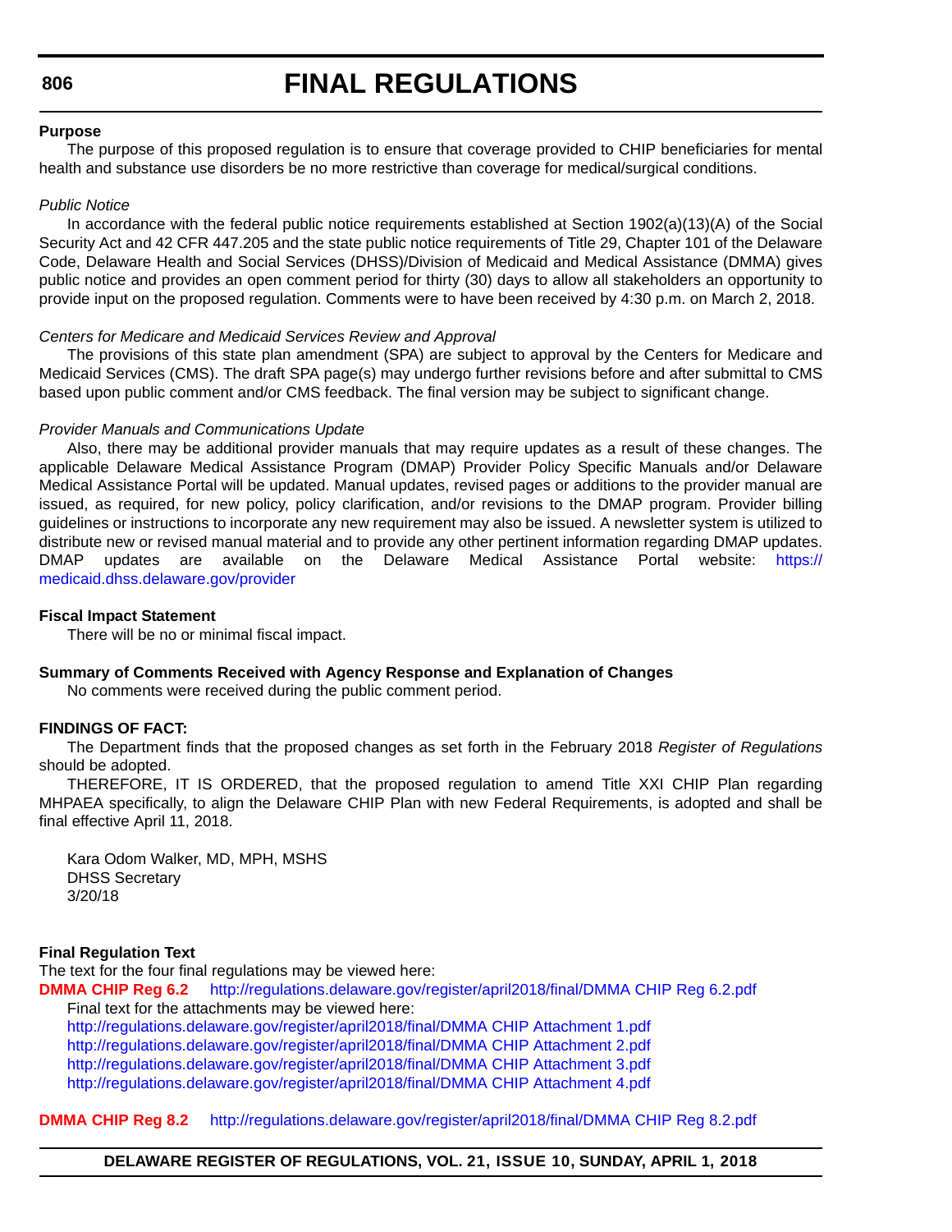**Purpose**

The purpose of this proposed regulation is to ensure that coverage provided to CHIP beneficiaries for mental health and substance use disorders be no more restrictive than coverage for medical/surgical conditions.

*Public Notice*

In accordance with the federal public notice requirements established at Section 1902(a)(13)(A) of the Social Security Act and 42 CFR 447.205 and the state public notice requirements of Title 29, Chapter 101 of the Delaware Code, Delaware Health and Social Services (DHSS)/Division of Medicaid and Medical Assistance (DMMA) gives public notice and provides an open comment period for thirty (30) days to allow all stakeholders an opportunity to provide input on the proposed regulation. Comments were to have been received by 4:30 p.m. on March 2, 2018.

*Centers for Medicare and Medicaid Services Review and Approval*

The provisions of this state plan amendment (SPA) are subject to approval by the Centers for Medicare and Medicaid Services (CMS). The draft SPA page(s) may undergo further revisions before and after submittal to CMS based upon public comment and/or CMS feedback. The final version may be subject to significant change.

*Provider Manuals and Communications Update*

Also, there may be additional provider manuals that may require updates as a result of these changes. The applicable Delaware Medical Assistance Program (DMAP) Provider Policy Specific Manuals and/or Delaware Medical Assistance Portal will be updated. Manual updates, revised pages or additions to the provider manual are issued, as required, for new policy, policy clarification, and/or revisions to the DMAP program. Provider billing guidelines or instructions to incorporate any new requirement may also be issued. A newsletter system is utilized to distribute new or revised manual material and to provide any other pertinent information regarding DMAP updates. DMAP updates are available on the Delaware Medical Assistance Portal website: https://medicaid.dhss.delaware.gov/provider

**Fiscal Impact Statement**

There will be no or minimal fiscal impact.

**Summary of Comments Received with Agency Response and Explanation of Changes**

No comments were received during the public comment period.

**FINDINGS OF FACT:**

The Department finds that the proposed changes as set forth in the February 2018 *Register of Regulations* should be adopted.

THEREFORE, IT IS ORDERED, that the proposed regulation to amend Title XXI CHIP Plan regarding MHPAEA specifically, to align the Delaware CHIP Plan with new Federal Requirements, is adopted and shall be final effective April 11, 2018.

Kara Odom Walker, MD, MPH, MSHS
DHSS Secretary
3/20/18

**Final Regulation Text**

The text for the four final regulations may be viewed here:

**DMMA CHIP Reg 6.2** http://regulations.delaware.gov/register/april2018/final/DMMA CHIP Reg 6.2.pdf

Final text for the attachments may be viewed here:

http://regulations.delaware.gov/register/april2018/final/DMMA CHIP Attachment 1.pdf
http://regulations.delaware.gov/register/april2018/final/DMMA CHIP Attachment 2.pdf
http://regulations.delaware.gov/register/april2018/final/DMMA CHIP Attachment 3.pdf
http://regulations.delaware.gov/register/april2018/final/DMMA CHIP Attachment 4.pdf

**DMMA CHIP Reg 8.2** http://regulations.delaware.gov/register/april2018/final/DMMA CHIP Reg 8.2.pdf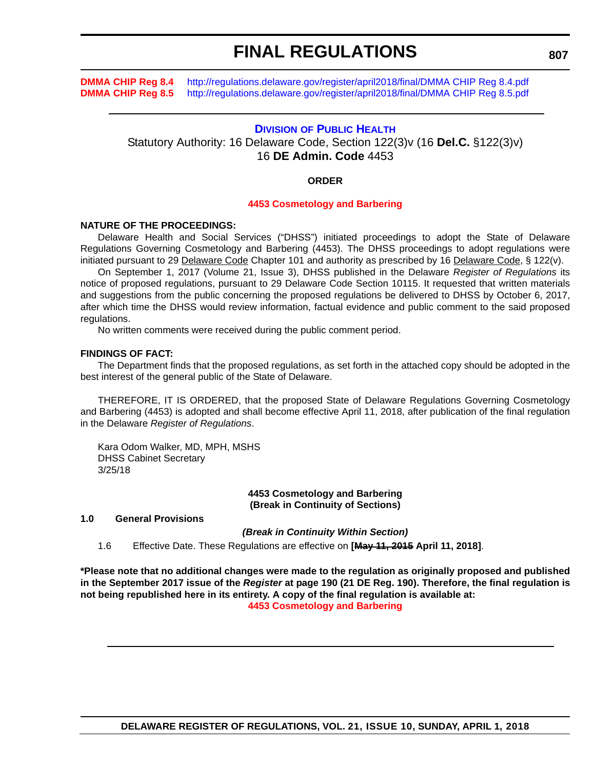**DMMA CHIP Reg 8.4** http://regulations.delaware.gov/register/april2018/final/DMMA CHIP Reg 8.4.pdf
**DMMA CHIP Reg 8.5** http://regulations.delaware.gov/register/april2018/final/DMMA CHIP Reg 8.5.pdf

---

## DIVISION OF PUBLIC HEALTH

Statutory Authority: 16 Delaware Code, Section 122(3)v (16 **Del.C.** §122(3)v)
16 **DE Admin. Code** 4453

**ORDER**

**4453 Cosmetology and Barbering**

**NATURE OF THE PROCEEDINGS:**

Delaware Health and Social Services ("DHSS") initiated proceedings to adopt the State of Delaware Regulations Governing Cosmetology and Barbering (4453). The DHSS proceedings to adopt regulations were initiated pursuant to 29 Delaware Code Chapter 101 and authority as prescribed by 16 Delaware Code, § 122(v).

On September 1, 2017 (Volume 21, Issue 3), DHSS published in the Delaware *Register of Regulations* its notice of proposed regulations, pursuant to 29 Delaware Code Section 10115. It requested that written materials and suggestions from the public concerning the proposed regulations be delivered to DHSS by October 6, 2017, after which time the DHSS would review information, factual evidence and public comment to the said proposed regulations.

No written comments were received during the public comment period.

**FINDINGS OF FACT:**

The Department finds that the proposed regulations, as set forth in the attached copy should be adopted in the best interest of the general public of the State of Delaware.

THEREFORE, IT IS ORDERED, that the proposed State of Delaware Regulations Governing Cosmetology and Barbering (4453) is adopted and shall become effective April 11, 2018, after publication of the final regulation in the Delaware *Register of Regulations*.

Kara Odom Walker, MD, MPH, MSHS
DHSS Cabinet Secretary
3/25/18

**4453 Cosmetology and Barbering**
**(Break in Continuity of Sections)**

**1.0 General Provisions**

***(Break in Continuity Within Section)***

1.6 Effective Date. These Regulations are effective on **[~~May 11, 2015~~ April 11, 2018]**.

**\*Please note that no additional changes were made to the regulation as originally proposed and published in the September 2017 issue of the *Register* at page 190 (21 DE Reg. 190). Therefore, the final regulation is not being republished here in its entirety. A copy of the final regulation is available at:**
**4453 Cosmetology and Barbering**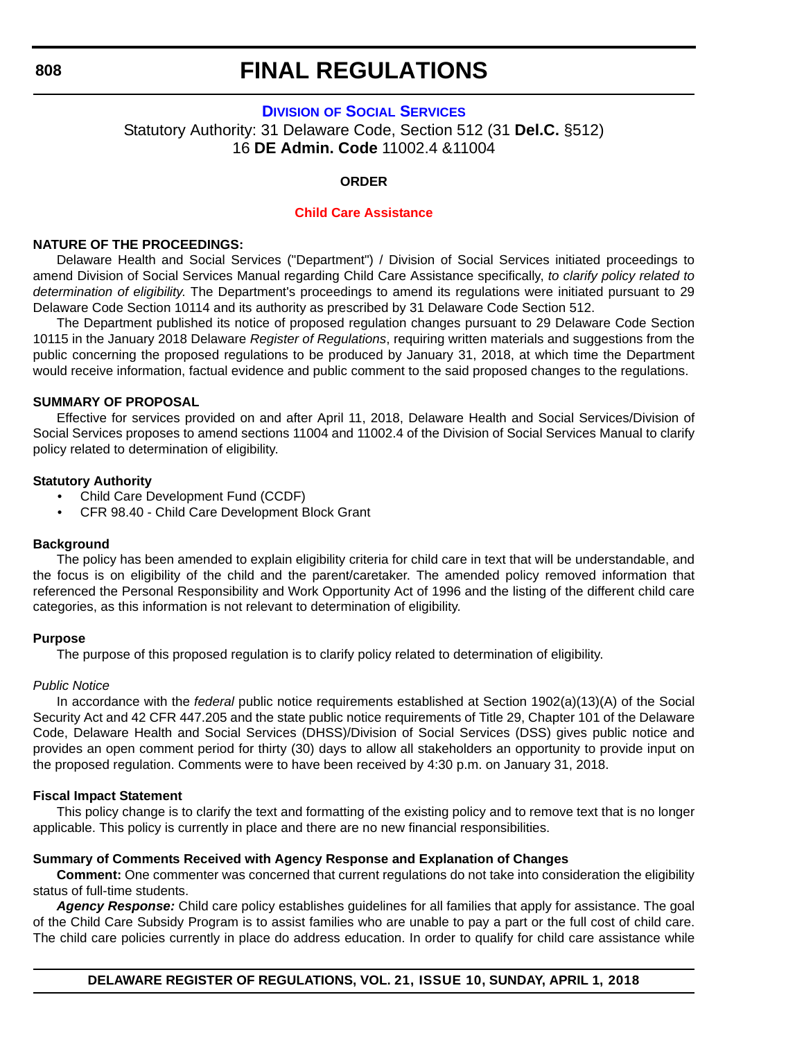# FINAL REGULATIONS

## DIVISION OF SOCIAL SERVICES

Statutory Authority: 31 Delaware Code, Section 512 (31 **Del.C.** §512)
16 **DE Admin. Code** 11002.4 &11004

**ORDER**

**Child Care Assistance**

**NATURE OF THE PROCEEDINGS:**

Delaware Health and Social Services ("Department") / Division of Social Services initiated proceedings to amend Division of Social Services Manual regarding Child Care Assistance specifically, *to clarify policy related to determination of eligibility.* The Department's proceedings to amend its regulations were initiated pursuant to 29 Delaware Code Section 10114 and its authority as prescribed by 31 Delaware Code Section 512.

The Department published its notice of proposed regulation changes pursuant to 29 Delaware Code Section 10115 in the January 2018 Delaware *Register of Regulations*, requiring written materials and suggestions from the public concerning the proposed regulations to be produced by January 31, 2018, at which time the Department would receive information, factual evidence and public comment to the said proposed changes to the regulations.

**SUMMARY OF PROPOSAL**

Effective for services provided on and after April 11, 2018, Delaware Health and Social Services/Division of Social Services proposes to amend sections 11004 and 11002.4 of the Division of Social Services Manual to clarify policy related to determination of eligibility.

**Statutory Authority**

- Child Care Development Fund (CCDF)
- CFR 98.40 - Child Care Development Block Grant

**Background**

The policy has been amended to explain eligibility criteria for child care in text that will be understandable, and the focus is on eligibility of the child and the parent/caretaker. The amended policy removed information that referenced the Personal Responsibility and Work Opportunity Act of 1996 and the listing of the different child care categories, as this information is not relevant to determination of eligibility.

**Purpose**

The purpose of this proposed regulation is to clarify policy related to determination of eligibility.

*Public Notice*

In accordance with the *federal* public notice requirements established at Section 1902(a)(13)(A) of the Social Security Act and 42 CFR 447.205 and the state public notice requirements of Title 29, Chapter 101 of the Delaware Code, Delaware Health and Social Services (DHSS)/Division of Social Services (DSS) gives public notice and provides an open comment period for thirty (30) days to allow all stakeholders an opportunity to provide input on the proposed regulation. Comments were to have been received by 4:30 p.m. on January 31, 2018.

**Fiscal Impact Statement**

This policy change is to clarify the text and formatting of the existing policy and to remove text that is no longer applicable. This policy is currently in place and there are no new financial responsibilities.

**Summary of Comments Received with Agency Response and Explanation of Changes**

**Comment:** One commenter was concerned that current regulations do not take into consideration the eligibility status of full-time students.

***Agency Response:*** Child care policy establishes guidelines for all families that apply for assistance. The goal of the Child Care Subsidy Program is to assist families who are unable to pay a part or the full cost of child care. The child care policies currently in place do address education. In order to qualify for child care assistance while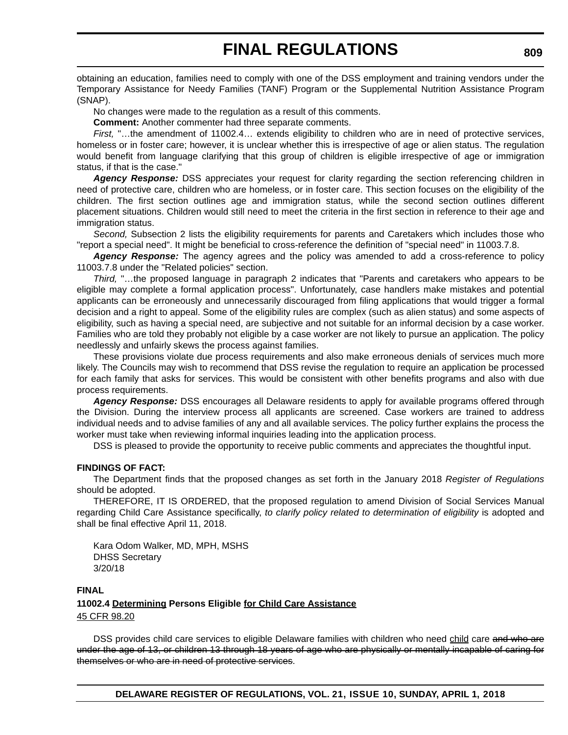obtaining an education, families need to comply with one of the DSS employment and training vendors under the Temporary Assistance for Needy Families (TANF) Program or the Supplemental Nutrition Assistance Program (SNAP).

No changes were made to the regulation as a result of this comments.

**Comment:** Another commenter had three separate comments.

*First,* "…the amendment of 11002.4… extends eligibility to children who are in need of protective services, homeless or in foster care; however, it is unclear whether this is irrespective of age or alien status. The regulation would benefit from language clarifying that this group of children is eligible irrespective of age or immigration status, if that is the case."

***Agency Response:*** DSS appreciates your request for clarity regarding the section referencing children in need of protective care, children who are homeless, or in foster care. This section focuses on the eligibility of the children. The first section outlines age and immigration status, while the second section outlines different placement situations. Children would still need to meet the criteria in the first section in reference to their age and immigration status.

*Second,* Subsection 2 lists the eligibility requirements for parents and Caretakers which includes those who "report a special need". It might be beneficial to cross-reference the definition of "special need" in 11003.7.8.

***Agency Response:*** The agency agrees and the policy was amended to add a cross-reference to policy 11003.7.8 under the "Related policies" section.

*Third,* "…the proposed language in paragraph 2 indicates that "Parents and caretakers who appears to be eligible may complete a formal application process". Unfortunately, case handlers make mistakes and potential applicants can be erroneously and unnecessarily discouraged from filing applications that would trigger a formal decision and a right to appeal. Some of the eligibility rules are complex (such as alien status) and some aspects of eligibility, such as having a special need, are subjective and not suitable for an informal decision by a case worker. Families who are told they probably not eligible by a case worker are not likely to pursue an application. The policy needlessly and unfairly skews the process against families.

These provisions violate due process requirements and also make erroneous denials of services much more likely. The Councils may wish to recommend that DSS revise the regulation to require an application be processed for each family that asks for services. This would be consistent with other benefits programs and also with due process requirements.

***Agency Response:*** DSS encourages all Delaware residents to apply for available programs offered through the Division. During the interview process all applicants are screened. Case workers are trained to address individual needs and to advise families of any and all available services. The policy further explains the process the worker must take when reviewing informal inquiries leading into the application process.

DSS is pleased to provide the opportunity to receive public comments and appreciates the thoughtful input.

**FINDINGS OF FACT:**

The Department finds that the proposed changes as set forth in the January 2018 *Register of Regulations* should be adopted.

THEREFORE, IT IS ORDERED, that the proposed regulation to amend Division of Social Services Manual regarding Child Care Assistance specifically, *to clarify policy related to determination of eligibility* is adopted and shall be final effective April 11, 2018.

Kara Odom Walker, MD, MPH, MSHS
DHSS Secretary
3/20/18

**FINAL**

**11002.4 <u>Determining</u> Persons Eligible <u>for Child Care Assistance</u>**

<u>45 CFR 98.20</u>

DSS provides child care services to eligible Delaware families with children who need <u>child</u> care ~~and who are under the age of 13, or children 13 through 18 years of age who are physically or mentally incapable of caring for themselves or who are in need of protective services~~.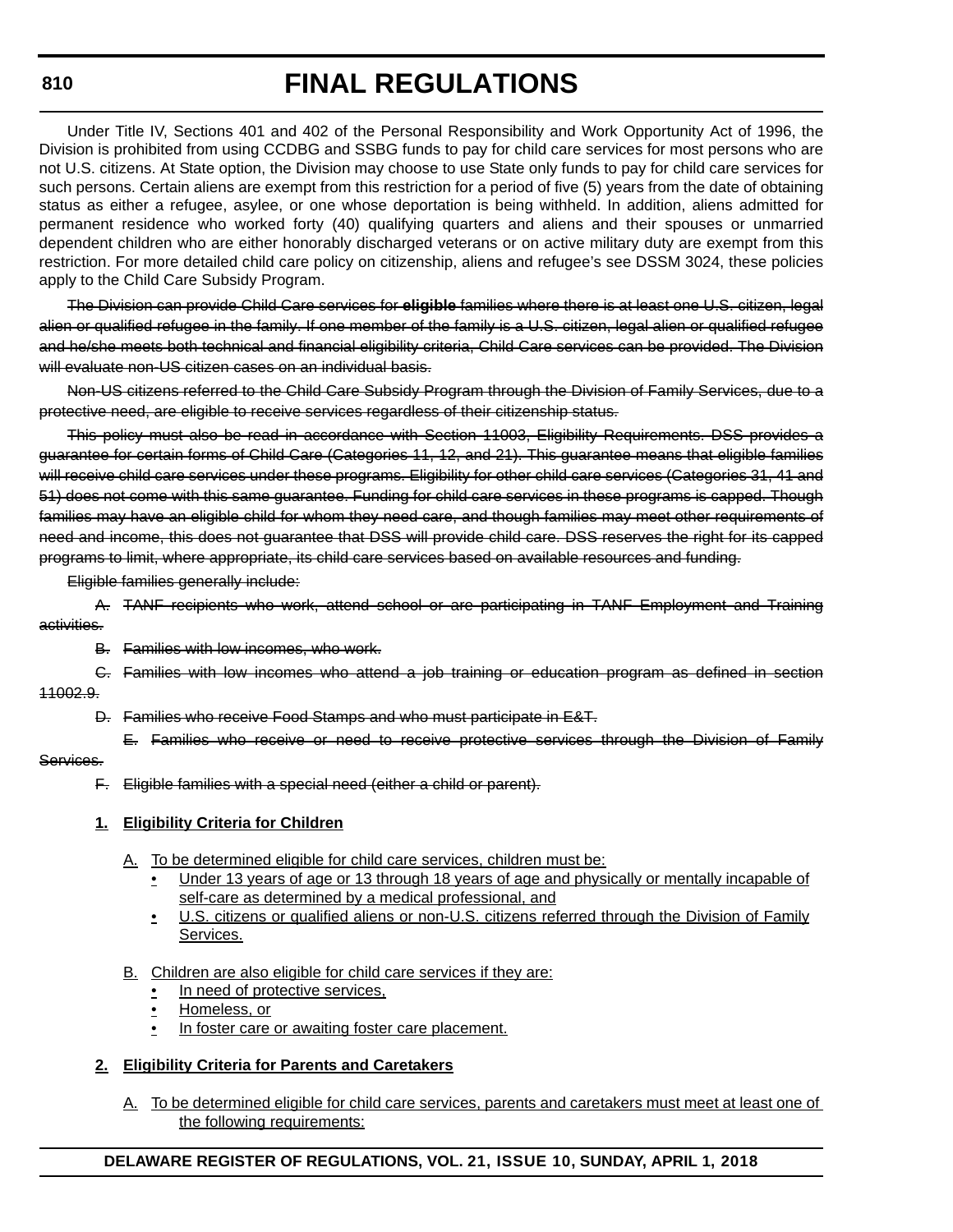Under Title IV, Sections 401 and 402 of the Personal Responsibility and Work Opportunity Act of 1996, the Division is prohibited from using CCDBG and SSBG funds to pay for child care services for most persons who are not U.S. citizens. At State option, the Division may choose to use State only funds to pay for child care services for such persons. Certain aliens are exempt from this restriction for a period of five (5) years from the date of obtaining status as either a refugee, asylee, or one whose deportation is being withheld. In addition, aliens admitted for permanent residence who worked forty (40) qualifying quarters and aliens and their spouses or unmarried dependent children who are either honorably discharged veterans or on active military duty are exempt from this restriction. For more detailed child care policy on citizenship, aliens and refugee's see DSSM 3024, these policies apply to the Child Care Subsidy Program.

~~The Division can provide Child Care services for **eligible** families where there is at least one U.S. citizen, legal alien or qualified refugee in the family. If one member of the family is a U.S. citizen, legal alien or qualified refugee and he/she meets both technical and financial eligibility criteria, Child Care services can be provided. The Division will evaluate non-US citizen cases on an individual basis.~~

~~Non-US citizens referred to the Child Care Subsidy Program through the Division of Family Services, due to a protective need, are eligible to receive services regardless of their citizenship status.~~

~~This policy must also be read in accordance with Section 11003, Eligibility Requirements. DSS provides a guarantee for certain forms of Child Care (Categories 11, 12, and 21). This guarantee means that eligible families will receive child care services under these programs. Eligibility for other child care services (Categories 31, 41 and 51) does not come with this same guarantee. Funding for child care services in these programs is capped. Though families may have an eligible child for whom they need care, and though families may meet other requirements of need and income, this does not guarantee that DSS will provide child care. DSS reserves the right for its capped programs to limit, where appropriate, its child care services based on available resources and funding.~~

~~Eligible families generally include:~~

~~A. TANF recipients who work, attend school or are participating in TANF Employment and Training activities.~~

~~B. Families with low incomes, who work.~~

~~C. Families with low incomes who attend a job training or education program as defined in section 11002.9.~~

~~D. Families who receive Food Stamps and who must participate in E&T.~~

~~E. Families who receive or need to receive protective services through the Division of Family Services.~~

~~F. Eligible families with a special need (either a child or parent).~~

<u>**1. Eligibility Criteria for Children**</u>

<u>A. To be determined eligible for child care services, children must be:</u>

- <u>Under 13 years of age or 13 through 18 years of age and physically or mentally incapable of self-care as determined by a medical professional, and</u>
- <u>U.S. citizens or qualified aliens or non-U.S. citizens referred through the Division of Family Services.</u>

<u>B. Children are also eligible for child care services if they are:</u>

- <u>In need of protective services,</u>
- <u>Homeless, or</u>
- <u>In foster care or awaiting foster care placement.</u>

<u>**2. Eligibility Criteria for Parents and Caretakers**</u>

<u>A. To be determined eligible for child care services, parents and caretakers must meet at least one of the following requirements:</u>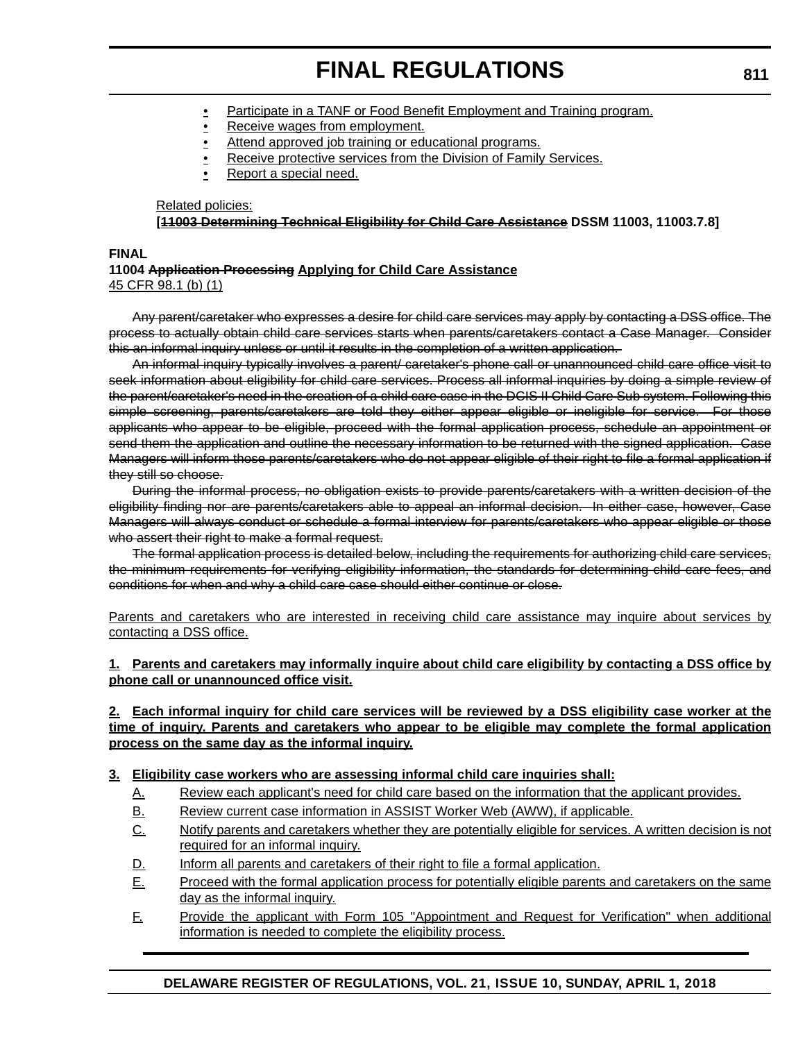- Participate in a TANF or Food Benefit Employment and Training program.
- Receive wages from employment.
- Attend approved job training or educational programs.
- Receive protective services from the Division of Family Services.
- Report a special need.

Related policies:
**[~~11003 Determining Technical Eligibility for Child Care Assistance~~ DSSM 11003, 11003.7.8]**

**FINAL**
**11004 ~~Application Processing~~ Applying for Child Care Assistance**
45 CFR 98.1 (b) (1)

~~Any parent/caretaker who expresses a desire for child care services may apply by contacting a DSS office. The process to actually obtain child care services starts when parents/caretakers contact a Case Manager. Consider this an informal inquiry unless or until it results in the completion of a written application.~~

~~An informal inquiry typically involves a parent/ caretaker's phone call or unannounced child care office visit to seek information about eligibility for child care services. Process all informal inquiries by doing a simple review of the parent/caretaker's need in the creation of a child care case in the DCIS II Child Care Sub system. Following this simple screening, parents/caretakers are told they either appear eligible or ineligible for service. For those applicants who appear to be eligible, proceed with the formal application process, schedule an appointment or send them the application and outline the necessary information to be returned with the signed application. Case Managers will inform those parents/caretakers who do not appear eligible of their right to file a formal application if they still so choose.~~

~~During the informal process, no obligation exists to provide parents/caretakers with a written decision of the eligibility finding nor are parents/caretakers able to appeal an informal decision. In either case, however, Case Managers will always conduct or schedule a formal interview for parents/caretakers who appear eligible or those who assert their right to make a formal request.~~

~~The formal application process is detailed below, including the requirements for authorizing child care services, the minimum requirements for verifying eligibility information, the standards for determining child care fees, and conditions for when and why a child care case should either continue or close.~~

Parents and caretakers who are interested in receiving child care assistance may inquire about services by contacting a DSS office.

**1. Parents and caretakers may informally inquire about child care eligibility by contacting a DSS office by phone call or unannounced office visit.**

**2. Each informal inquiry for child care services will be reviewed by a DSS eligibility case worker at the time of inquiry. Parents and caretakers who appear to be eligible may complete the formal application process on the same day as the informal inquiry.**

**3. Eligibility case workers who are assessing informal child care inquiries shall:**

A. Review each applicant's need for child care based on the information that the applicant provides.

B. Review current case information in ASSIST Worker Web (AWW), if applicable.

C. Notify parents and caretakers whether they are potentially eligible for services. A written decision is not required for an informal inquiry.

D. Inform all parents and caretakers of their right to file a formal application.

E. Proceed with the formal application process for potentially eligible parents and caretakers on the same day as the informal inquiry.

F. Provide the applicant with Form 105 "Appointment and Request for Verification" when additional information is needed to complete the eligibility process.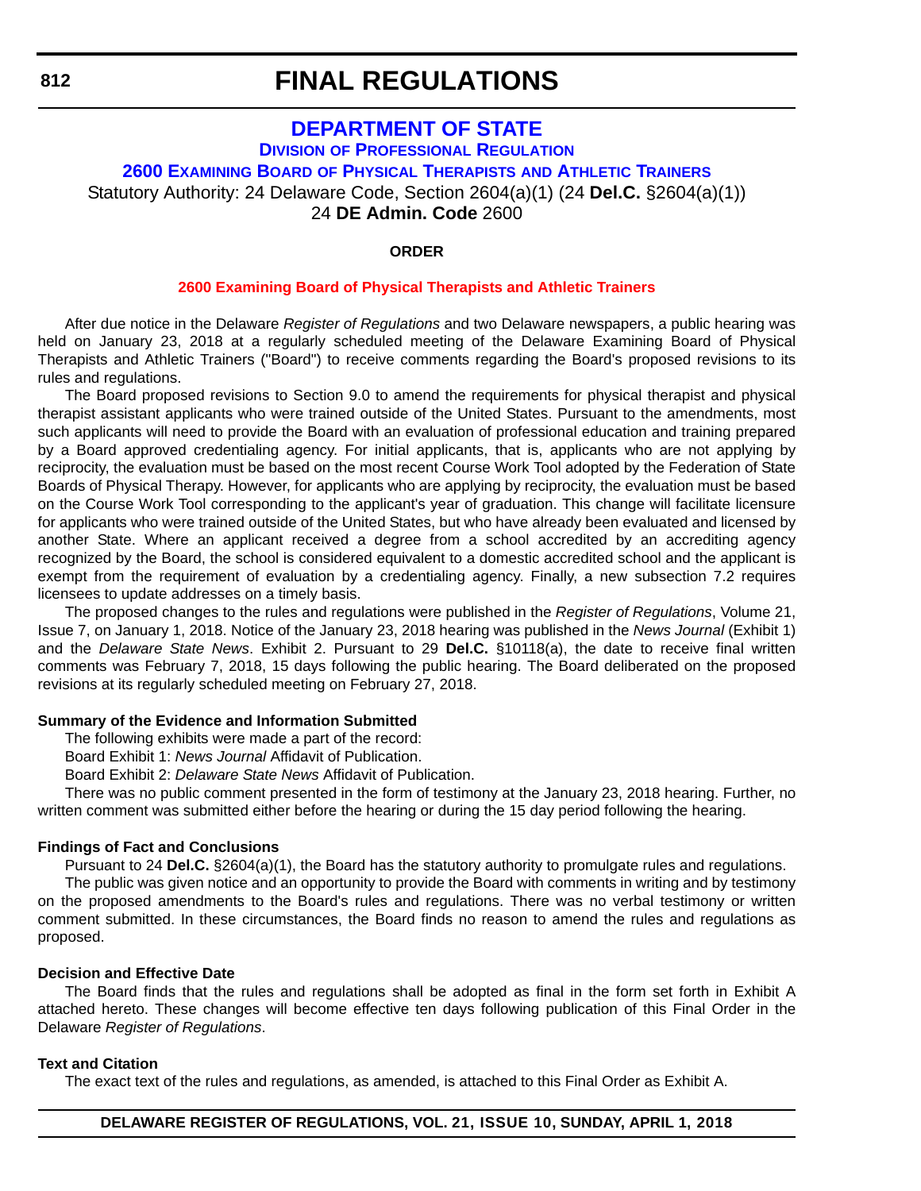# DEPARTMENT OF STATE

## DIVISION OF PROFESSIONAL REGULATION

### 2600 EXAMINING BOARD OF PHYSICAL THERAPISTS AND ATHLETIC TRAINERS

Statutory Authority: 24 Delaware Code, Section 2604(a)(1) (24 **Del.C.** §2604(a)(1))
24 **DE Admin. Code** 2600

**ORDER**

**2600 Examining Board of Physical Therapists and Athletic Trainers**

After due notice in the Delaware *Register of Regulations* and two Delaware newspapers, a public hearing was held on January 23, 2018 at a regularly scheduled meeting of the Delaware Examining Board of Physical Therapists and Athletic Trainers ("Board") to receive comments regarding the Board's proposed revisions to its rules and regulations.

The Board proposed revisions to Section 9.0 to amend the requirements for physical therapist and physical therapist assistant applicants who were trained outside of the United States. Pursuant to the amendments, most such applicants will need to provide the Board with an evaluation of professional education and training prepared by a Board approved credentialing agency. For initial applicants, that is, applicants who are not applying by reciprocity, the evaluation must be based on the most recent Course Work Tool adopted by the Federation of State Boards of Physical Therapy. However, for applicants who are applying by reciprocity, the evaluation must be based on the Course Work Tool corresponding to the applicant's year of graduation. This change will facilitate licensure for applicants who were trained outside of the United States, but who have already been evaluated and licensed by another State. Where an applicant received a degree from a school accredited by an accrediting agency recognized by the Board, the school is considered equivalent to a domestic accredited school and the applicant is exempt from the requirement of evaluation by a credentialing agency. Finally, a new subsection 7.2 requires licensees to update addresses on a timely basis.

The proposed changes to the rules and regulations were published in the *Register of Regulations*, Volume 21, Issue 7, on January 1, 2018. Notice of the January 23, 2018 hearing was published in the *News Journal* (Exhibit 1) and the *Delaware State News*. Exhibit 2. Pursuant to 29 **Del.C.** §10118(a), the date to receive final written comments was February 7, 2018, 15 days following the public hearing. The Board deliberated on the proposed revisions at its regularly scheduled meeting on February 27, 2018.

**Summary of the Evidence and Information Submitted**

The following exhibits were made a part of the record:

Board Exhibit 1: *News Journal* Affidavit of Publication.

Board Exhibit 2: *Delaware State News* Affidavit of Publication.

There was no public comment presented in the form of testimony at the January 23, 2018 hearing. Further, no written comment was submitted either before the hearing or during the 15 day period following the hearing.

**Findings of Fact and Conclusions**

Pursuant to 24 **Del.C.** §2604(a)(1), the Board has the statutory authority to promulgate rules and regulations.

The public was given notice and an opportunity to provide the Board with comments in writing and by testimony on the proposed amendments to the Board's rules and regulations. There was no verbal testimony or written comment submitted. In these circumstances, the Board finds no reason to amend the rules and regulations as proposed.

**Decision and Effective Date**

The Board finds that the rules and regulations shall be adopted as final in the form set forth in Exhibit A attached hereto. These changes will become effective ten days following publication of this Final Order in the Delaware *Register of Regulations*.

**Text and Citation**

The exact text of the rules and regulations, as amended, is attached to this Final Order as Exhibit A.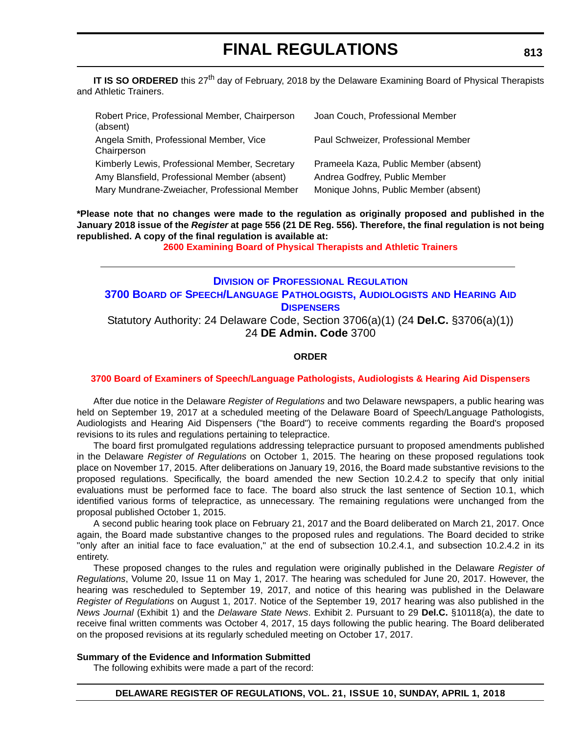**IT IS SO ORDERED** this 27th day of February, 2018 by the Delaware Examining Board of Physical Therapists and Athletic Trainers.

| | |
|---|---|
| Robert Price, Professional Member, Chairperson (absent) | Joan Couch, Professional Member |
| Angela Smith, Professional Member, Vice Chairperson | Paul Schweizer, Professional Member |
| Kimberly Lewis, Professional Member, Secretary | Prameela Kaza, Public Member (absent) |
| Amy Blansfield, Professional Member (absent) | Andrea Godfrey, Public Member |
| Mary Mundrane-Zweiacher, Professional Member | Monique Johns, Public Member (absent) |

**\*Please note that no changes were made to the regulation as originally proposed and published in the January 2018 issue of the *Register* at page 556 (21 DE Reg. 556). Therefore, the final regulation is not being republished. A copy of the final regulation is available at:**

**2600 Examining Board of Physical Therapists and Athletic Trainers**

---

## DIVISION OF PROFESSIONAL REGULATION

## 3700 BOARD OF SPEECH/LANGUAGE PATHOLOGISTS, AUDIOLOGISTS AND HEARING AID DISPENSERS

Statutory Authority: 24 Delaware Code, Section 3706(a)(1) (24 **Del.C.** §3706(a)(1))
24 **DE Admin. Code** 3700

**ORDER**

**3700 Board of Examiners of Speech/Language Pathologists, Audiologists & Hearing Aid Dispensers**

After due notice in the Delaware *Register of Regulations* and two Delaware newspapers, a public hearing was held on September 19, 2017 at a scheduled meeting of the Delaware Board of Speech/Language Pathologists, Audiologists and Hearing Aid Dispensers ("the Board") to receive comments regarding the Board's proposed revisions to its rules and regulations pertaining to telepractice.

The board first promulgated regulations addressing telepractice pursuant to proposed amendments published in the Delaware *Register of Regulations* on October 1, 2015. The hearing on these proposed regulations took place on November 17, 2015. After deliberations on January 19, 2016, the Board made substantive revisions to the proposed regulations. Specifically, the board amended the new Section 10.2.4.2 to specify that only initial evaluations must be performed face to face. The board also struck the last sentence of Section 10.1, which identified various forms of telepractice, as unnecessary. The remaining regulations were unchanged from the proposal published October 1, 2015.

A second public hearing took place on February 21, 2017 and the Board deliberated on March 21, 2017. Once again, the Board made substantive changes to the proposed rules and regulations. The Board decided to strike "only after an initial face to face evaluation," at the end of subsection 10.2.4.1, and subsection 10.2.4.2 in its entirety.

These proposed changes to the rules and regulation were originally published in the Delaware *Register of Regulations*, Volume 20, Issue 11 on May 1, 2017. The hearing was scheduled for June 20, 2017. However, the hearing was rescheduled to September 19, 2017, and notice of this hearing was published in the Delaware *Register of Regulations* on August 1, 2017. Notice of the September 19, 2017 hearing was also published in the *News Journal* (Exhibit 1) and the *Delaware State News*. Exhibit 2. Pursuant to 29 **Del.C.** §10118(a), the date to receive final written comments was October 4, 2017, 15 days following the public hearing. The Board deliberated on the proposed revisions at its regularly scheduled meeting on October 17, 2017.

**Summary of the Evidence and Information Submitted**

The following exhibits were made a part of the record: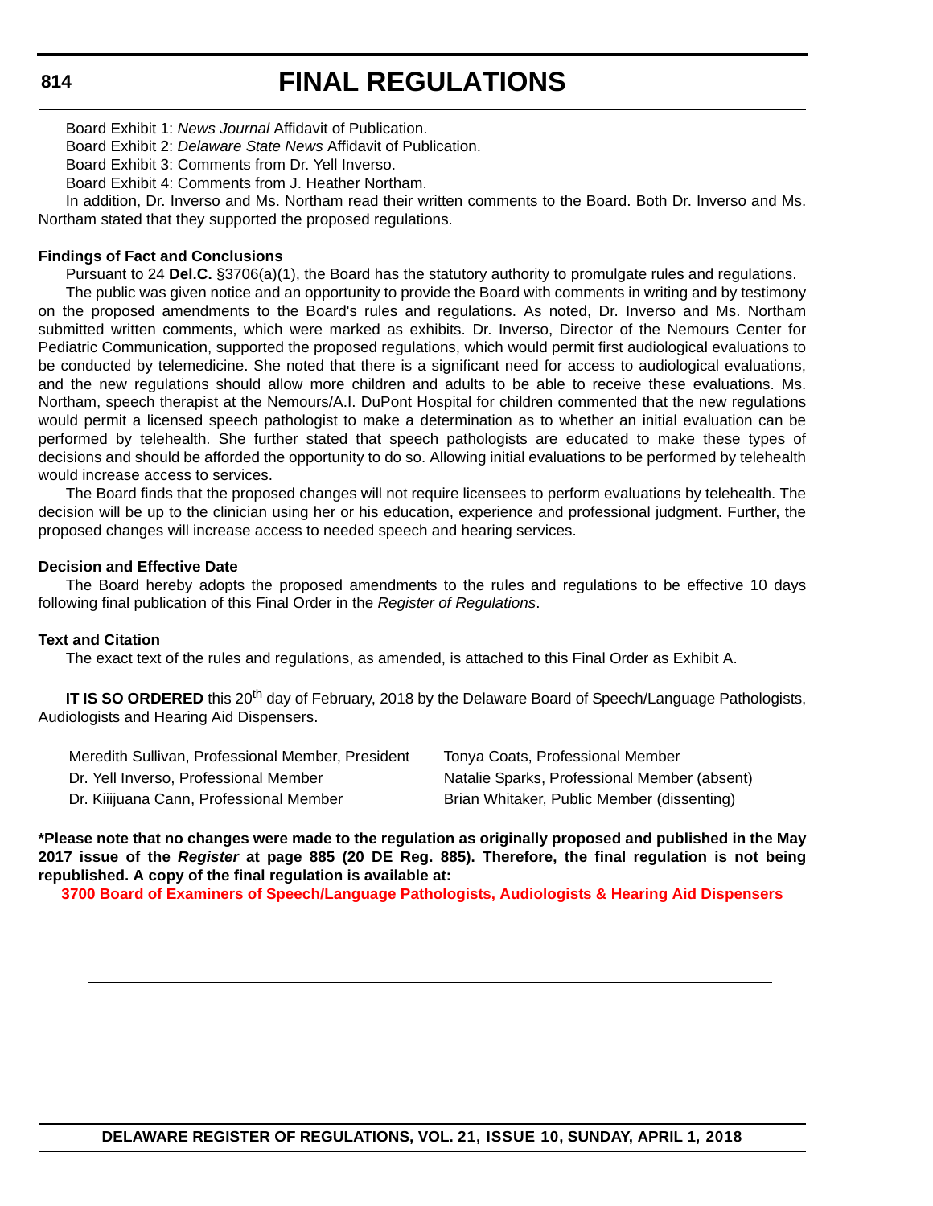Board Exhibit 1: *News Journal* Affidavit of Publication.

Board Exhibit 2: *Delaware State News* Affidavit of Publication.

Board Exhibit 3: Comments from Dr. Yell Inverso.

Board Exhibit 4: Comments from J. Heather Northam.

In addition, Dr. Inverso and Ms. Northam read their written comments to the Board. Both Dr. Inverso and Ms. Northam stated that they supported the proposed regulations.

**Findings of Fact and Conclusions**

Pursuant to 24 **Del.C.** §3706(a)(1), the Board has the statutory authority to promulgate rules and regulations.

The public was given notice and an opportunity to provide the Board with comments in writing and by testimony on the proposed amendments to the Board's rules and regulations. As noted, Dr. Inverso and Ms. Northam submitted written comments, which were marked as exhibits. Dr. Inverso, Director of the Nemours Center for Pediatric Communication, supported the proposed regulations, which would permit first audiological evaluations to be conducted by telemedicine. She noted that there is a significant need for access to audiological evaluations, and the new regulations should allow more children and adults to be able to receive these evaluations. Ms. Northam, speech therapist at the Nemours/A.I. DuPont Hospital for children commented that the new regulations would permit a licensed speech pathologist to make a determination as to whether an initial evaluation can be performed by telehealth. She further stated that speech pathologists are educated to make these types of decisions and should be afforded the opportunity to do so. Allowing initial evaluations to be performed by telehealth would increase access to services.

The Board finds that the proposed changes will not require licensees to perform evaluations by telehealth. The decision will be up to the clinician using her or his education, experience and professional judgment. Further, the proposed changes will increase access to needed speech and hearing services.

**Decision and Effective Date**

The Board hereby adopts the proposed amendments to the rules and regulations to be effective 10 days following final publication of this Final Order in the *Register of Regulations*.

**Text and Citation**

The exact text of the rules and regulations, as amended, is attached to this Final Order as Exhibit A.

**IT IS SO ORDERED** this 20th day of February, 2018 by the Delaware Board of Speech/Language Pathologists, Audiologists and Hearing Aid Dispensers.

Meredith Sullivan, Professional Member, President

Dr. Yell Inverso, Professional Member

Dr. Kiiijuana Cann, Professional Member

Tonya Coats, Professional Member

Natalie Sparks, Professional Member (absent)

Brian Whitaker, Public Member (dissenting)

**\*Please note that no changes were made to the regulation as originally proposed and published in the May 2017 issue of the *Register* at page 885 (20 DE Reg. 885). Therefore, the final regulation is not being republished. A copy of the final regulation is available at:**

**3700 Board of Examiners of Speech/Language Pathologists, Audiologists & Hearing Aid Dispensers**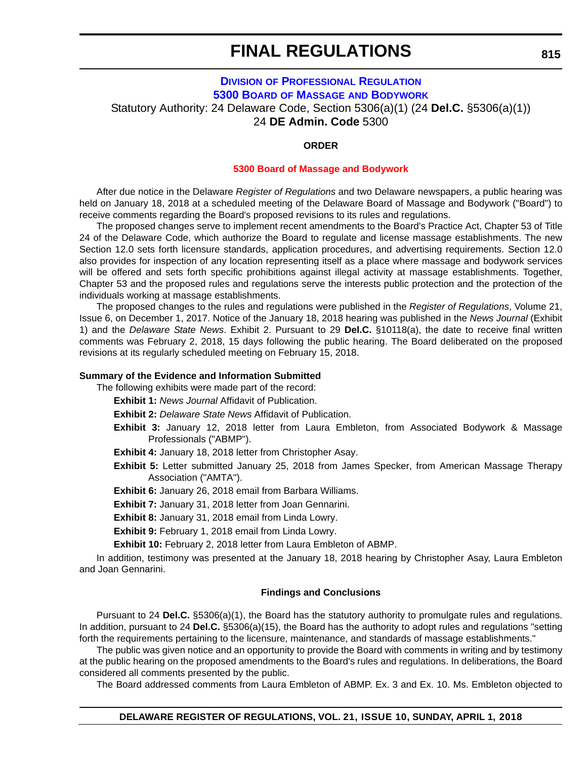# FINAL REGULATIONS

**DIVISION OF PROFESSIONAL REGULATION**

**5300 BOARD OF MASSAGE AND BODYWORK**

Statutory Authority: 24 Delaware Code, Section 5306(a)(1) (24 **Del.C.** §5306(a)(1))

24 **DE Admin. Code** 5300

**ORDER**

**5300 Board of Massage and Bodywork**

After due notice in the Delaware *Register of Regulations* and two Delaware newspapers, a public hearing was held on January 18, 2018 at a scheduled meeting of the Delaware Board of Massage and Bodywork ("Board") to receive comments regarding the Board's proposed revisions to its rules and regulations.

The proposed changes serve to implement recent amendments to the Board's Practice Act, Chapter 53 of Title 24 of the Delaware Code, which authorize the Board to regulate and license massage establishments. The new Section 12.0 sets forth licensure standards, application procedures, and advertising requirements. Section 12.0 also provides for inspection of any location representing itself as a place where massage and bodywork services will be offered and sets forth specific prohibitions against illegal activity at massage establishments. Together, Chapter 53 and the proposed rules and regulations serve the interests public protection and the protection of the individuals working at massage establishments.

The proposed changes to the rules and regulations were published in the *Register of Regulations*, Volume 21, Issue 6, on December 1, 2017. Notice of the January 18, 2018 hearing was published in the *News Journal* (Exhibit 1) and the *Delaware State News*. Exhibit 2. Pursuant to 29 **Del.C.** §10118(a), the date to receive final written comments was February 2, 2018, 15 days following the public hearing. The Board deliberated on the proposed revisions at its regularly scheduled meeting on February 15, 2018.

**Summary of the Evidence and Information Submitted**

The following exhibits were made part of the record:

**Exhibit 1:** *News Journal* Affidavit of Publication.

**Exhibit 2:** *Delaware State News* Affidavit of Publication.

**Exhibit 3:** January 12, 2018 letter from Laura Embleton, from Associated Bodywork & Massage Professionals ("ABMP").

**Exhibit 4:** January 18, 2018 letter from Christopher Asay.

**Exhibit 5:** Letter submitted January 25, 2018 from James Specker, from American Massage Therapy Association ("AMTA").

**Exhibit 6:** January 26, 2018 email from Barbara Williams.

**Exhibit 7:** January 31, 2018 letter from Joan Gennarini.

**Exhibit 8:** January 31, 2018 email from Linda Lowry.

**Exhibit 9:** February 1, 2018 email from Linda Lowry.

**Exhibit 10:** February 2, 2018 letter from Laura Embleton of ABMP.

In addition, testimony was presented at the January 18, 2018 hearing by Christopher Asay, Laura Embleton and Joan Gennarini.

**Findings and Conclusions**

Pursuant to 24 **Del.C.** §5306(a)(1), the Board has the statutory authority to promulgate rules and regulations. In addition, pursuant to 24 **Del.C.** §5306(a)(15), the Board has the authority to adopt rules and regulations "setting forth the requirements pertaining to the licensure, maintenance, and standards of massage establishments."

The public was given notice and an opportunity to provide the Board with comments in writing and by testimony at the public hearing on the proposed amendments to the Board's rules and regulations. In deliberations, the Board considered all comments presented by the public.

The Board addressed comments from Laura Embleton of ABMP. Ex. 3 and Ex. 10. Ms. Embleton objected to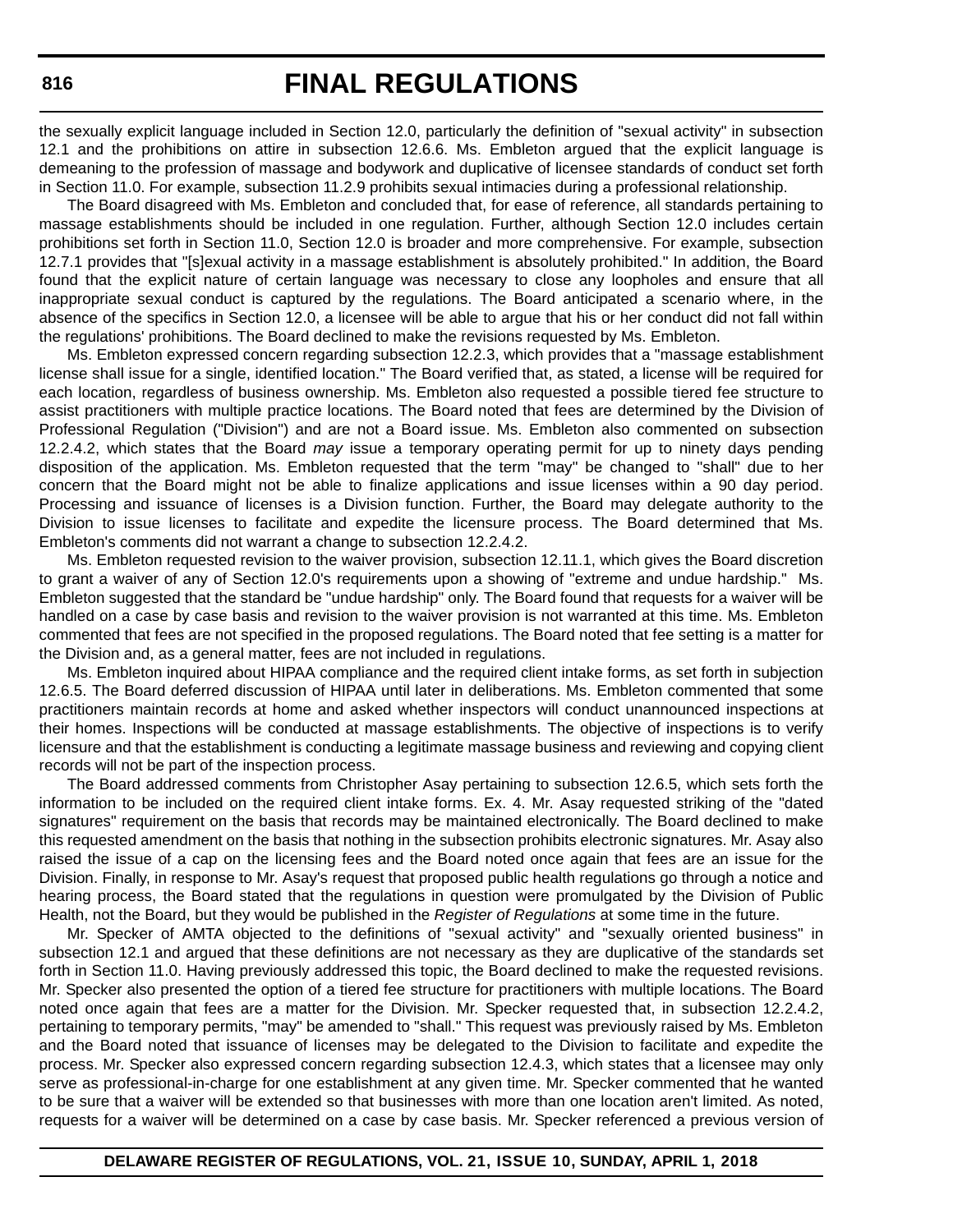the sexually explicit language included in Section 12.0, particularly the definition of "sexual activity" in subsection 12.1 and the prohibitions on attire in subsection 12.6.6. Ms. Embleton argued that the explicit language is demeaning to the profession of massage and bodywork and duplicative of licensee standards of conduct set forth in Section 11.0. For example, subsection 11.2.9 prohibits sexual intimacies during a professional relationship.

The Board disagreed with Ms. Embleton and concluded that, for ease of reference, all standards pertaining to massage establishments should be included in one regulation. Further, although Section 12.0 includes certain prohibitions set forth in Section 11.0, Section 12.0 is broader and more comprehensive. For example, subsection 12.7.1 provides that "[s]exual activity in a massage establishment is absolutely prohibited." In addition, the Board found that the explicit nature of certain language was necessary to close any loopholes and ensure that all inappropriate sexual conduct is captured by the regulations. The Board anticipated a scenario where, in the absence of the specifics in Section 12.0, a licensee will be able to argue that his or her conduct did not fall within the regulations' prohibitions. The Board declined to make the revisions requested by Ms. Embleton.

Ms. Embleton expressed concern regarding subsection 12.2.3, which provides that a "massage establishment license shall issue for a single, identified location." The Board verified that, as stated, a license will be required for each location, regardless of business ownership. Ms. Embleton also requested a possible tiered fee structure to assist practitioners with multiple practice locations. The Board noted that fees are determined by the Division of Professional Regulation ("Division") and are not a Board issue. Ms. Embleton also commented on subsection 12.2.4.2, which states that the Board *may* issue a temporary operating permit for up to ninety days pending disposition of the application. Ms. Embleton requested that the term "may" be changed to "shall" due to her concern that the Board might not be able to finalize applications and issue licenses within a 90 day period. Processing and issuance of licenses is a Division function. Further, the Board may delegate authority to the Division to issue licenses to facilitate and expedite the licensure process. The Board determined that Ms. Embleton's comments did not warrant a change to subsection 12.2.4.2.

Ms. Embleton requested revision to the waiver provision, subsection 12.11.1, which gives the Board discretion to grant a waiver of any of Section 12.0's requirements upon a showing of "extreme and undue hardship." Ms. Embleton suggested that the standard be "undue hardship" only. The Board found that requests for a waiver will be handled on a case by case basis and revision to the waiver provision is not warranted at this time. Ms. Embleton commented that fees are not specified in the proposed regulations. The Board noted that fee setting is a matter for the Division and, as a general matter, fees are not included in regulations.

Ms. Embleton inquired about HIPAA compliance and the required client intake forms, as set forth in subjection 12.6.5. The Board deferred discussion of HIPAA until later in deliberations. Ms. Embleton commented that some practitioners maintain records at home and asked whether inspectors will conduct unannounced inspections at their homes. Inspections will be conducted at massage establishments. The objective of inspections is to verify licensure and that the establishment is conducting a legitimate massage business and reviewing and copying client records will not be part of the inspection process.

The Board addressed comments from Christopher Asay pertaining to subsection 12.6.5, which sets forth the information to be included on the required client intake forms. Ex. 4. Mr. Asay requested striking of the "dated signatures" requirement on the basis that records may be maintained electronically. The Board declined to make this requested amendment on the basis that nothing in the subsection prohibits electronic signatures. Mr. Asay also raised the issue of a cap on the licensing fees and the Board noted once again that fees are an issue for the Division. Finally, in response to Mr. Asay's request that proposed public health regulations go through a notice and hearing process, the Board stated that the regulations in question were promulgated by the Division of Public Health, not the Board, but they would be published in the *Register of Regulations* at some time in the future.

Mr. Specker of AMTA objected to the definitions of "sexual activity" and "sexually oriented business" in subsection 12.1 and argued that these definitions are not necessary as they are duplicative of the standards set forth in Section 11.0. Having previously addressed this topic, the Board declined to make the requested revisions. Mr. Specker also presented the option of a tiered fee structure for practitioners with multiple locations. The Board noted once again that fees are a matter for the Division. Mr. Specker requested that, in subsection 12.2.4.2, pertaining to temporary permits, "may" be amended to "shall." This request was previously raised by Ms. Embleton and the Board noted that issuance of licenses may be delegated to the Division to facilitate and expedite the process. Mr. Specker also expressed concern regarding subsection 12.4.3, which states that a licensee may only serve as professional-in-charge for one establishment at any given time. Mr. Specker commented that he wanted to be sure that a waiver will be extended so that businesses with more than one location aren't limited. As noted, requests for a waiver will be determined on a case by case basis. Mr. Specker referenced a previous version of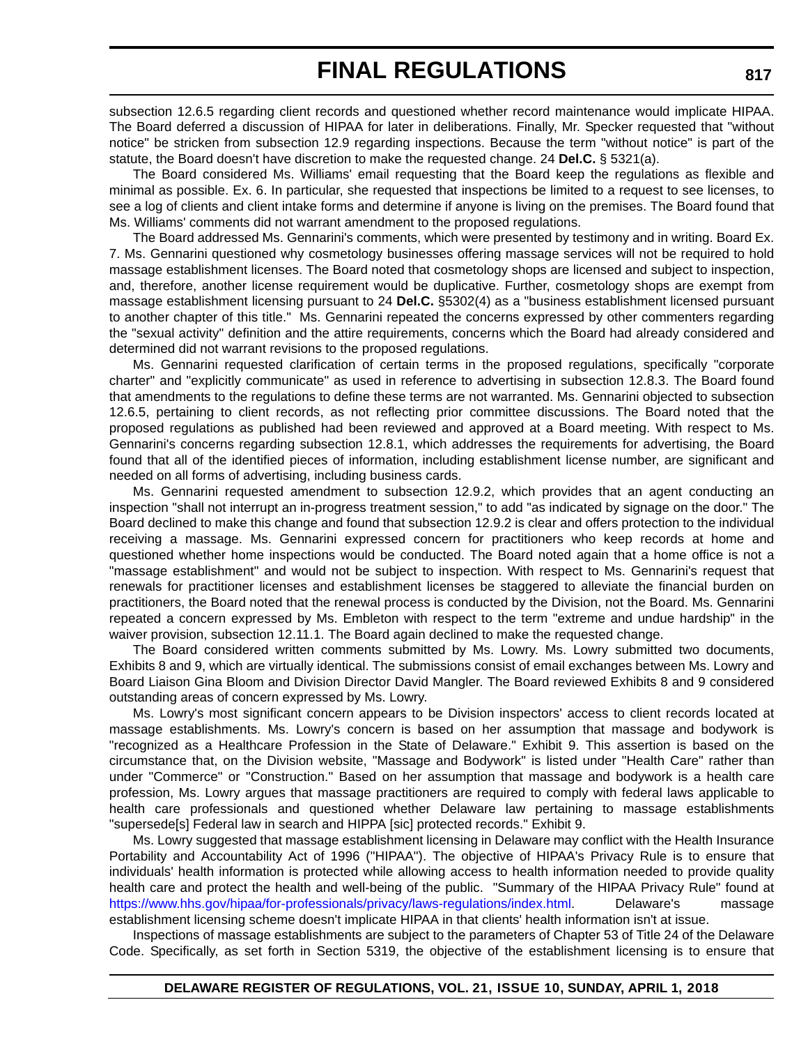subsection 12.6.5 regarding client records and questioned whether record maintenance would implicate HIPAA. The Board deferred a discussion of HIPAA for later in deliberations. Finally, Mr. Specker requested that "without notice" be stricken from subsection 12.9 regarding inspections. Because the term "without notice" is part of the statute, the Board doesn't have discretion to make the requested change. 24 **Del.C.** § 5321(a).

The Board considered Ms. Williams' email requesting that the Board keep the regulations as flexible and minimal as possible. Ex. 6. In particular, she requested that inspections be limited to a request to see licenses, to see a log of clients and client intake forms and determine if anyone is living on the premises. The Board found that Ms. Williams' comments did not warrant amendment to the proposed regulations.

The Board addressed Ms. Gennarini's comments, which were presented by testimony and in writing. Board Ex. 7. Ms. Gennarini questioned why cosmetology businesses offering massage services will not be required to hold massage establishment licenses. The Board noted that cosmetology shops are licensed and subject to inspection, and, therefore, another license requirement would be duplicative. Further, cosmetology shops are exempt from massage establishment licensing pursuant to 24 **Del.C.** §5302(4) as a "business establishment licensed pursuant to another chapter of this title." Ms. Gennarini repeated the concerns expressed by other commenters regarding the "sexual activity" definition and the attire requirements, concerns which the Board had already considered and determined did not warrant revisions to the proposed regulations.

Ms. Gennarini requested clarification of certain terms in the proposed regulations, specifically "corporate charter" and "explicitly communicate" as used in reference to advertising in subsection 12.8.3. The Board found that amendments to the regulations to define these terms are not warranted. Ms. Gennarini objected to subsection 12.6.5, pertaining to client records, as not reflecting prior committee discussions. The Board noted that the proposed regulations as published had been reviewed and approved at a Board meeting. With respect to Ms. Gennarini's concerns regarding subsection 12.8.1, which addresses the requirements for advertising, the Board found that all of the identified pieces of information, including establishment license number, are significant and needed on all forms of advertising, including business cards.

Ms. Gennarini requested amendment to subsection 12.9.2, which provides that an agent conducting an inspection "shall not interrupt an in-progress treatment session," to add "as indicated by signage on the door." The Board declined to make this change and found that subsection 12.9.2 is clear and offers protection to the individual receiving a massage. Ms. Gennarini expressed concern for practitioners who keep records at home and questioned whether home inspections would be conducted. The Board noted again that a home office is not a "massage establishment" and would not be subject to inspection. With respect to Ms. Gennarini's request that renewals for practitioner licenses and establishment licenses be staggered to alleviate the financial burden on practitioners, the Board noted that the renewal process is conducted by the Division, not the Board. Ms. Gennarini repeated a concern expressed by Ms. Embleton with respect to the term "extreme and undue hardship" in the waiver provision, subsection 12.11.1. The Board again declined to make the requested change.

The Board considered written comments submitted by Ms. Lowry. Ms. Lowry submitted two documents, Exhibits 8 and 9, which are virtually identical. The submissions consist of email exchanges between Ms. Lowry and Board Liaison Gina Bloom and Division Director David Mangler. The Board reviewed Exhibits 8 and 9 considered outstanding areas of concern expressed by Ms. Lowry.

Ms. Lowry's most significant concern appears to be Division inspectors' access to client records located at massage establishments. Ms. Lowry's concern is based on her assumption that massage and bodywork is "recognized as a Healthcare Profession in the State of Delaware." Exhibit 9. This assertion is based on the circumstance that, on the Division website, "Massage and Bodywork" is listed under "Health Care" rather than under "Commerce" or "Construction." Based on her assumption that massage and bodywork is a health care profession, Ms. Lowry argues that massage practitioners are required to comply with federal laws applicable to health care professionals and questioned whether Delaware law pertaining to massage establishments "supersede[s] Federal law in search and HIPPA [sic] protected records." Exhibit 9.

Ms. Lowry suggested that massage establishment licensing in Delaware may conflict with the Health Insurance Portability and Accountability Act of 1996 ("HIPAA"). The objective of HIPAA's Privacy Rule is to ensure that individuals' health information is protected while allowing access to health information needed to provide quality health care and protect the health and well-being of the public. "Summary of the HIPAA Privacy Rule" found at https://www.hhs.gov/hipaa/for-professionals/privacy/laws-regulations/index.html. Delaware's massage establishment licensing scheme doesn't implicate HIPAA in that clients' health information isn't at issue.

Inspections of massage establishments are subject to the parameters of Chapter 53 of Title 24 of the Delaware Code. Specifically, as set forth in Section 5319, the objective of the establishment licensing is to ensure that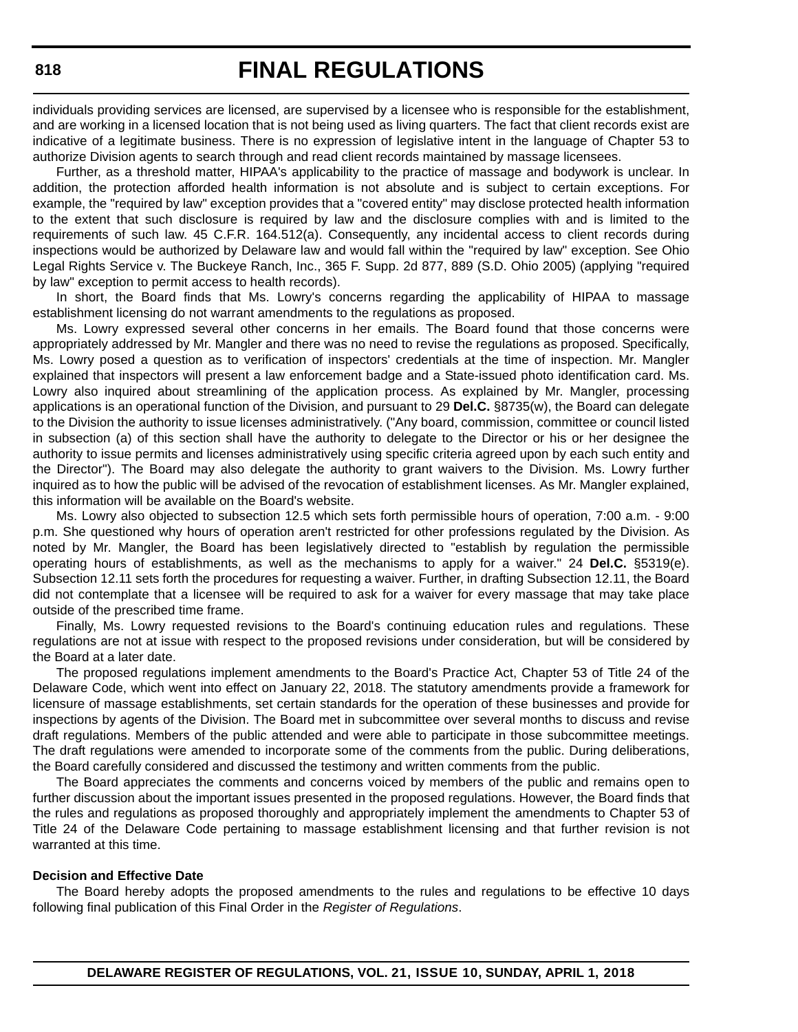individuals providing services are licensed, are supervised by a licensee who is responsible for the establishment, and are working in a licensed location that is not being used as living quarters. The fact that client records exist are indicative of a legitimate business. There is no expression of legislative intent in the language of Chapter 53 to authorize Division agents to search through and read client records maintained by massage licensees.

Further, as a threshold matter, HIPAA's applicability to the practice of massage and bodywork is unclear. In addition, the protection afforded health information is not absolute and is subject to certain exceptions. For example, the "required by law" exception provides that a "covered entity" may disclose protected health information to the extent that such disclosure is required by law and the disclosure complies with and is limited to the requirements of such law. 45 C.F.R. 164.512(a). Consequently, any incidental access to client records during inspections would be authorized by Delaware law and would fall within the "required by law" exception. See Ohio Legal Rights Service v. The Buckeye Ranch, Inc., 365 F. Supp. 2d 877, 889 (S.D. Ohio 2005) (applying "required by law" exception to permit access to health records).

In short, the Board finds that Ms. Lowry's concerns regarding the applicability of HIPAA to massage establishment licensing do not warrant amendments to the regulations as proposed.

Ms. Lowry expressed several other concerns in her emails. The Board found that those concerns were appropriately addressed by Mr. Mangler and there was no need to revise the regulations as proposed. Specifically, Ms. Lowry posed a question as to verification of inspectors' credentials at the time of inspection. Mr. Mangler explained that inspectors will present a law enforcement badge and a State-issued photo identification card. Ms. Lowry also inquired about streamlining of the application process. As explained by Mr. Mangler, processing applications is an operational function of the Division, and pursuant to 29 **Del.C.** §8735(w), the Board can delegate to the Division the authority to issue licenses administratively. ("Any board, commission, committee or council listed in subsection (a) of this section shall have the authority to delegate to the Director or his or her designee the authority to issue permits and licenses administratively using specific criteria agreed upon by each such entity and the Director"). The Board may also delegate the authority to grant waivers to the Division. Ms. Lowry further inquired as to how the public will be advised of the revocation of establishment licenses. As Mr. Mangler explained, this information will be available on the Board's website.

Ms. Lowry also objected to subsection 12.5 which sets forth permissible hours of operation, 7:00 a.m. - 9:00 p.m. She questioned why hours of operation aren't restricted for other professions regulated by the Division. As noted by Mr. Mangler, the Board has been legislatively directed to "establish by regulation the permissible operating hours of establishments, as well as the mechanisms to apply for a waiver." 24 **Del.C.** §5319(e). Subsection 12.11 sets forth the procedures for requesting a waiver. Further, in drafting Subsection 12.11, the Board did not contemplate that a licensee will be required to ask for a waiver for every massage that may take place outside of the prescribed time frame.

Finally, Ms. Lowry requested revisions to the Board's continuing education rules and regulations. These regulations are not at issue with respect to the proposed revisions under consideration, but will be considered by the Board at a later date.

The proposed regulations implement amendments to the Board's Practice Act, Chapter 53 of Title 24 of the Delaware Code, which went into effect on January 22, 2018. The statutory amendments provide a framework for licensure of massage establishments, set certain standards for the operation of these businesses and provide for inspections by agents of the Division. The Board met in subcommittee over several months to discuss and revise draft regulations. Members of the public attended and were able to participate in those subcommittee meetings. The draft regulations were amended to incorporate some of the comments from the public. During deliberations, the Board carefully considered and discussed the testimony and written comments from the public.

The Board appreciates the comments and concerns voiced by members of the public and remains open to further discussion about the important issues presented in the proposed regulations. However, the Board finds that the rules and regulations as proposed thoroughly and appropriately implement the amendments to Chapter 53 of Title 24 of the Delaware Code pertaining to massage establishment licensing and that further revision is not warranted at this time.

**Decision and Effective Date**

The Board hereby adopts the proposed amendments to the rules and regulations to be effective 10 days following final publication of this Final Order in the *Register of Regulations*.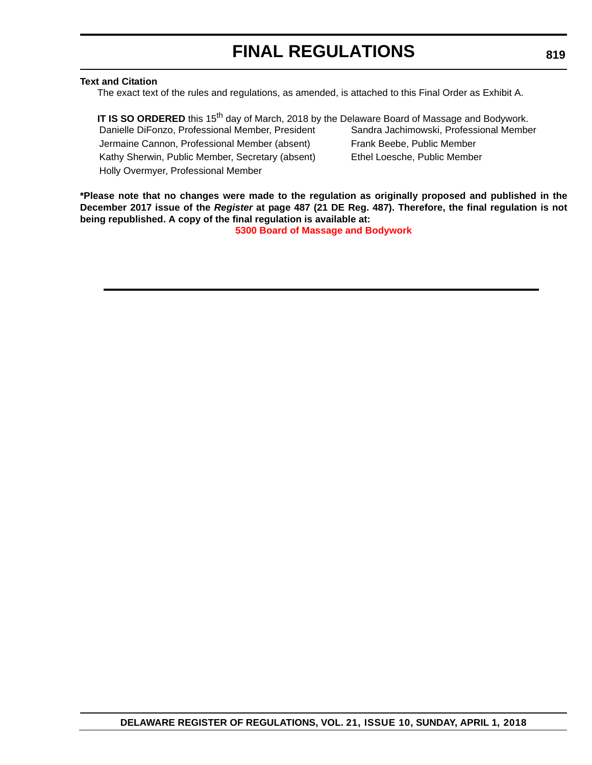**Text and Citation**

The exact text of the rules and regulations, as amended, is attached to this Final Order as Exhibit A.

**IT IS SO ORDERED** this 15th day of March, 2018 by the Delaware Board of Massage and Bodywork.

Danielle DiFonzo, Professional Member, President
Jermaine Cannon, Professional Member (absent)
Kathy Sherwin, Public Member, Secretary (absent)
Holly Overmyer, Professional Member
Sandra Jachimowski, Professional Member
Frank Beebe, Public Member
Ethel Loesche, Public Member

**\*Please note that no changes were made to the regulation as originally proposed and published in the December 2017 issue of the *Register* at page 487 (21 DE Reg. 487). Therefore, the final regulation is not being republished. A copy of the final regulation is available at:**

**5300 Board of Massage and Bodywork**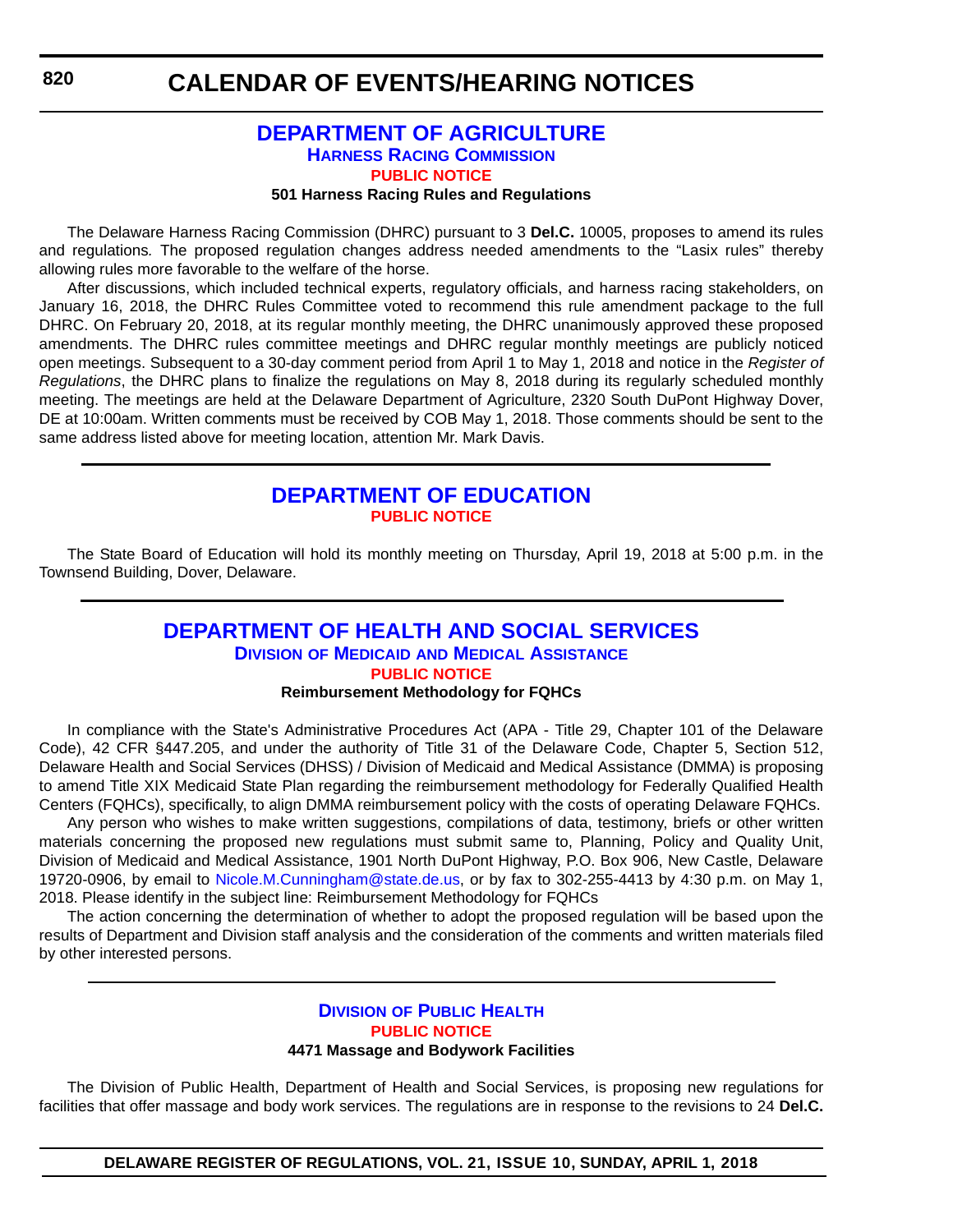# CALENDAR OF EVENTS/HEARING NOTICES

## DEPARTMENT OF AGRICULTURE

### Harness Racing Commission

#### PUBLIC NOTICE

**501 Harness Racing Rules and Regulations**

The Delaware Harness Racing Commission (DHRC) pursuant to 3 **Del.C.** 10005, proposes to amend its rules and regulations*.* The proposed regulation changes address needed amendments to the "Lasix rules" thereby allowing rules more favorable to the welfare of the horse.

After discussions, which included technical experts, regulatory officials, and harness racing stakeholders, on January 16, 2018, the DHRC Rules Committee voted to recommend this rule amendment package to the full DHRC. On February 20, 2018, at its regular monthly meeting, the DHRC unanimously approved these proposed amendments. The DHRC rules committee meetings and DHRC regular monthly meetings are publicly noticed open meetings. Subsequent to a 30-day comment period from April 1 to May 1, 2018 and notice in the *Register of Regulations*, the DHRC plans to finalize the regulations on May 8, 2018 during its regularly scheduled monthly meeting. The meetings are held at the Delaware Department of Agriculture, 2320 South DuPont Highway Dover, DE at 10:00am. Written comments must be received by COB May 1, 2018. Those comments should be sent to the same address listed above for meeting location, attention Mr. Mark Davis.

## DEPARTMENT OF EDUCATION

#### PUBLIC NOTICE

The State Board of Education will hold its monthly meeting on Thursday, April 19, 2018 at 5:00 p.m. in the Townsend Building, Dover, Delaware.

## DEPARTMENT OF HEALTH AND SOCIAL SERVICES

### Division of Medicaid and Medical Assistance

#### PUBLIC NOTICE

**Reimbursement Methodology for FQHCs**

In compliance with the State's Administrative Procedures Act (APA - Title 29, Chapter 101 of the Delaware Code), 42 CFR §447.205, and under the authority of Title 31 of the Delaware Code, Chapter 5, Section 512, Delaware Health and Social Services (DHSS) / Division of Medicaid and Medical Assistance (DMMA) is proposing to amend Title XIX Medicaid State Plan regarding the reimbursement methodology for Federally Qualified Health Centers (FQHCs), specifically, to align DMMA reimbursement policy with the costs of operating Delaware FQHCs.

Any person who wishes to make written suggestions, compilations of data, testimony, briefs or other written materials concerning the proposed new regulations must submit same to, Planning, Policy and Quality Unit, Division of Medicaid and Medical Assistance, 1901 North DuPont Highway, P.O. Box 906, New Castle, Delaware 19720-0906, by email to Nicole.M.Cunningham@state.de.us, or by fax to 302-255-4413 by 4:30 p.m. on May 1, 2018. Please identify in the subject line: Reimbursement Methodology for FQHCs

The action concerning the determination of whether to adopt the proposed regulation will be based upon the results of Department and Division staff analysis and the consideration of the comments and written materials filed by other interested persons.

### Division of Public Health

#### PUBLIC NOTICE

**4471 Massage and Bodywork Facilities**

The Division of Public Health, Department of Health and Social Services, is proposing new regulations for facilities that offer massage and body work services. The regulations are in response to the revisions to 24 **Del.C.**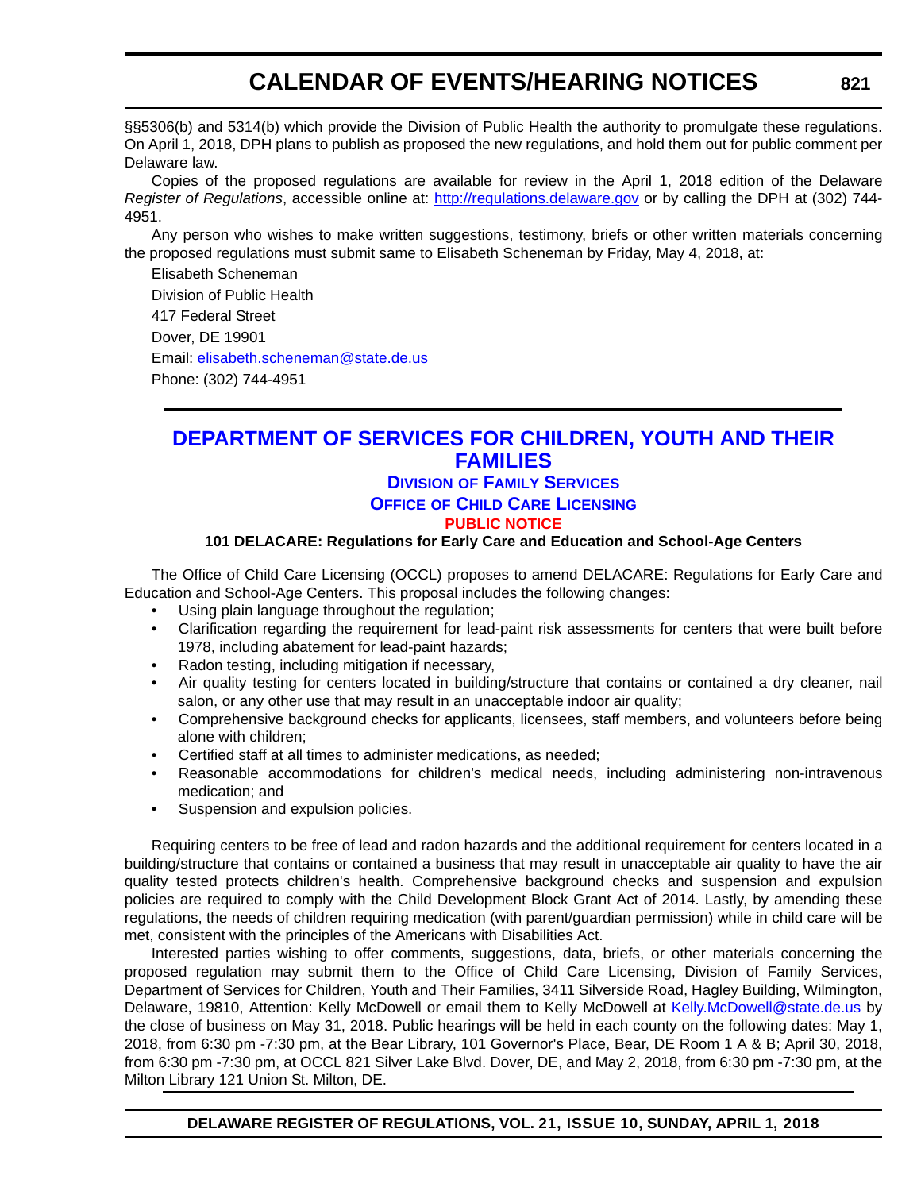§§5306(b) and 5314(b) which provide the Division of Public Health the authority to promulgate these regulations. On April 1, 2018, DPH plans to publish as proposed the new regulations, and hold them out for public comment per Delaware law.

Copies of the proposed regulations are available for review in the April 1, 2018 edition of the Delaware *Register of Regulations*, accessible online at: http://regulations.delaware.gov or by calling the DPH at (302) 744-4951.

Any person who wishes to make written suggestions, testimony, briefs or other written materials concerning the proposed regulations must submit same to Elisabeth Scheneman by Friday, May 4, 2018, at:

Elisabeth Scheneman
Division of Public Health
417 Federal Street
Dover, DE 19901
Email: elisabeth.scheneman@state.de.us
Phone: (302) 744-4951

## DEPARTMENT OF SERVICES FOR CHILDREN, YOUTH AND THEIR FAMILIES

### Division of Family Services

### Office of Child Care Licensing

**PUBLIC NOTICE**

**101 DELACARE: Regulations for Early Care and Education and School-Age Centers**

The Office of Child Care Licensing (OCCL) proposes to amend DELACARE: Regulations for Early Care and Education and School-Age Centers. This proposal includes the following changes:

- Using plain language throughout the regulation;
- Clarification regarding the requirement for lead-paint risk assessments for centers that were built before 1978, including abatement for lead-paint hazards;
- Radon testing, including mitigation if necessary,
- Air quality testing for centers located in building/structure that contains or contained a dry cleaner, nail salon, or any other use that may result in an unacceptable indoor air quality;
- Comprehensive background checks for applicants, licensees, staff members, and volunteers before being alone with children;
- Certified staff at all times to administer medications, as needed;
- Reasonable accommodations for children's medical needs, including administering non-intravenous medication; and
- Suspension and expulsion policies.

Requiring centers to be free of lead and radon hazards and the additional requirement for centers located in a building/structure that contains or contained a business that may result in unacceptable air quality to have the air quality tested protects children's health. Comprehensive background checks and suspension and expulsion policies are required to comply with the Child Development Block Grant Act of 2014. Lastly, by amending these regulations, the needs of children requiring medication (with parent/guardian permission) while in child care will be met, consistent with the principles of the Americans with Disabilities Act.

Interested parties wishing to offer comments, suggestions, data, briefs, or other materials concerning the proposed regulation may submit them to the Office of Child Care Licensing, Division of Family Services, Department of Services for Children, Youth and Their Families, 3411 Silverside Road, Hagley Building, Wilmington, Delaware, 19810, Attention: Kelly McDowell or email them to Kelly McDowell at Kelly.McDowell@state.de.us by the close of business on May 31, 2018. Public hearings will be held in each county on the following dates: May 1, 2018, from 6:30 pm -7:30 pm, at the Bear Library, 101 Governor's Place, Bear, DE Room 1 A & B; April 30, 2018, from 6:30 pm -7:30 pm, at OCCL 821 Silver Lake Blvd. Dover, DE, and May 2, 2018, from 6:30 pm -7:30 pm, at the Milton Library 121 Union St. Milton, DE.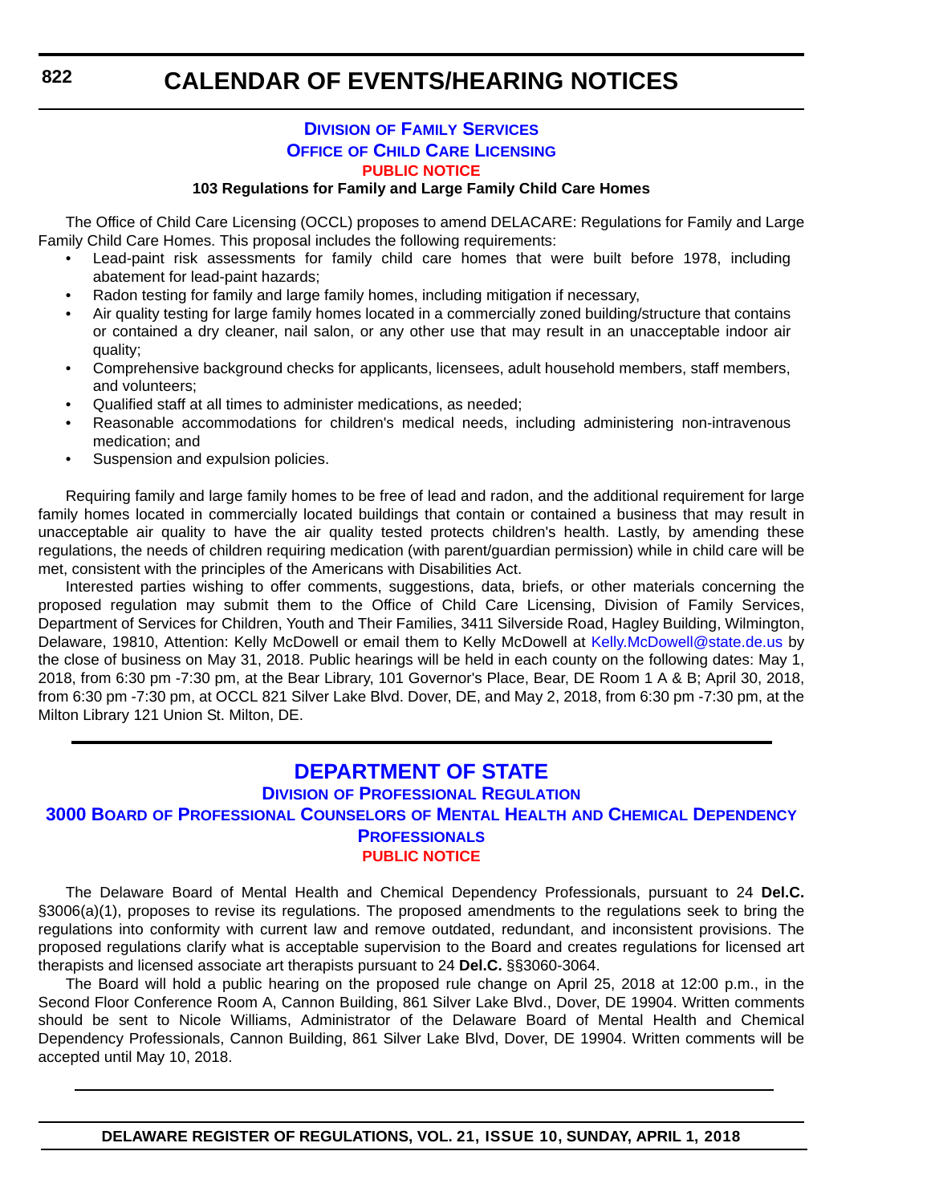# CALENDAR OF EVENTS/HEARING NOTICES

## DIVISION OF FAMILY SERVICES

### OFFICE OF CHILD CARE LICENSING

**PUBLIC NOTICE**

**103 Regulations for Family and Large Family Child Care Homes**

The Office of Child Care Licensing (OCCL) proposes to amend DELACARE: Regulations for Family and Large Family Child Care Homes. This proposal includes the following requirements:

- Lead-paint risk assessments for family child care homes that were built before 1978, including abatement for lead-paint hazards;
- Radon testing for family and large family homes, including mitigation if necessary,
- Air quality testing for large family homes located in a commercially zoned building/structure that contains or contained a dry cleaner, nail salon, or any other use that may result in an unacceptable indoor air quality;
- Comprehensive background checks for applicants, licensees, adult household members, staff members, and volunteers;
- Qualified staff at all times to administer medications, as needed;
- Reasonable accommodations for children's medical needs, including administering non-intravenous medication; and
- Suspension and expulsion policies.

Requiring family and large family homes to be free of lead and radon, and the additional requirement for large family homes located in commercially located buildings that contain or contained a business that may result in unacceptable air quality to have the air quality tested protects children's health. Lastly, by amending these regulations, the needs of children requiring medication (with parent/guardian permission) while in child care will be met, consistent with the principles of the Americans with Disabilities Act.

Interested parties wishing to offer comments, suggestions, data, briefs, or other materials concerning the proposed regulation may submit them to the Office of Child Care Licensing, Division of Family Services, Department of Services for Children, Youth and Their Families, 3411 Silverside Road, Hagley Building, Wilmington, Delaware, 19810, Attention: Kelly McDowell or email them to Kelly McDowell at Kelly.McDowell@state.de.us by the close of business on May 31, 2018. Public hearings will be held in each county on the following dates: May 1, 2018, from 6:30 pm -7:30 pm, at the Bear Library, 101 Governor's Place, Bear, DE Room 1 A & B; April 30, 2018, from 6:30 pm -7:30 pm, at OCCL 821 Silver Lake Blvd. Dover, DE, and May 2, 2018, from 6:30 pm -7:30 pm, at the Milton Library 121 Union St. Milton, DE.

---

## DEPARTMENT OF STATE

### DIVISION OF PROFESSIONAL REGULATION

### 3000 BOARD OF PROFESSIONAL COUNSELORS OF MENTAL HEALTH AND CHEMICAL DEPENDENCY PROFESSIONALS

**PUBLIC NOTICE**

The Delaware Board of Mental Health and Chemical Dependency Professionals, pursuant to 24 **Del.C.** §3006(a)(1), proposes to revise its regulations. The proposed amendments to the regulations seek to bring the regulations into conformity with current law and remove outdated, redundant, and inconsistent provisions. The proposed regulations clarify what is acceptable supervision to the Board and creates regulations for licensed art therapists and licensed associate art therapists pursuant to 24 **Del.C.** §§3060-3064.

The Board will hold a public hearing on the proposed rule change on April 25, 2018 at 12:00 p.m., in the Second Floor Conference Room A, Cannon Building, 861 Silver Lake Blvd., Dover, DE 19904. Written comments should be sent to Nicole Williams, Administrator of the Delaware Board of Mental Health and Chemical Dependency Professionals, Cannon Building, 861 Silver Lake Blvd, Dover, DE 19904. Written comments will be accepted until May 10, 2018.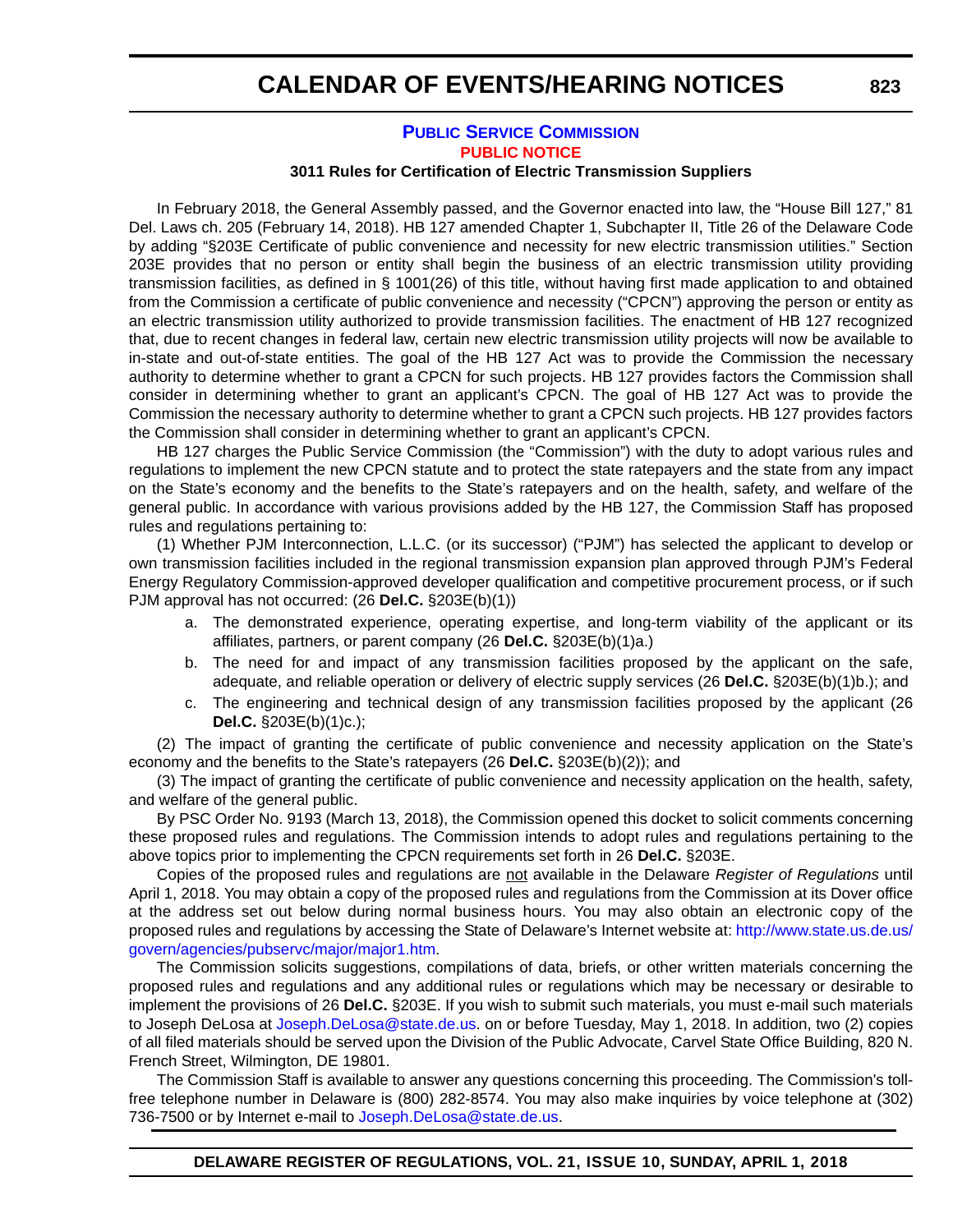### PUBLIC SERVICE COMMISSION

**PUBLIC NOTICE**

**3011 Rules for Certification of Electric Transmission Suppliers**

In February 2018, the General Assembly passed, and the Governor enacted into law, the "House Bill 127," 81 Del. Laws ch. 205 (February 14, 2018). HB 127 amended Chapter 1, Subchapter II, Title 26 of the Delaware Code by adding "§203E Certificate of public convenience and necessity for new electric transmission utilities." Section 203E provides that no person or entity shall begin the business of an electric transmission utility providing transmission facilities, as defined in § 1001(26) of this title, without having first made application to and obtained from the Commission a certificate of public convenience and necessity ("CPCN") approving the person or entity as an electric transmission utility authorized to provide transmission facilities. The enactment of HB 127 recognized that, due to recent changes in federal law, certain new electric transmission utility projects will now be available to in-state and out-of-state entities. The goal of the HB 127 Act was to provide the Commission the necessary authority to determine whether to grant a CPCN for such projects. HB 127 provides factors the Commission shall consider in determining whether to grant an applicant's CPCN. The goal of HB 127 Act was to provide the Commission the necessary authority to determine whether to grant a CPCN such projects. HB 127 provides factors the Commission shall consider in determining whether to grant an applicant's CPCN.

HB 127 charges the Public Service Commission (the "Commission") with the duty to adopt various rules and regulations to implement the new CPCN statute and to protect the state ratepayers and the state from any impact on the State's economy and the benefits to the State's ratepayers and on the health, safety, and welfare of the general public. In accordance with various provisions added by the HB 127, the Commission Staff has proposed rules and regulations pertaining to:

(1) Whether PJM Interconnection, L.L.C. (or its successor) ("PJM") has selected the applicant to develop or own transmission facilities included in the regional transmission expansion plan approved through PJM's Federal Energy Regulatory Commission-approved developer qualification and competitive procurement process, or if such PJM approval has not occurred: (26 **Del.C.** §203E(b)(1))

- a. The demonstrated experience, operating expertise, and long-term viability of the applicant or its affiliates, partners, or parent company (26 **Del.C.** §203E(b)(1)a.)
- b. The need for and impact of any transmission facilities proposed by the applicant on the safe, adequate, and reliable operation or delivery of electric supply services (26 **Del.C.** §203E(b)(1)b.); and
- c. The engineering and technical design of any transmission facilities proposed by the applicant (26 **Del.C.** §203E(b)(1)c.);

(2) The impact of granting the certificate of public convenience and necessity application on the State's economy and the benefits to the State's ratepayers (26 **Del.C.** §203E(b)(2)); and

(3) The impact of granting the certificate of public convenience and necessity application on the health, safety, and welfare of the general public.

By PSC Order No. 9193 (March 13, 2018), the Commission opened this docket to solicit comments concerning these proposed rules and regulations. The Commission intends to adopt rules and regulations pertaining to the above topics prior to implementing the CPCN requirements set forth in 26 **Del.C.** §203E.

Copies of the proposed rules and regulations are <u>not</u> available in the Delaware *Register of Regulations* until April 1, 2018. You may obtain a copy of the proposed rules and regulations from the Commission at its Dover office at the address set out below during normal business hours. You may also obtain an electronic copy of the proposed rules and regulations by accessing the State of Delaware's Internet website at: http://www.state.us.de.us/govern/agencies/pubservc/major/major1.htm.

The Commission solicits suggestions, compilations of data, briefs, or other written materials concerning the proposed rules and regulations and any additional rules or regulations which may be necessary or desirable to implement the provisions of 26 **Del.C.** §203E. If you wish to submit such materials, you must e-mail such materials to Joseph DeLosa at Joseph.DeLosa@state.de.us. on or before Tuesday, May 1, 2018. In addition, two (2) copies of all filed materials should be served upon the Division of the Public Advocate, Carvel State Office Building, 820 N. French Street, Wilmington, DE 19801.

The Commission Staff is available to answer any questions concerning this proceeding. The Commission's toll-free telephone number in Delaware is (800) 282-8574. You may also make inquiries by voice telephone at (302) 736-7500 or by Internet e-mail to Joseph.DeLosa@state.de.us.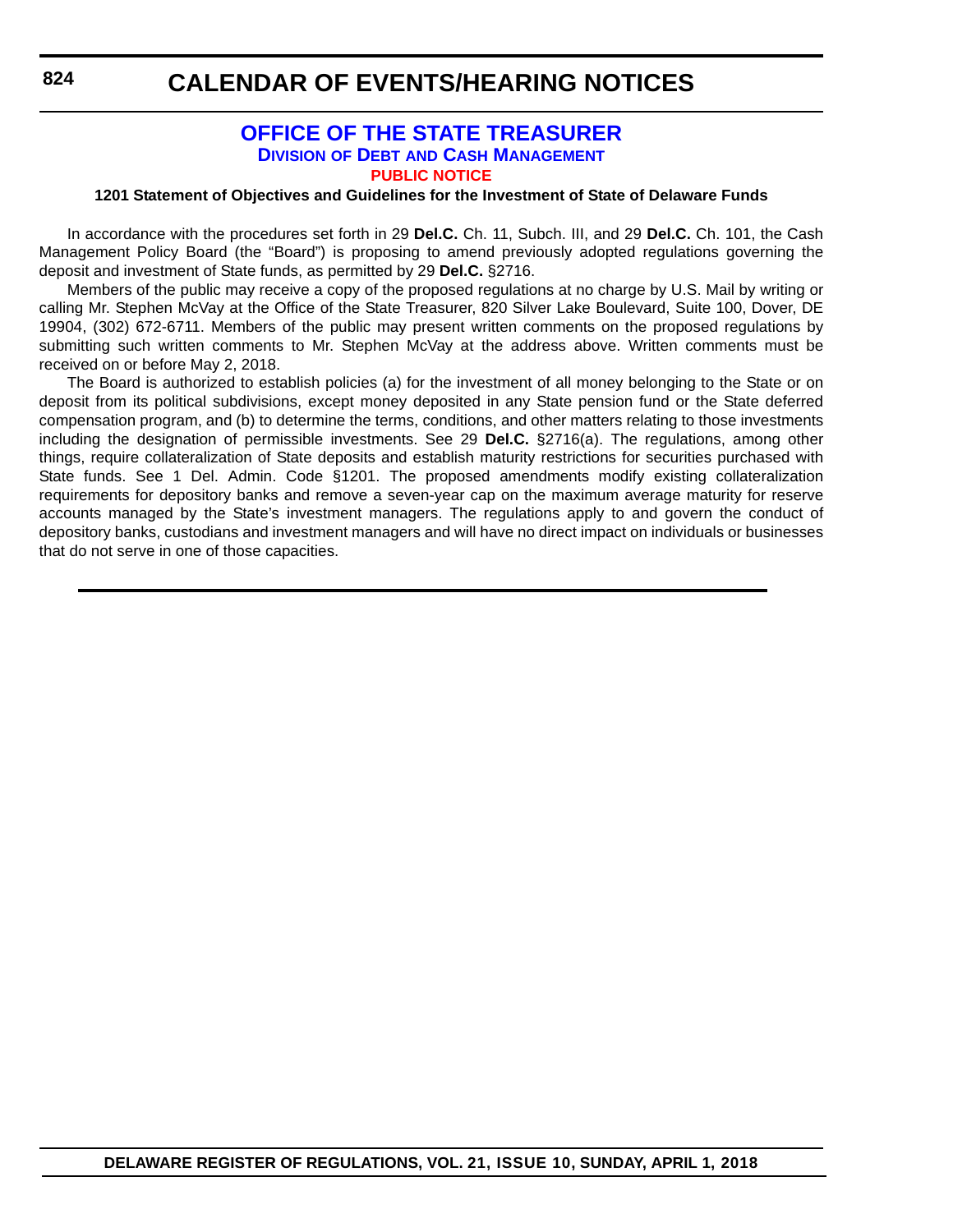# CALENDAR OF EVENTS/HEARING NOTICES

## OFFICE OF THE STATE TREASURER

### DIVISION OF DEBT AND CASH MANAGEMENT

#### PUBLIC NOTICE

**1201 Statement of Objectives and Guidelines for the Investment of State of Delaware Funds**

In accordance with the procedures set forth in 29 **Del.C.** Ch. 11, Subch. III, and 29 **Del.C.** Ch. 101, the Cash Management Policy Board (the "Board") is proposing to amend previously adopted regulations governing the deposit and investment of State funds, as permitted by 29 **Del.C.** §2716.

Members of the public may receive a copy of the proposed regulations at no charge by U.S. Mail by writing or calling Mr. Stephen McVay at the Office of the State Treasurer, 820 Silver Lake Boulevard, Suite 100, Dover, DE 19904, (302) 672-6711. Members of the public may present written comments on the proposed regulations by submitting such written comments to Mr. Stephen McVay at the address above. Written comments must be received on or before May 2, 2018.

The Board is authorized to establish policies (a) for the investment of all money belonging to the State or on deposit from its political subdivisions, except money deposited in any State pension fund or the State deferred compensation program, and (b) to determine the terms, conditions, and other matters relating to those investments including the designation of permissible investments. See 29 **Del.C.** §2716(a). The regulations, among other things, require collateralization of State deposits and establish maturity restrictions for securities purchased with State funds. See 1 Del. Admin. Code §1201. The proposed amendments modify existing collateralization requirements for depository banks and remove a seven-year cap on the maximum average maturity for reserve accounts managed by the State's investment managers. The regulations apply to and govern the conduct of depository banks, custodians and investment managers and will have no direct impact on individuals or businesses that do not serve in one of those capacities.